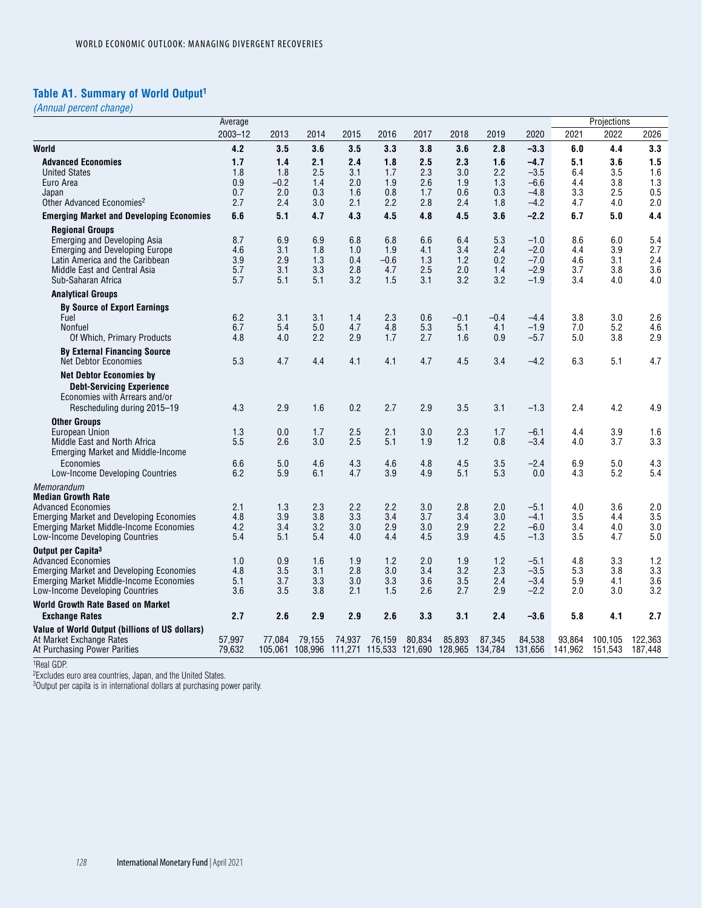### Table A1. Summary of World Output[1]

*(Annual percent change)*

| | Average | | | | | | | | | Projections | | |
|---|---|---|---|---|---|---|---|---|---|---|---|---|
| | 2003–12 | 2013 | 2014 | 2015 | 2016 | 2017 | 2018 | 2019 | 2020 | 2021 | 2022 | 2026 |
| **World** | **4.2** | **3.5** | **3.6** | **3.5** | **3.3** | **3.8** | **3.6** | **2.8** | **–3.3** | **6.0** | **4.4** | **3.3** |
| **Advanced Economies** | **1.7** | **1.4** | **2.1** | **2.4** | **1.8** | **2.5** | **2.3** | **1.6** | **–4.7** | **5.1** | **3.6** | **1.5** |
| United States | 1.8 | 1.8 | 2.5 | 3.1 | 1.7 | 2.3 | 3.0 | 2.2 | –3.5 | 6.4 | 3.5 | 1.6 |
| Euro Area | 0.9 | –0.2 | 1.4 | 2.0 | 1.9 | 2.6 | 1.9 | 1.3 | –6.6 | 4.4 | 3.8 | 1.3 |
| Japan | 0.7 | 2.0 | 0.3 | 1.6 | 0.8 | 1.7 | 0.6 | 0.3 | –4.8 | 3.3 | 2.5 | 0.5 |
| Other Advanced Economies[2] | 2.7 | 2.4 | 3.0 | 2.1 | 2.2 | 2.8 | 2.4 | 1.8 | –4.2 | 4.7 | 4.0 | 2.0 |
| **Emerging Market and Developing Economies** | **6.6** | **5.1** | **4.7** | **4.3** | **4.5** | **4.8** | **4.5** | **3.6** | **–2.2** | **6.7** | **5.0** | **4.4** |
| **Regional Groups** | | | | | | | | | | | | |
| Emerging and Developing Asia | 8.7 | 6.9 | 6.9 | 6.8 | 6.8 | 6.6 | 6.4 | 5.3 | –1.0 | 8.6 | 6.0 | 5.4 |
| Emerging and Developing Europe | 4.6 | 3.1 | 1.8 | 1.0 | 1.9 | 4.1 | 3.4 | 2.4 | –2.0 | 4.4 | 3.9 | 2.7 |
| Latin America and the Caribbean | 3.9 | 2.9 | 1.3 | 0.4 | –0.6 | 1.3 | 1.2 | 0.2 | –7.0 | 4.6 | 3.1 | 2.4 |
| Middle East and Central Asia | 5.7 | 3.1 | 3.3 | 2.8 | 4.7 | 2.5 | 2.0 | 1.4 | –2.9 | 3.7 | 3.8 | 3.6 |
| Sub-Saharan Africa | 5.7 | 5.1 | 5.1 | 3.2 | 1.5 | 3.1 | 3.2 | 3.2 | –1.9 | 3.4 | 4.0 | 4.0 |
| **Analytical Groups** | | | | | | | | | | | | |
| **By Source of Export Earnings** | | | | | | | | | | | | |
| Fuel | 6.2 | 3.1 | 3.1 | 1.4 | 2.3 | 0.6 | –0.1 | –0.4 | –4.4 | 3.8 | 3.0 | 2.6 |
| Nonfuel | 6.7 | 5.4 | 5.0 | 4.7 | 4.8 | 5.3 | 5.1 | 4.1 | –1.9 | 7.0 | 5.2 | 4.6 |
| Of Which, Primary Products | 4.8 | 4.0 | 2.2 | 2.9 | 1.7 | 2.7 | 1.6 | 0.9 | –5.7 | 5.0 | 3.8 | 2.9 |
| **By External Financing Source** | | | | | | | | | | | | |
| Net Debtor Economies | 5.3 | 4.7 | 4.4 | 4.1 | 4.1 | 4.7 | 4.5 | 3.4 | –4.2 | 6.3 | 5.1 | 4.7 |
| **Net Debtor Economies by Debt-Servicing Experience** | | | | | | | | | | | | |
| Economies with Arrears and/or Rescheduling during 2015–19 | 4.3 | 2.9 | 1.6 | 0.2 | 2.7 | 2.9 | 3.5 | 3.1 | –1.3 | 2.4 | 4.2 | 4.9 |
| **Other Groups** | | | | | | | | | | | | |
| European Union | 1.3 | 0.0 | 1.7 | 2.5 | 2.1 | 3.0 | 2.3 | 1.7 | –6.1 | 4.4 | 3.9 | 1.6 |
| Middle East and North Africa | 5.5 | 2.6 | 3.0 | 2.5 | 5.1 | 1.9 | 1.2 | 0.8 | –3.4 | 4.0 | 3.7 | 3.3 |
| Emerging Market and Middle-Income Economies | 6.6 | 5.0 | 4.6 | 4.3 | 4.6 | 4.8 | 4.5 | 3.5 | –2.4 | 6.9 | 5.0 | 4.3 |
| Low-Income Developing Countries | 6.2 | 5.9 | 6.1 | 4.7 | 3.9 | 4.9 | 5.1 | 5.3 | 0.0 | 4.3 | 5.2 | 5.4 |
| *Memorandum* | | | | | | | | | | | | |
| **Median Growth Rate** | | | | | | | | | | | | |
| Advanced Economies | 2.1 | 1.3 | 2.3 | 2.2 | 2.2 | 3.0 | 2.8 | 2.0 | –5.1 | 4.0 | 3.6 | 2.0 |
| Emerging Market and Developing Economies | 4.8 | 3.9 | 3.8 | 3.3 | 3.4 | 3.7 | 3.4 | 3.0 | –4.1 | 3.5 | 4.4 | 3.5 |
| Emerging Market Middle-Income Economies | 4.2 | 3.4 | 3.2 | 3.0 | 2.9 | 3.0 | 2.9 | 2.2 | –6.0 | 3.4 | 4.0 | 3.0 |
| Low-Income Developing Countries | 5.4 | 5.1 | 5.4 | 4.0 | 4.4 | 4.5 | 3.9 | 4.5 | –1.3 | 3.5 | 4.7 | 5.0 |
| **Output per Capita[3]** | | | | | | | | | | | | |
| Advanced Economies | 1.0 | 0.9 | 1.6 | 1.9 | 1.2 | 2.0 | 1.9 | 1.2 | –5.1 | 4.8 | 3.3 | 1.2 |
| Emerging Market and Developing Economies | 4.8 | 3.5 | 3.1 | 2.8 | 3.0 | 3.4 | 3.2 | 2.3 | –3.5 | 5.3 | 3.8 | 3.3 |
| Emerging Market Middle-Income Economies | 5.1 | 3.7 | 3.3 | 3.0 | 3.3 | 3.6 | 3.5 | 2.4 | –3.4 | 5.9 | 4.1 | 3.6 |
| Low-Income Developing Countries | 3.6 | 3.5 | 3.8 | 2.1 | 1.5 | 2.6 | 2.7 | 2.9 | –2.2 | 2.0 | 3.0 | 3.2 |
| **World Growth Rate Based on Market Exchange Rates** | **2.7** | **2.6** | **2.9** | **2.9** | **2.6** | **3.3** | **3.1** | **2.4** | **–3.6** | **5.8** | **4.1** | **2.7** |
| **Value of World Output (billions of US dollars)** | | | | | | | | | | | | |
| At Market Exchange Rates | 57,997 | 77,084 | 79,155 | 74,937 | 76,159 | 80,834 | 85,893 | 87,345 | 84,538 | 93,864 | 100,105 | 122,363 |
| At Purchasing Power Parities | 79,632 | 105,061 | 108,996 | 111,271 | 115,533 | 121,690 | 128,965 | 134,784 | 131,656 | 141,962 | 151,543 | 187,448 |

[1]Real GDP.

[2]Excludes euro area countries, Japan, and the United States.

[3]Output per capita is in international dollars at purchasing power parity.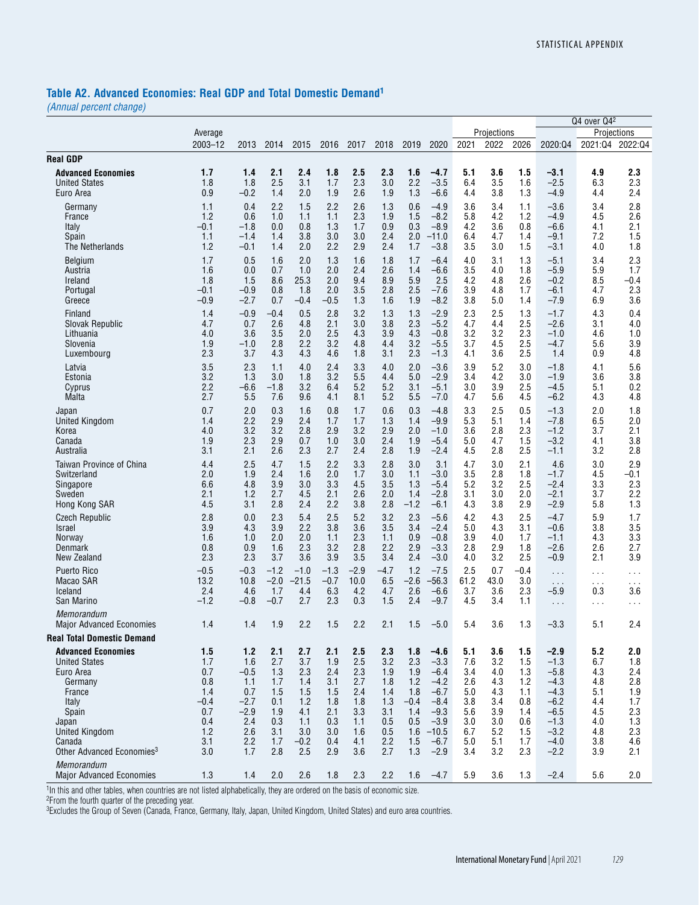## Table A2. Advanced Economies: Real GDP and Total Domestic Demand[1]

*(Annual percent change)*

| | Average | | | | | | | | | Projections | | | Q4 over Q4[2] | Projections | |
|---|---|---|---|---|---|---|---|---|---|---|---|---|---|---|---|
| | 2003–12 | 2013 | 2014 | 2015 | 2016 | 2017 | 2018 | 2019 | 2020 | 2021 | 2022 | 2026 | 2020:Q4 | 2021:Q4 | 2022:Q4 |
| **Real GDP** | | | | | | | | | | | | | | | |
| **Advanced Economies** | **1.7** | **1.4** | **2.1** | **2.4** | **1.8** | **2.5** | **2.3** | **1.6** | **–4.7** | **5.1** | **3.6** | **1.5** | **–3.1** | **4.9** | **2.3** |
| United States | 1.8 | 1.8 | 2.5 | 3.1 | 1.7 | 2.3 | 3.0 | 2.2 | –3.5 | 6.4 | 3.5 | 1.6 | –2.5 | 6.3 | 2.3 |
| Euro Area | 0.9 | –0.2 | 1.4 | 2.0 | 1.9 | 2.6 | 1.9 | 1.3 | –6.6 | 4.4 | 3.8 | 1.3 | –4.9 | 4.4 | 2.4 |
| Germany | 1.1 | 0.4 | 2.2 | 1.5 | 2.2 | 2.6 | 1.3 | 0.6 | –4.9 | 3.6 | 3.4 | 1.1 | –3.6 | 3.4 | 2.8 |
| France | 1.2 | 0.6 | 1.0 | 1.1 | 1.1 | 2.3 | 1.9 | 1.5 | –8.2 | 5.8 | 4.2 | 1.2 | –4.9 | 4.5 | 2.6 |
| Italy | –0.1 | –1.8 | 0.0 | 0.8 | 1.3 | 1.7 | 0.9 | 0.3 | –8.9 | 4.2 | 3.6 | 0.8 | –6.6 | 4.1 | 2.1 |
| Spain | 1.1 | –1.4 | 1.4 | 3.8 | 3.0 | 3.0 | 2.4 | 2.0 | –11.0 | 6.4 | 4.7 | 1.4 | –9.1 | 7.2 | 1.5 |
| The Netherlands | 1.2 | –0.1 | 1.4 | 2.0 | 2.2 | 2.9 | 2.4 | 1.7 | –3.8 | 3.5 | 3.0 | 1.5 | –3.1 | 4.0 | 1.8 |
| Belgium | 1.7 | 0.5 | 1.6 | 2.0 | 1.3 | 1.6 | 1.8 | 1.7 | –6.4 | 4.0 | 3.1 | 1.3 | –5.1 | 3.4 | 2.3 |
| Austria | 1.6 | 0.0 | 0.7 | 1.0 | 2.0 | 2.4 | 2.6 | 1.4 | –6.6 | 3.5 | 4.0 | 1.8 | –5.9 | 5.9 | 1.7 |
| Ireland | 1.8 | 1.5 | 8.6 | 25.3 | 2.0 | 9.4 | 8.9 | 5.9 | 2.5 | 4.2 | 4.8 | 2.6 | –0.2 | 8.5 | –0.4 |
| Portugal | –0.1 | –0.9 | 0.8 | 1.8 | 2.0 | 3.5 | 2.8 | 2.5 | –7.6 | 3.9 | 4.8 | 1.7 | –6.1 | 4.7 | 2.3 |
| Greece | –0.9 | –2.7 | 0.7 | –0.4 | –0.5 | 1.3 | 1.6 | 1.9 | –8.2 | 3.8 | 5.0 | 1.4 | –7.9 | 6.9 | 3.6 |
| Finland | 1.4 | –0.9 | –0.4 | 0.5 | 2.8 | 3.2 | 1.3 | 1.3 | –2.9 | 2.3 | 2.5 | 1.3 | –1.7 | 4.3 | 0.4 |
| Slovak Republic | 4.7 | 0.7 | 2.6 | 4.8 | 2.1 | 3.0 | 3.8 | 2.3 | –5.2 | 4.7 | 4.4 | 2.5 | –2.6 | 3.1 | 4.0 |
| Lithuania | 4.0 | 3.6 | 3.5 | 2.0 | 2.5 | 4.3 | 3.9 | 4.3 | –0.8 | 3.2 | 3.2 | 2.3 | –1.0 | 4.6 | 1.0 |
| Slovenia | 1.9 | –1.0 | 2.8 | 2.2 | 3.2 | 4.8 | 4.4 | 3.2 | –5.5 | 3.7 | 4.5 | 2.5 | –4.7 | 5.6 | 3.9 |
| Luxembourg | 2.3 | 3.7 | 4.3 | 4.3 | 4.6 | 1.8 | 3.1 | 2.3 | –1.3 | 4.1 | 3.6 | 2.5 | 1.4 | 0.9 | 4.8 |
| Latvia | 3.5 | 2.3 | 1.1 | 4.0 | 2.4 | 3.3 | 4.0 | 2.0 | –3.6 | 3.9 | 5.2 | 3.0 | –1.8 | 4.1 | 5.6 |
| Estonia | 3.2 | 1.3 | 3.0 | 1.8 | 3.2 | 5.5 | 4.4 | 5.0 | –2.9 | 3.4 | 4.2 | 3.0 | –1.9 | 3.6 | 3.8 |
| Cyprus | 2.2 | –6.6 | –1.8 | 3.2 | 6.4 | 5.2 | 5.2 | 3.1 | –5.1 | 3.0 | 3.9 | 2.5 | –4.5 | 5.1 | 0.2 |
| Malta | 2.7 | 5.5 | 7.6 | 9.6 | 4.1 | 8.1 | 5.2 | 5.5 | –7.0 | 4.7 | 5.6 | 4.5 | –6.2 | 4.3 | 4.8 |
| Japan | 0.7 | 2.0 | 0.3 | 1.6 | 0.8 | 1.7 | 0.6 | 0.3 | –4.8 | 3.3 | 2.5 | 0.5 | –1.3 | 2.0 | 1.8 |
| United Kingdom | 1.4 | 2.2 | 2.9 | 2.4 | 1.7 | 1.7 | 1.3 | 1.4 | –9.9 | 5.3 | 5.1 | 1.4 | –7.8 | 6.5 | 2.0 |
| Korea | 4.0 | 3.2 | 3.2 | 2.8 | 2.9 | 3.2 | 2.9 | 2.0 | –1.0 | 3.6 | 2.8 | 2.3 | –1.2 | 3.7 | 2.1 |
| Canada | 1.9 | 2.3 | 2.9 | 0.7 | 1.0 | 3.0 | 2.4 | 1.9 | –5.4 | 5.0 | 4.7 | 1.5 | –3.2 | 4.1 | 3.8 |
| Australia | 3.1 | 2.1 | 2.6 | 2.3 | 2.7 | 2.4 | 2.8 | 1.9 | –2.4 | 4.5 | 2.8 | 2.5 | –1.1 | 3.2 | 2.8 |
| Taiwan Province of China | 4.4 | 2.5 | 4.7 | 1.5 | 2.2 | 3.3 | 2.8 | 3.0 | 3.1 | 4.7 | 3.0 | 2.1 | 4.6 | 3.0 | 2.9 |
| Switzerland | 2.0 | 1.9 | 2.4 | 1.6 | 2.0 | 1.7 | 3.0 | 1.1 | –3.0 | 3.5 | 2.8 | 1.8 | –1.7 | 4.5 | –0.1 |
| Singapore | 6.6 | 4.8 | 3.9 | 3.0 | 3.3 | 4.5 | 3.5 | 1.3 | –5.4 | 5.2 | 3.2 | 2.5 | –2.4 | 3.3 | 2.3 |
| Sweden | 2.1 | 1.2 | 2.7 | 4.5 | 2.1 | 2.6 | 2.0 | 1.4 | –2.8 | 3.1 | 3.0 | 2.0 | –2.1 | 3.7 | 2.2 |
| Hong Kong SAR | 4.5 | 3.1 | 2.8 | 2.4 | 2.2 | 3.8 | 2.8 | –1.2 | –6.1 | 4.3 | 3.8 | 2.9 | –2.9 | 5.8 | 1.3 |
| Czech Republic | 2.8 | 0.0 | 2.3 | 5.4 | 2.5 | 5.2 | 3.2 | 2.3 | –5.6 | 4.2 | 4.3 | 2.5 | –4.7 | 5.9 | 1.7 |
| Israel | 3.9 | 4.3 | 3.9 | 2.2 | 3.8 | 3.6 | 3.5 | 3.4 | –2.4 | 5.0 | 4.3 | 3.1 | –0.6 | 3.8 | 3.5 |
| Norway | 1.6 | 1.0 | 2.0 | 2.0 | 1.1 | 2.3 | 1.1 | 0.9 | –0.8 | 3.9 | 4.0 | 1.7 | –1.1 | 4.3 | 3.3 |
| Denmark | 0.8 | 0.9 | 1.6 | 2.3 | 3.2 | 2.8 | 2.2 | 2.9 | –3.3 | 2.8 | 2.9 | 1.8 | –2.6 | 2.6 | 2.7 |
| New Zealand | 2.3 | 2.3 | 3.7 | 3.6 | 3.9 | 3.5 | 3.4 | 2.4 | –3.0 | 4.0 | 3.2 | 2.5 | –0.9 | 2.1 | 3.9 |
| Puerto Rico | –0.5 | –0.3 | –1.2 | –1.0 | –1.3 | –2.9 | –4.7 | 1.2 | –7.5 | 2.5 | 0.7 | –0.4 | . . . | . . . | . . . |
| Macao SAR | 13.2 | 10.8 | –2.0 | –21.5 | –0.7 | 10.0 | 6.5 | –2.6 | –56.3 | 61.2 | 43.0 | 3.0 | . . . | . . . | . . . |
| Iceland | 2.4 | 4.6 | 1.7 | 4.4 | 6.3 | 4.2 | 4.7 | 2.6 | –6.6 | 3.7 | 3.6 | 2.3 | –5.9 | 0.3 | 3.6 |
| San Marino | –1.2 | –0.8 | –0.7 | 2.7 | 2.3 | 0.3 | 1.5 | 2.4 | –9.7 | 4.5 | 3.4 | 1.1 | . . . | . . . | . . . |
| *Memorandum* | | | | | | | | | | | | | | | |
| Major Advanced Economies | 1.4 | 1.4 | 1.9 | 2.2 | 1.5 | 2.2 | 2.1 | 1.5 | –5.0 | 5.4 | 3.6 | 1.3 | –3.3 | 5.1 | 2.4 |
| **Real Total Domestic Demand** | | | | | | | | | | | | | | | |
| **Advanced Economies** | **1.5** | **1.2** | **2.1** | **2.7** | **2.1** | **2.5** | **2.3** | **1.8** | **–4.6** | **5.1** | **3.6** | **1.5** | **–2.9** | **5.2** | **2.0** |
| United States | 1.7 | 1.6 | 2.7 | 3.7 | 1.9 | 2.5 | 3.2 | 2.3 | –3.3 | 7.6 | 3.2 | 1.5 | –1.3 | 6.7 | 1.8 |
| Euro Area | 0.7 | –0.5 | 1.3 | 2.3 | 2.4 | 2.3 | 1.9 | 1.9 | –6.4 | 3.4 | 4.0 | 1.3 | –5.8 | 4.3 | 2.4 |
| Germany | 0.8 | 1.1 | 1.7 | 1.4 | 3.1 | 2.7 | 1.8 | 1.2 | –4.2 | 2.6 | 4.3 | 1.2 | –4.3 | 4.8 | 2.8 |
| France | 1.4 | 0.7 | 1.5 | 1.5 | 1.5 | 2.4 | 1.4 | 1.8 | –6.7 | 5.0 | 4.3 | 1.1 | –4.3 | 5.1 | 1.9 |
| Italy | –0.4 | –2.7 | 0.1 | 1.2 | 1.8 | 1.8 | 1.3 | –0.4 | –8.4 | 3.8 | 3.4 | 0.8 | –6.2 | 4.4 | 1.7 |
| Spain | 0.7 | –2.9 | 1.9 | 4.1 | 2.1 | 3.3 | 3.1 | 1.4 | –9.3 | 5.6 | 3.9 | 1.4 | –6.5 | 4.5 | 2.3 |
| Japan | 0.4 | 2.4 | 0.3 | 1.1 | 0.3 | 1.1 | 0.5 | 0.5 | –3.9 | 3.0 | 3.0 | 0.6 | –1.3 | 4.0 | 1.3 |
| United Kingdom | 1.2 | 2.6 | 3.1 | 3.0 | 3.0 | 1.6 | 0.5 | 1.6 | –10.5 | 6.7 | 5.2 | 1.5 | –3.2 | 4.8 | 2.3 |
| Canada | 3.1 | 2.2 | 1.7 | –0.2 | 0.4 | 4.1 | 2.2 | 1.5 | –6.7 | 5.0 | 5.1 | 1.7 | –4.0 | 3.8 | 4.6 |
| Other Advanced Economies[3] | 3.0 | 1.7 | 2.8 | 2.5 | 2.9 | 3.6 | 2.7 | 1.3 | –2.9 | 3.4 | 3.2 | 2.3 | –2.2 | 3.9 | 2.1 |
| *Memorandum* | | | | | | | | | | | | | | | |
| Major Advanced Economies | 1.3 | 1.4 | 2.0 | 2.6 | 1.8 | 2.3 | 2.2 | 1.6 | –4.7 | 5.9 | 3.6 | 1.3 | –2.4 | 5.6 | 2.0 |

[1]In this and other tables, when countries are not listed alphabetically, they are ordered on the basis of economic size.
[2]From the fourth quarter of the preceding year.
[3]Excludes the Group of Seven (Canada, France, Germany, Italy, Japan, United Kingdom, United States) and euro area countries.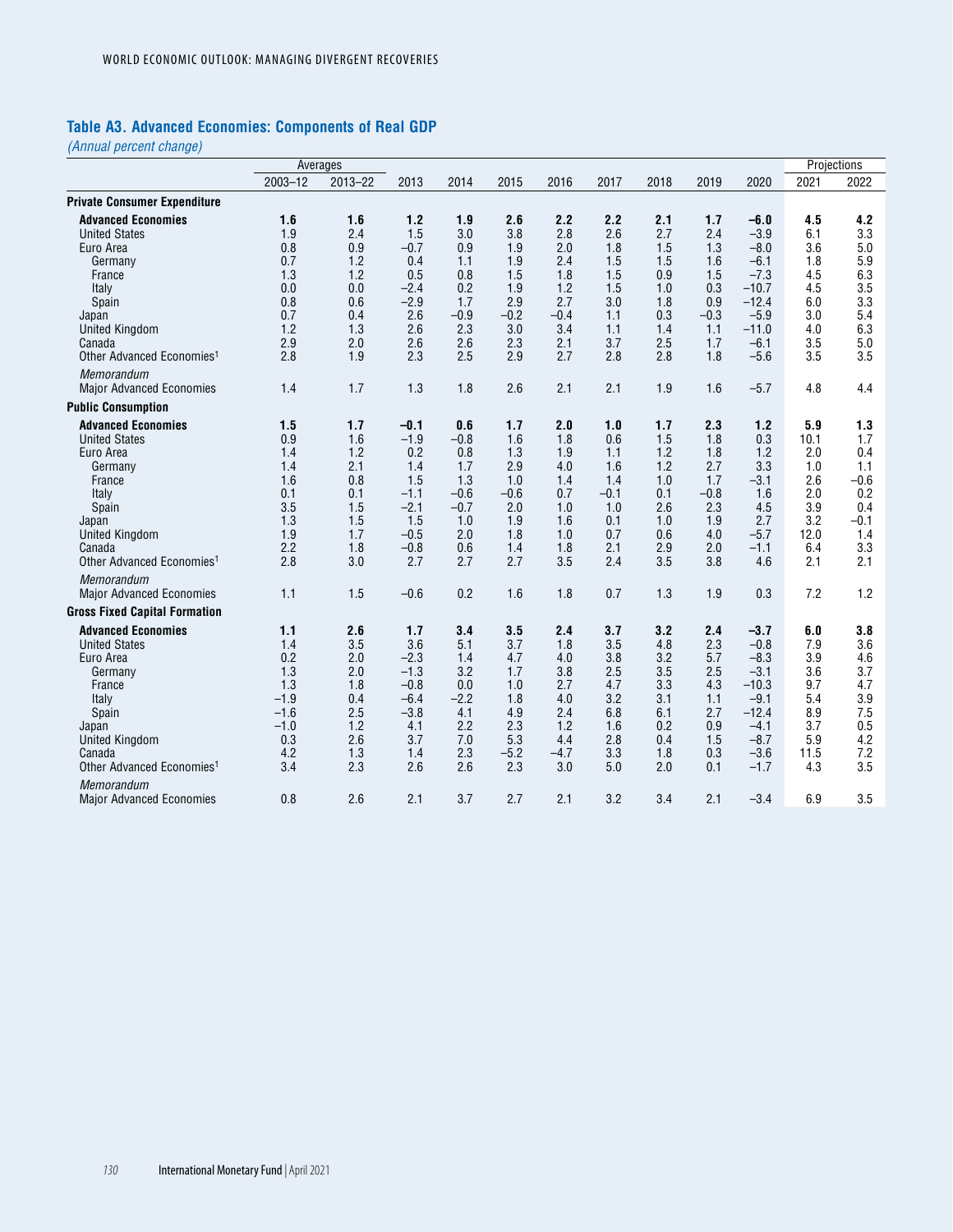### Table A3. Advanced Economies: Components of Real GDP

*(Annual percent change)*

| | Averages | | | | | | | | | | Projections | |
|---|---|---|---|---|---|---|---|---|---|---|---|---|
| | 2003–12 | 2013–22 | 2013 | 2014 | 2015 | 2016 | 2017 | 2018 | 2019 | 2020 | 2021 | 2022 |
| **Private Consumer Expenditure** | | | | | | | | | | | | |
| **Advanced Economies** | **1.6** | **1.6** | **1.2** | **1.9** | **2.6** | **2.2** | **2.2** | **2.1** | **1.7** | **–6.0** | **4.5** | **4.2** |
| United States | 1.9 | 2.4 | 1.5 | 3.0 | 3.8 | 2.8 | 2.6 | 2.7 | 2.4 | –3.9 | 6.1 | 3.3 |
| Euro Area | 0.8 | 0.9 | –0.7 | 0.9 | 1.9 | 2.0 | 1.8 | 1.5 | 1.3 | –8.0 | 3.6 | 5.0 |
| Germany | 0.7 | 1.2 | 0.4 | 1.1 | 1.9 | 2.4 | 1.5 | 1.5 | 1.6 | –6.1 | 1.8 | 5.9 |
| France | 1.3 | 1.2 | 0.5 | 0.8 | 1.5 | 1.8 | 1.5 | 0.9 | 1.5 | –7.3 | 4.5 | 6.3 |
| Italy | 0.0 | 0.0 | –2.4 | 0.2 | 1.9 | 1.2 | 1.5 | 1.0 | 0.3 | –10.7 | 4.5 | 3.5 |
| Spain | 0.8 | 0.6 | –2.9 | 1.7 | 2.9 | 2.7 | 3.0 | 1.8 | 0.9 | –12.4 | 6.0 | 3.3 |
| Japan | 0.7 | 0.4 | 2.6 | –0.9 | –0.2 | –0.4 | 1.1 | 0.3 | –0.3 | –5.9 | 3.0 | 5.4 |
| United Kingdom | 1.2 | 1.3 | 2.6 | 2.3 | 3.0 | 3.4 | 1.1 | 1.4 | 1.1 | –11.0 | 4.0 | 6.3 |
| Canada | 2.9 | 2.0 | 2.6 | 2.6 | 2.3 | 2.1 | 3.7 | 2.5 | 1.7 | –6.1 | 3.5 | 5.0 |
| Other Advanced Economies[1] | 2.8 | 1.9 | 2.3 | 2.5 | 2.9 | 2.7 | 2.8 | 2.8 | 1.8 | –5.6 | 3.5 | 3.5 |
| *Memorandum* | | | | | | | | | | | | |
| Major Advanced Economies | 1.4 | 1.7 | 1.3 | 1.8 | 2.6 | 2.1 | 2.1 | 1.9 | 1.6 | –5.7 | 4.8 | 4.4 |
| **Public Consumption** | | | | | | | | | | | | |
| **Advanced Economies** | **1.5** | **1.7** | **–0.1** | **0.6** | **1.7** | **2.0** | **1.0** | **1.7** | **2.3** | **1.2** | **5.9** | **1.3** |
| United States | 0.9 | 1.6 | –1.9 | –0.8 | 1.6 | 1.8 | 0.6 | 1.5 | 1.8 | 0.3 | 10.1 | 1.7 |
| Euro Area | 1.4 | 1.2 | 0.2 | 0.8 | 1.3 | 1.9 | 1.1 | 1.2 | 1.8 | 1.2 | 2.0 | 0.4 |
| Germany | 1.4 | 2.1 | 1.4 | 1.7 | 2.9 | 4.0 | 1.6 | 1.2 | 2.7 | 3.3 | 1.0 | 1.1 |
| France | 1.6 | 0.8 | 1.5 | 1.3 | 1.0 | 1.4 | 1.4 | 1.0 | 1.7 | –3.1 | 2.6 | –0.6 |
| Italy | 0.1 | 0.1 | –1.1 | –0.6 | –0.6 | 0.7 | –0.1 | 0.1 | –0.8 | 1.6 | 2.0 | 0.2 |
| Spain | 3.5 | 1.5 | –2.1 | –0.7 | 2.0 | 1.0 | 1.0 | 2.6 | 2.3 | 4.5 | 3.9 | 0.4 |
| Japan | 1.3 | 1.5 | 1.5 | 1.0 | 1.9 | 1.6 | 0.1 | 1.0 | 1.9 | 2.7 | 3.2 | –0.1 |
| United Kingdom | 1.9 | 1.7 | –0.5 | 2.0 | 1.8 | 1.0 | 0.7 | 0.6 | 4.0 | –5.7 | 12.0 | 1.4 |
| Canada | 2.2 | 1.8 | –0.8 | 0.6 | 1.4 | 1.8 | 2.1 | 2.9 | 2.0 | –1.1 | 6.4 | 3.3 |
| Other Advanced Economies[1] | 2.8 | 3.0 | 2.7 | 2.7 | 2.7 | 3.5 | 2.4 | 3.5 | 3.8 | 4.6 | 2.1 | 2.1 |
| *Memorandum* | | | | | | | | | | | | |
| Major Advanced Economies | 1.1 | 1.5 | –0.6 | 0.2 | 1.6 | 1.8 | 0.7 | 1.3 | 1.9 | 0.3 | 7.2 | 1.2 |
| **Gross Fixed Capital Formation** | | | | | | | | | | | | |
| **Advanced Economies** | **1.1** | **2.6** | **1.7** | **3.4** | **3.5** | **2.4** | **3.7** | **3.2** | **2.4** | **–3.7** | **6.0** | **3.8** |
| United States | 1.4 | 3.5 | 3.6 | 5.1 | 3.7 | 1.8 | 3.5 | 4.8 | 2.3 | –0.8 | 7.9 | 3.6 |
| Euro Area | 0.2 | 2.0 | –2.3 | 1.4 | 4.7 | 4.0 | 3.8 | 3.2 | 5.7 | –8.3 | 3.9 | 4.6 |
| Germany | 1.3 | 2.0 | –1.3 | 3.2 | 1.7 | 3.8 | 2.5 | 3.5 | 2.5 | –3.1 | 3.6 | 3.7 |
| France | 1.3 | 1.8 | –0.8 | 0.0 | 1.0 | 2.7 | 4.7 | 3.3 | 4.3 | –10.3 | 9.7 | 4.7 |
| Italy | –1.9 | 0.4 | –6.4 | –2.2 | 1.8 | 4.0 | 3.2 | 3.1 | 1.1 | –9.1 | 5.4 | 3.9 |
| Spain | –1.6 | 2.5 | –3.8 | 4.1 | 4.9 | 2.4 | 6.8 | 6.1 | 2.7 | –12.4 | 8.9 | 7.5 |
| Japan | –1.0 | 1.2 | 4.1 | 2.2 | 2.3 | 1.2 | 1.6 | 0.2 | 0.9 | –4.1 | 3.7 | 0.5 |
| United Kingdom | 0.3 | 2.6 | 3.7 | 7.0 | 5.3 | 4.4 | 2.8 | 0.4 | 1.5 | –8.7 | 5.9 | 4.2 |
| Canada | 4.2 | 1.3 | 1.4 | 2.3 | –5.2 | –4.7 | 3.3 | 1.8 | 0.3 | –3.6 | 11.5 | 7.2 |
| Other Advanced Economies[1] | 3.4 | 2.3 | 2.6 | 2.6 | 2.3 | 3.0 | 5.0 | 2.0 | 0.1 | –1.7 | 4.3 | 3.5 |
| *Memorandum* | | | | | | | | | | | | |
| Major Advanced Economies | 0.8 | 2.6 | 2.1 | 3.7 | 2.7 | 2.1 | 3.2 | 3.4 | 2.1 | –3.4 | 6.9 | 3.5 |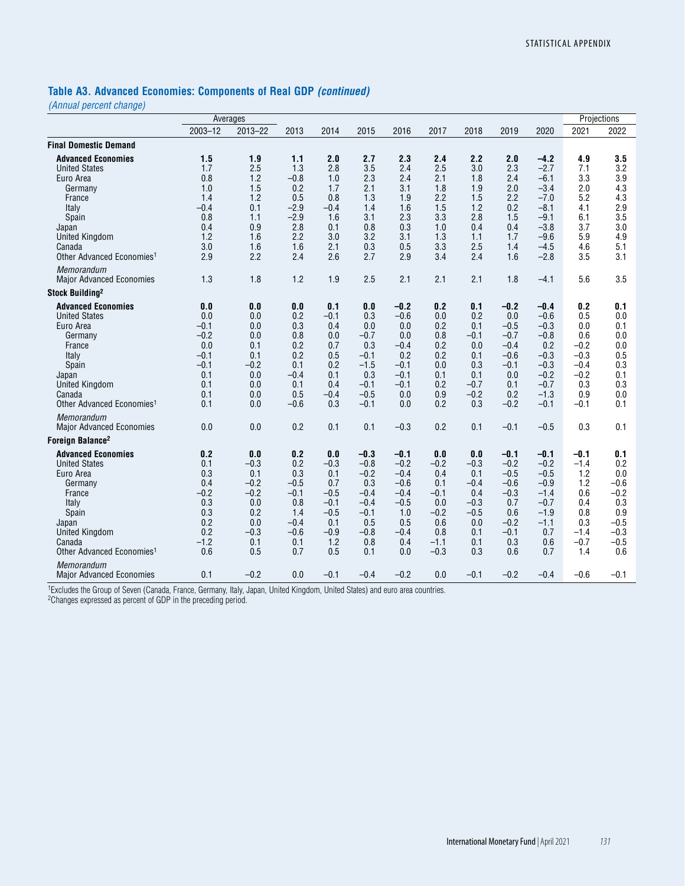## Table A3. Advanced Economies: Components of Real GDP *(continued)*

*(Annual percent change)*

| | Averages | | | | | | | | | | Projections | |
|---|---|---|---|---|---|---|---|---|---|---|---|---|
| | 2003–12 | 2013–22 | 2013 | 2014 | 2015 | 2016 | 2017 | 2018 | 2019 | 2020 | 2021 | 2022 |
| **Final Domestic Demand** | | | | | | | | | | | | |
| **Advanced Economies** | **1.5** | **1.9** | **1.1** | **2.0** | **2.7** | **2.3** | **2.4** | **2.2** | **2.0** | **–4.2** | **4.9** | **3.5** |
| United States | 1.7 | 2.5 | 1.3 | 2.8 | 3.5 | 2.4 | 2.5 | 3.0 | 2.3 | –2.7 | 7.1 | 3.2 |
| Euro Area | 0.8 | 1.2 | –0.8 | 1.0 | 2.3 | 2.4 | 2.1 | 1.8 | 2.4 | –6.1 | 3.3 | 3.9 |
| Germany | 1.0 | 1.5 | 0.2 | 1.7 | 2.1 | 3.1 | 1.8 | 1.9 | 2.0 | –3.4 | 2.0 | 4.3 |
| France | 1.4 | 1.2 | 0.5 | 0.8 | 1.3 | 1.9 | 2.2 | 1.5 | 2.2 | –7.0 | 5.2 | 4.3 |
| Italy | –0.4 | 0.1 | –2.9 | –0.4 | 1.4 | 1.6 | 1.5 | 1.2 | 0.2 | –8.1 | 4.1 | 2.9 |
| Spain | 0.8 | 1.1 | –2.9 | 1.6 | 3.1 | 2.3 | 3.3 | 2.8 | 1.5 | –9.1 | 6.1 | 3.5 |
| Japan | 0.4 | 0.9 | 2.8 | 0.1 | 0.8 | 0.3 | 1.0 | 0.4 | 0.4 | –3.8 | 3.7 | 3.0 |
| United Kingdom | 1.2 | 1.6 | 2.2 | 3.0 | 3.2 | 3.1 | 1.3 | 1.1 | 1.7 | –9.6 | 5.9 | 4.9 |
| Canada | 3.0 | 1.6 | 1.6 | 2.1 | 0.3 | 0.5 | 3.3 | 2.5 | 1.4 | –4.5 | 4.6 | 5.1 |
| Other Advanced Economies[1] | 2.9 | 2.2 | 2.4 | 2.6 | 2.7 | 2.9 | 3.4 | 2.4 | 1.6 | –2.8 | 3.5 | 3.1 |
| *Memorandum* | | | | | | | | | | | | |
| Major Advanced Economies | 1.3 | 1.8 | 1.2 | 1.9 | 2.5 | 2.1 | 2.1 | 2.1 | 1.8 | –4.1 | 5.6 | 3.5 |
| **Stock Building[2]** | | | | | | | | | | | | |
| **Advanced Economies** | **0.0** | **0.0** | **0.0** | **0.1** | **0.0** | **–0.2** | **0.2** | **0.1** | **–0.2** | **–0.4** | **0.2** | **0.1** |
| United States | 0.0 | 0.0 | 0.2 | –0.1 | 0.3 | –0.6 | 0.0 | 0.2 | 0.0 | –0.6 | 0.5 | 0.0 |
| Euro Area | –0.1 | 0.0 | 0.3 | 0.4 | 0.0 | 0.0 | 0.2 | 0.1 | –0.5 | –0.3 | 0.0 | 0.1 |
| Germany | –0.2 | 0.0 | 0.8 | 0.0 | –0.7 | 0.0 | 0.8 | –0.1 | –0.7 | –0.8 | 0.6 | 0.0 |
| France | 0.0 | 0.1 | 0.2 | 0.7 | 0.3 | –0.4 | 0.2 | 0.0 | –0.4 | 0.2 | –0.2 | 0.0 |
| Italy | –0.1 | 0.1 | 0.2 | 0.5 | –0.1 | 0.2 | 0.2 | 0.1 | –0.6 | –0.3 | –0.3 | 0.5 |
| Spain | –0.1 | –0.2 | 0.1 | 0.2 | –1.5 | –0.1 | 0.0 | 0.3 | –0.1 | –0.3 | –0.4 | 0.3 |
| Japan | 0.1 | 0.0 | –0.4 | 0.1 | 0.3 | –0.1 | 0.1 | 0.1 | 0.0 | –0.2 | –0.2 | 0.1 |
| United Kingdom | 0.1 | 0.0 | 0.1 | 0.4 | –0.1 | –0.1 | 0.2 | –0.7 | 0.1 | –0.7 | 0.3 | 0.3 |
| Canada | 0.1 | 0.0 | 0.5 | –0.4 | –0.5 | 0.0 | 0.9 | –0.2 | 0.2 | –1.3 | 0.9 | 0.0 |
| Other Advanced Economies[1] | 0.1 | 0.0 | –0.6 | 0.3 | –0.1 | 0.0 | 0.2 | 0.3 | –0.2 | –0.1 | –0.1 | 0.1 |
| *Memorandum* | | | | | | | | | | | | |
| Major Advanced Economies | 0.0 | 0.0 | 0.2 | 0.1 | 0.1 | –0.3 | 0.2 | 0.1 | –0.1 | –0.5 | 0.3 | 0.1 |
| **Foreign Balance[2]** | | | | | | | | | | | | |
| **Advanced Economies** | **0.2** | **0.0** | **0.2** | **0.0** | **–0.3** | **–0.1** | **0.0** | **0.0** | **–0.1** | **–0.1** | **–0.1** | **0.1** |
| United States | 0.1 | –0.3 | 0.2 | –0.3 | –0.8 | –0.2 | –0.2 | –0.3 | –0.2 | –0.2 | –1.4 | 0.2 |
| Euro Area | 0.3 | 0.1 | 0.3 | 0.1 | –0.2 | –0.4 | 0.4 | 0.1 | –0.5 | –0.5 | 1.2 | 0.0 |
| Germany | 0.4 | –0.2 | –0.5 | 0.7 | 0.3 | –0.6 | 0.1 | –0.4 | –0.6 | –0.9 | 1.2 | –0.6 |
| France | –0.2 | –0.2 | –0.1 | –0.5 | –0.4 | –0.4 | –0.1 | 0.4 | –0.3 | –1.4 | 0.6 | –0.2 |
| Italy | 0.3 | 0.0 | 0.8 | –0.1 | –0.4 | –0.5 | 0.0 | –0.3 | 0.7 | –0.7 | 0.4 | 0.3 |
| Spain | 0.3 | 0.2 | 1.4 | –0.5 | –0.1 | 1.0 | –0.2 | –0.5 | 0.6 | –1.9 | 0.8 | 0.9 |
| Japan | 0.2 | 0.0 | –0.4 | 0.1 | 0.5 | 0.5 | 0.6 | 0.0 | –0.2 | –1.1 | 0.3 | –0.5 |
| United Kingdom | 0.2 | –0.3 | –0.6 | –0.9 | –0.8 | –0.4 | 0.8 | 0.1 | –0.1 | 0.7 | –1.4 | –0.3 |
| Canada | –1.2 | 0.1 | 0.1 | 1.2 | 0.8 | 0.4 | –1.1 | 0.1 | 0.3 | 0.6 | –0.7 | –0.5 |
| Other Advanced Economies[1] | 0.6 | 0.5 | 0.7 | 0.5 | 0.1 | 0.0 | –0.3 | 0.3 | 0.6 | 0.7 | 1.4 | 0.6 |
| *Memorandum* | | | | | | | | | | | | |
| Major Advanced Economies | 0.1 | –0.2 | 0.0 | –0.1 | –0.4 | –0.2 | 0.0 | –0.1 | –0.2 | –0.4 | –0.6 | –0.1 |

[1]Excludes the Group of Seven (Canada, France, Germany, Italy, Japan, United Kingdom, United States) and euro area countries.
[2]Changes expressed as percent of GDP in the preceding period.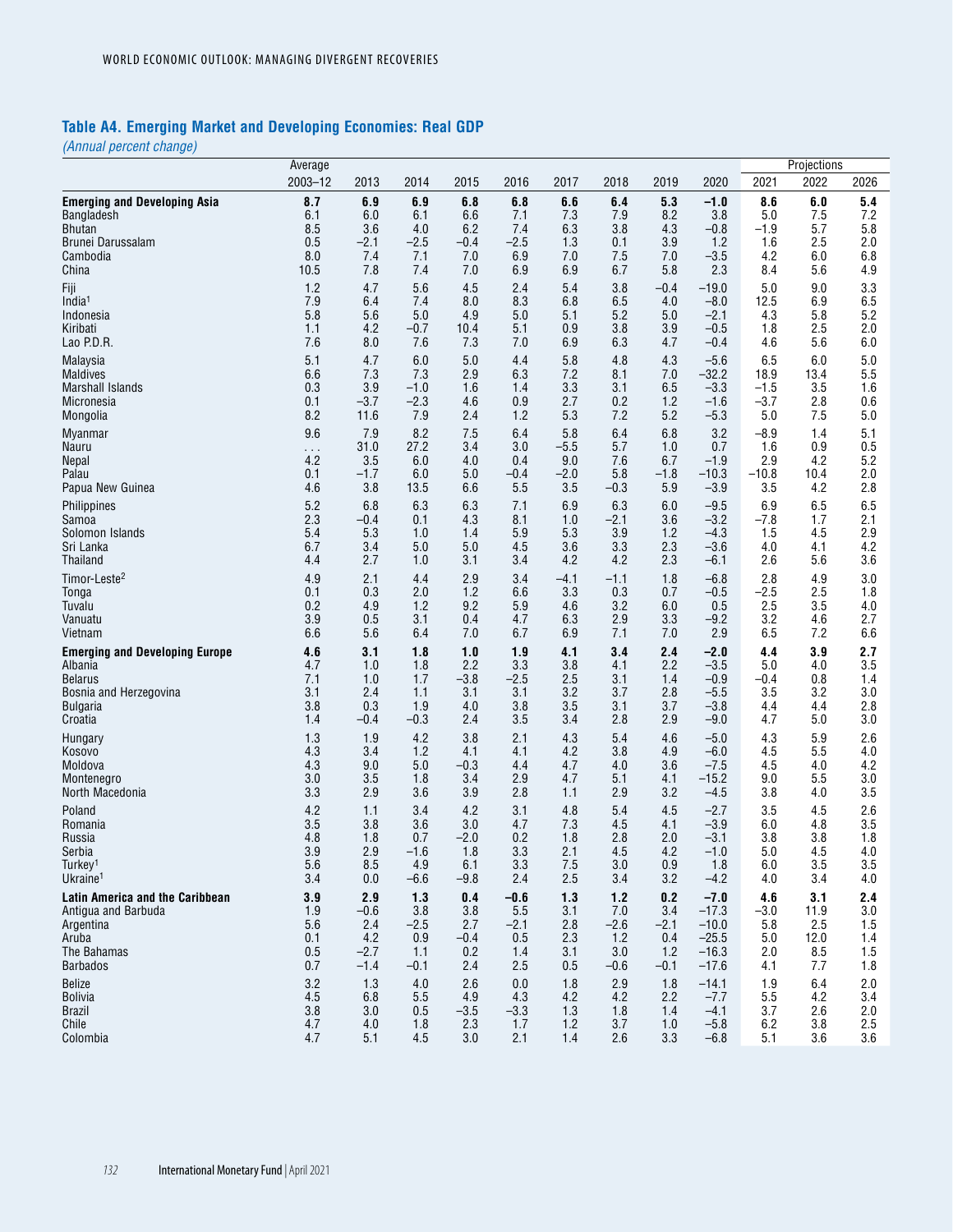## Table A4. Emerging Market and Developing Economies: Real GDP

*(Annual percent change)*

| | Average | | | | | | | | | Projections | | |
|---|---|---|---|---|---|---|---|---|---|---|---|---|
| | 2003–12 | 2013 | 2014 | 2015 | 2016 | 2017 | 2018 | 2019 | 2020 | 2021 | 2022 | 2026 |
| **Emerging and Developing Asia** | **8.7** | **6.9** | **6.9** | **6.8** | **6.8** | **6.6** | **6.4** | **5.3** | **–1.0** | **8.6** | **6.0** | **5.4** |
| Bangladesh | 6.1 | 6.0 | 6.1 | 6.6 | 7.1 | 7.3 | 7.9 | 8.2 | 3.8 | 5.0 | 7.5 | 7.2 |
| Bhutan | 8.5 | 3.6 | 4.0 | 6.2 | 7.4 | 6.3 | 3.8 | 4.3 | –0.8 | –1.9 | 5.7 | 5.8 |
| Brunei Darussalam | 0.5 | –2.1 | –2.5 | –0.4 | –2.5 | 1.3 | 0.1 | 3.9 | 1.2 | 1.6 | 2.5 | 2.0 |
| Cambodia | 8.0 | 7.4 | 7.1 | 7.0 | 6.9 | 7.0 | 7.5 | 7.0 | –3.5 | 4.2 | 6.0 | 6.8 |
| China | 10.5 | 7.8 | 7.4 | 7.0 | 6.9 | 6.9 | 6.7 | 5.8 | 2.3 | 8.4 | 5.6 | 4.9 |
| Fiji | 1.2 | 4.7 | 5.6 | 4.5 | 2.4 | 5.4 | 3.8 | –0.4 | –19.0 | 5.0 | 9.0 | 3.3 |
| India[1] | 7.9 | 6.4 | 7.4 | 8.0 | 8.3 | 6.8 | 6.5 | 4.0 | –8.0 | 12.5 | 6.9 | 6.5 |
| Indonesia | 5.8 | 5.6 | 5.0 | 4.9 | 5.0 | 5.1 | 5.2 | 5.0 | –2.1 | 4.3 | 5.8 | 5.2 |
| Kiribati | 1.1 | 4.2 | –0.7 | 10.4 | 5.1 | 0.9 | 3.8 | 3.9 | –0.5 | 1.8 | 2.5 | 2.0 |
| Lao P.D.R. | 7.6 | 8.0 | 7.6 | 7.3 | 7.0 | 6.9 | 6.3 | 4.7 | –0.4 | 4.6 | 5.6 | 6.0 |
| Malaysia | 5.1 | 4.7 | 6.0 | 5.0 | 4.4 | 5.8 | 4.8 | 4.3 | –5.6 | 6.5 | 6.0 | 5.0 |
| Maldives | 6.6 | 7.3 | 7.3 | 2.9 | 6.3 | 7.2 | 8.1 | 7.0 | –32.2 | 18.9 | 13.4 | 5.5 |
| Marshall Islands | 0.3 | 3.9 | –1.0 | 1.6 | 1.4 | 3.3 | 3.1 | 6.5 | –3.3 | –1.5 | 3.5 | 1.6 |
| Micronesia | 0.1 | –3.7 | –2.3 | 4.6 | 0.9 | 2.7 | 0.2 | 1.2 | –1.6 | –3.7 | 2.8 | 0.6 |
| Mongolia | 8.2 | 11.6 | 7.9 | 2.4 | 1.2 | 5.3 | 7.2 | 5.2 | –5.3 | 5.0 | 7.5 | 5.0 |
| Myanmar | 9.6 | 7.9 | 8.2 | 7.5 | 6.4 | 5.8 | 6.4 | 6.8 | 3.2 | –8.9 | 1.4 | 5.1 |
| Nauru | . . . | 31.0 | 27.2 | 3.4 | 3.0 | –5.5 | 5.7 | 1.0 | 0.7 | 1.6 | 0.9 | 0.5 |
| Nepal | 4.2 | 3.5 | 6.0 | 4.0 | 0.4 | 9.0 | 7.6 | 6.7 | –1.9 | 2.9 | 4.2 | 5.2 |
| Palau | 0.1 | –1.7 | 6.0 | 5.0 | –0.4 | –2.0 | 5.8 | –1.8 | –10.3 | –10.8 | 10.4 | 2.0 |
| Papua New Guinea | 4.6 | 3.8 | 13.5 | 6.6 | 5.5 | 3.5 | –0.3 | 5.9 | –3.9 | 3.5 | 4.2 | 2.8 |
| Philippines | 5.2 | 6.8 | 6.3 | 6.3 | 7.1 | 6.9 | 6.3 | 6.0 | –9.5 | 6.9 | 6.5 | 6.5 |
| Samoa | 2.3 | –0.4 | 0.1 | 4.3 | 8.1 | 1.0 | –2.1 | 3.6 | –3.2 | –7.8 | 1.7 | 2.1 |
| Solomon Islands | 5.4 | 5.3 | 1.0 | 1.4 | 5.9 | 5.3 | 3.9 | 1.2 | –4.3 | 1.5 | 4.5 | 2.9 |
| Sri Lanka | 6.7 | 3.4 | 5.0 | 5.0 | 4.5 | 3.6 | 3.3 | 2.3 | –3.6 | 4.0 | 4.1 | 4.2 |
| Thailand | 4.4 | 2.7 | 1.0 | 3.1 | 3.4 | 4.2 | 4.2 | 2.3 | –6.1 | 2.6 | 5.6 | 3.6 |
| Timor-Leste[2] | 4.9 | 2.1 | 4.4 | 2.9 | 3.4 | –4.1 | –1.1 | 1.8 | –6.8 | 2.8 | 4.9 | 3.0 |
| Tonga | 0.1 | 0.3 | 2.0 | 1.2 | 6.6 | 3.3 | 0.3 | 0.7 | –0.5 | –2.5 | 2.5 | 1.8 |
| Tuvalu | 0.2 | 4.9 | 1.2 | 9.2 | 5.9 | 4.6 | 3.2 | 6.0 | 0.5 | 2.5 | 3.5 | 4.0 |
| Vanuatu | 3.9 | 0.5 | 3.1 | 0.4 | 4.7 | 6.3 | 2.9 | 3.3 | –9.2 | 3.2 | 4.6 | 2.7 |
| Vietnam | 6.6 | 5.6 | 6.4 | 7.0 | 6.7 | 6.9 | 7.1 | 7.0 | 2.9 | 6.5 | 7.2 | 6.6 |
| **Emerging and Developing Europe** | **4.6** | **3.1** | **1.8** | **1.0** | **1.9** | **4.1** | **3.4** | **2.4** | **–2.0** | **4.4** | **3.9** | **2.7** |
| Albania | 4.7 | 1.0 | 1.8 | 2.2 | 3.3 | 3.8 | 4.1 | 2.2 | –3.5 | 5.0 | 4.0 | 3.5 |
| Belarus | 7.1 | 1.0 | 1.7 | –3.8 | –2.5 | 2.5 | 3.1 | 1.4 | –0.9 | –0.4 | 0.8 | 1.4 |
| Bosnia and Herzegovina | 3.1 | 2.4 | 1.1 | 3.1 | 3.1 | 3.2 | 3.7 | 2.8 | –5.5 | 3.5 | 3.2 | 3.0 |
| Bulgaria | 3.8 | 0.3 | 1.9 | 4.0 | 3.8 | 3.5 | 3.1 | 3.7 | –3.8 | 4.4 | 4.4 | 2.8 |
| Croatia | 1.4 | –0.4 | –0.3 | 2.4 | 3.5 | 3.4 | 2.8 | 2.9 | –9.0 | 4.7 | 5.0 | 3.0 |
| Hungary | 1.3 | 1.9 | 4.2 | 3.8 | 2.1 | 4.3 | 5.4 | 4.6 | –5.0 | 4.3 | 5.9 | 2.6 |
| Kosovo | 4.3 | 3.4 | 1.2 | 4.1 | 4.1 | 4.2 | 3.8 | 4.9 | –6.0 | 4.5 | 5.5 | 4.0 |
| Moldova | 4.3 | 9.0 | 5.0 | –0.3 | 4.4 | 4.7 | 4.0 | 3.6 | –7.5 | 4.5 | 4.0 | 4.2 |
| Montenegro | 3.0 | 3.5 | 1.8 | 3.4 | 2.9 | 4.7 | 5.1 | 4.1 | –15.2 | 9.0 | 5.5 | 3.0 |
| North Macedonia | 3.3 | 2.9 | 3.6 | 3.9 | 2.8 | 1.1 | 2.9 | 3.2 | –4.5 | 3.8 | 4.0 | 3.5 |
| Poland | 4.2 | 1.1 | 3.4 | 4.2 | 3.1 | 4.8 | 5.4 | 4.5 | –2.7 | 3.5 | 4.5 | 2.6 |
| Romania | 3.5 | 3.8 | 3.6 | 3.0 | 4.7 | 7.3 | 4.5 | 4.1 | –3.9 | 6.0 | 4.8 | 3.5 |
| Russia | 4.8 | 1.8 | 0.7 | –2.0 | 0.2 | 1.8 | 2.8 | 2.0 | –3.1 | 3.8 | 3.8 | 1.8 |
| Serbia | 3.9 | 2.9 | –1.6 | 1.8 | 3.3 | 2.1 | 4.5 | 4.2 | –1.0 | 5.0 | 4.5 | 4.0 |
| Turkey[1] | 5.6 | 8.5 | 4.9 | 6.1 | 3.3 | 7.5 | 3.0 | 0.9 | 1.8 | 6.0 | 3.5 | 3.5 |
| Ukraine[1] | 3.4 | 0.0 | –6.6 | –9.8 | 2.4 | 2.5 | 3.4 | 3.2 | –4.2 | 4.0 | 3.4 | 4.0 |
| **Latin America and the Caribbean** | **3.9** | **2.9** | **1.3** | **0.4** | **–0.6** | **1.3** | **1.2** | **0.2** | **–7.0** | **4.6** | **3.1** | **2.4** |
| Antigua and Barbuda | 1.9 | –0.6 | 3.8 | 3.8 | 5.5 | 3.1 | 7.0 | 3.4 | –17.3 | –3.0 | 11.9 | 3.0 |
| Argentina | 5.6 | 2.4 | –2.5 | 2.7 | –2.1 | 2.8 | –2.6 | –2.1 | –10.0 | 5.8 | 2.5 | 1.5 |
| Aruba | 0.1 | 4.2 | 0.9 | –0.4 | 0.5 | 2.3 | 1.2 | 0.4 | –25.5 | 5.0 | 12.0 | 1.4 |
| The Bahamas | 0.5 | –2.7 | 1.1 | 0.2 | 1.4 | 3.1 | 3.0 | 1.2 | –16.3 | 2.0 | 8.5 | 1.5 |
| Barbados | 0.7 | –1.4 | –0.1 | 2.4 | 2.5 | 0.5 | –0.6 | –0.1 | –17.6 | 4.1 | 7.7 | 1.8 |
| Belize | 3.2 | 1.3 | 4.0 | 2.6 | 0.0 | 1.8 | 2.9 | 1.8 | –14.1 | 1.9 | 6.4 | 2.0 |
| Bolivia | 4.5 | 6.8 | 5.5 | 4.9 | 4.3 | 4.2 | 4.2 | 2.2 | –7.7 | 5.5 | 4.2 | 3.4 |
| Brazil | 3.8 | 3.0 | 0.5 | –3.5 | –3.3 | 1.3 | 1.8 | 1.4 | –4.1 | 3.7 | 2.6 | 2.0 |
| Chile | 4.7 | 4.0 | 1.8 | 2.3 | 1.7 | 1.2 | 3.7 | 1.0 | –5.8 | 6.2 | 3.8 | 2.5 |
| Colombia | 4.7 | 5.1 | 4.5 | 3.0 | 2.1 | 1.4 | 2.6 | 3.3 | –6.8 | 5.1 | 3.6 | 3.6 |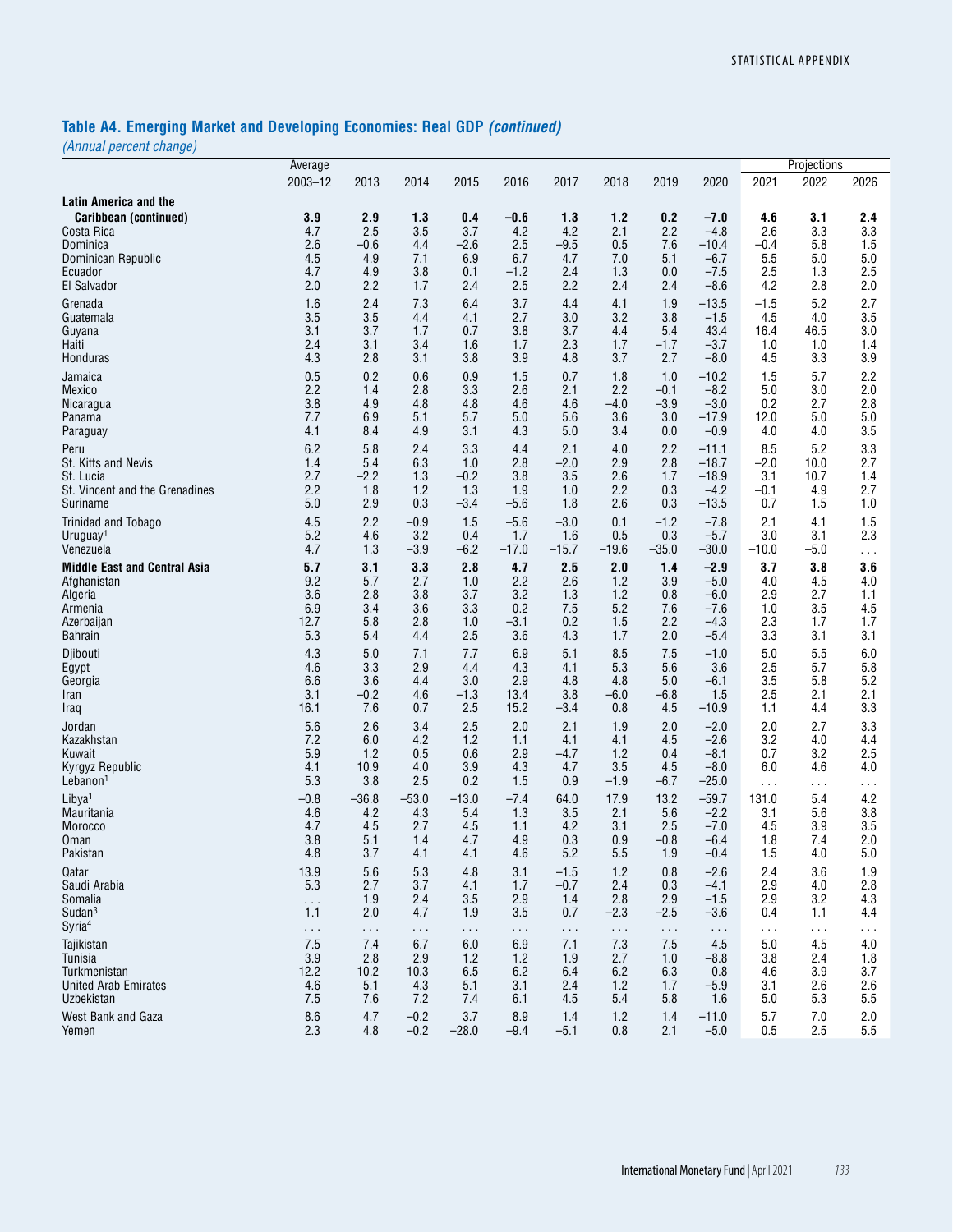## Table A4. Emerging Market and Developing Economies: Real GDP *(continued)*

*(Annual percent change)*

| | Average | | | | | | | | | Projections | | |
|---|---|---|---|---|---|---|---|---|---|---|---|---|
| | 2003–12 | 2013 | 2014 | 2015 | 2016 | 2017 | 2018 | 2019 | 2020 | 2021 | 2022 | 2026 |
| **Latin America and the Caribbean (continued)** | **3.9** | **2.9** | **1.3** | **0.4** | **–0.6** | **1.3** | **1.2** | **0.2** | **–7.0** | **4.6** | **3.1** | **2.4** |
| Costa Rica | 4.7 | 2.5 | 3.5 | 3.7 | 4.2 | 4.2 | 2.1 | 2.2 | –4.8 | 2.6 | 3.3 | 3.3 |
| Dominica | 2.6 | –0.6 | 4.4 | –2.6 | 2.5 | –9.5 | 0.5 | 7.6 | –10.4 | –0.4 | 5.8 | 1.5 |
| Dominican Republic | 4.5 | 4.9 | 7.1 | 6.9 | 6.7 | 4.7 | 7.0 | 5.1 | –6.7 | 5.5 | 5.0 | 5.0 |
| Ecuador | 4.7 | 4.9 | 3.8 | 0.1 | –1.2 | 2.4 | 1.3 | 0.0 | –7.5 | 2.5 | 1.3 | 2.5 |
| El Salvador | 2.0 | 2.2 | 1.7 | 2.4 | 2.5 | 2.2 | 2.4 | 2.4 | –8.6 | 4.2 | 2.8 | 2.0 |
| Grenada | 1.6 | 2.4 | 7.3 | 6.4 | 3.7 | 4.4 | 4.1 | 1.9 | –13.5 | –1.5 | 5.2 | 2.7 |
| Guatemala | 3.5 | 3.5 | 4.4 | 4.1 | 2.7 | 3.0 | 3.2 | 3.8 | –1.5 | 4.5 | 4.0 | 3.5 |
| Guyana | 3.1 | 3.7 | 1.7 | 0.7 | 3.8 | 3.7 | 4.4 | 5.4 | 43.4 | 16.4 | 46.5 | 3.0 |
| Haiti | 2.4 | 3.1 | 3.4 | 1.6 | 1.7 | 2.3 | 1.7 | –1.7 | –3.7 | 1.0 | 1.0 | 1.4 |
| Honduras | 4.3 | 2.8 | 3.1 | 3.8 | 3.9 | 4.8 | 3.7 | 2.7 | –8.0 | 4.5 | 3.3 | 3.9 |
| Jamaica | 0.5 | 0.2 | 0.6 | 0.9 | 1.5 | 0.7 | 1.8 | 1.0 | –10.2 | 1.5 | 5.7 | 2.2 |
| Mexico | 2.2 | 1.4 | 2.8 | 3.3 | 2.6 | 2.1 | 2.2 | –0.1 | –8.2 | 5.0 | 3.0 | 2.0 |
| Nicaragua | 3.8 | 4.9 | 4.8 | 4.8 | 4.6 | 4.6 | –4.0 | –3.9 | –3.0 | 0.2 | 2.7 | 2.8 |
| Panama | 7.7 | 6.9 | 5.1 | 5.7 | 5.0 | 5.6 | 3.6 | 3.0 | –17.9 | 12.0 | 5.0 | 5.0 |
| Paraguay | 4.1 | 8.4 | 4.9 | 3.1 | 4.3 | 5.0 | 3.4 | 0.0 | –0.9 | 4.0 | 4.0 | 3.5 |
| Peru | 6.2 | 5.8 | 2.4 | 3.3 | 4.4 | 2.1 | 4.0 | 2.2 | –11.1 | 8.5 | 5.2 | 3.3 |
| St. Kitts and Nevis | 1.4 | 5.4 | 6.3 | 1.0 | 2.8 | –2.0 | 2.9 | 2.8 | –18.7 | –2.0 | 10.0 | 2.7 |
| St. Lucia | 2.7 | –2.2 | 1.3 | –0.2 | 3.8 | 3.5 | 2.6 | 1.7 | –18.9 | 3.1 | 10.7 | 1.4 |
| St. Vincent and the Grenadines | 2.2 | 1.8 | 1.2 | 1.3 | 1.9 | 1.0 | 2.2 | 0.3 | –4.2 | –0.1 | 4.9 | 2.7 |
| Suriname | 5.0 | 2.9 | 0.3 | –3.4 | –5.6 | 1.8 | 2.6 | 0.3 | –13.5 | 0.7 | 1.5 | 1.0 |
| Trinidad and Tobago | 4.5 | 2.2 | –0.9 | 1.5 | –5.6 | –3.0 | 0.1 | –1.2 | –7.8 | 2.1 | 4.1 | 1.5 |
| Uruguay[1] | 5.2 | 4.6 | 3.2 | 0.4 | 1.7 | 1.6 | 0.5 | 0.3 | –5.7 | 3.0 | 3.1 | 2.3 |
| Venezuela | 4.7 | 1.3 | –3.9 | –6.2 | –17.0 | –15.7 | –19.6 | –35.0 | –30.0 | –10.0 | –5.0 | . . . |
| **Middle East and Central Asia** | **5.7** | **3.1** | **3.3** | **2.8** | **4.7** | **2.5** | **2.0** | **1.4** | **–2.9** | **3.7** | **3.8** | **3.6** |
| Afghanistan | 9.2 | 5.7 | 2.7 | 1.0 | 2.2 | 2.6 | 1.2 | 3.9 | –5.0 | 4.0 | 4.5 | 4.0 |
| Algeria | 3.6 | 2.8 | 3.8 | 3.7 | 3.2 | 1.3 | 1.2 | 0.8 | –6.0 | 2.9 | 2.7 | 1.1 |
| Armenia | 6.9 | 3.4 | 3.6 | 3.3 | 0.2 | 7.5 | 5.2 | 7.6 | –7.6 | 1.0 | 3.5 | 4.5 |
| Azerbaijan | 12.7 | 5.8 | 2.8 | 1.0 | –3.1 | 0.2 | 1.5 | 2.2 | –4.3 | 2.3 | 1.7 | 1.7 |
| Bahrain | 5.3 | 5.4 | 4.4 | 2.5 | 3.6 | 4.3 | 1.7 | 2.0 | –5.4 | 3.3 | 3.1 | 3.1 |
| Djibouti | 4.3 | 5.0 | 7.1 | 7.7 | 6.9 | 5.1 | 8.5 | 7.5 | –1.0 | 5.0 | 5.5 | 6.0 |
| Egypt | 4.6 | 3.3 | 2.9 | 4.4 | 4.3 | 4.1 | 5.3 | 5.6 | 3.6 | 2.5 | 5.7 | 5.8 |
| Georgia | 6.6 | 3.6 | 4.4 | 3.0 | 2.9 | 4.8 | 4.8 | 5.0 | –6.1 | 3.5 | 5.8 | 5.2 |
| Iran | 3.1 | –0.2 | 4.6 | –1.3 | 13.4 | 3.8 | –6.0 | –6.8 | 1.5 | 2.5 | 2.1 | 2.1 |
| Iraq | 16.1 | 7.6 | 0.7 | 2.5 | 15.2 | –3.4 | 0.8 | 4.5 | –10.9 | 1.1 | 4.4 | 3.3 |
| Jordan | 5.6 | 2.6 | 3.4 | 2.5 | 2.0 | 2.1 | 1.9 | 2.0 | –2.0 | 2.0 | 2.7 | 3.3 |
| Kazakhstan | 7.2 | 6.0 | 4.2 | 1.2 | 1.1 | 4.1 | 4.1 | 4.5 | –2.6 | 3.2 | 4.0 | 4.4 |
| Kuwait | 5.9 | 1.2 | 0.5 | 0.6 | 2.9 | –4.7 | 1.2 | 0.4 | –8.1 | 0.7 | 3.2 | 2.5 |
| Kyrgyz Republic | 4.1 | 10.9 | 4.0 | 3.9 | 4.3 | 4.7 | 3.5 | 4.5 | –8.0 | 6.0 | 4.6 | 4.0 |
| Lebanon[1] | 5.3 | 3.8 | 2.5 | 0.2 | 1.5 | 0.9 | –1.9 | –6.7 | –25.0 | . . . | . . . | . . . |
| Libya[1] | –0.8 | –36.8 | –53.0 | –13.0 | –7.4 | 64.0 | 17.9 | 13.2 | –59.7 | 131.0 | 5.4 | 4.2 |
| Mauritania | 4.6 | 4.2 | 4.3 | 5.4 | 1.3 | 3.5 | 2.1 | 5.6 | –2.2 | 3.1 | 5.6 | 3.8 |
| Morocco | 4.7 | 4.5 | 2.7 | 4.5 | 1.1 | 4.2 | 3.1 | 2.5 | –7.0 | 4.5 | 3.9 | 3.5 |
| Oman | 3.8 | 5.1 | 1.4 | 4.7 | 4.9 | 0.3 | 0.9 | –0.8 | –6.4 | 1.8 | 7.4 | 2.0 |
| Pakistan | 4.8 | 3.7 | 4.1 | 4.1 | 4.6 | 5.2 | 5.5 | 1.9 | –0.4 | 1.5 | 4.0 | 5.0 |
| Qatar | 13.9 | 5.6 | 5.3 | 4.8 | 3.1 | –1.5 | 1.2 | 0.8 | –2.6 | 2.4 | 3.6 | 1.9 |
| Saudi Arabia | 5.3 | 2.7 | 3.7 | 4.1 | 1.7 | –0.7 | 2.4 | 0.3 | –4.1 | 2.9 | 4.0 | 2.8 |
| Somalia | . . . | 1.9 | 2.4 | 3.5 | 2.9 | 1.4 | 2.8 | 2.9 | –1.5 | 2.9 | 3.2 | 4.3 |
| Sudan[3] | 1.1 | 2.0 | 4.7 | 1.9 | 3.5 | 0.7 | –2.3 | –2.5 | –3.6 | 0.4 | 1.1 | 4.4 |
| Syria[4] | . . . | . . . | . . . | . . . | . . . | . . . | . . . | . . . | . . . | . . . | . . . | . . . |
| Tajikistan | 7.5 | 7.4 | 6.7 | 6.0 | 6.9 | 7.1 | 7.3 | 7.5 | 4.5 | 5.0 | 4.5 | 4.0 |
| Tunisia | 3.9 | 2.8 | 2.9 | 1.2 | 1.2 | 1.9 | 2.7 | 1.0 | –8.8 | 3.8 | 2.4 | 1.8 |
| Turkmenistan | 12.2 | 10.2 | 10.3 | 6.5 | 6.2 | 6.4 | 6.2 | 6.3 | 0.8 | 4.6 | 3.9 | 3.7 |
| United Arab Emirates | 4.6 | 5.1 | 4.3 | 5.1 | 3.1 | 2.4 | 1.2 | 1.7 | –5.9 | 3.1 | 2.6 | 2.6 |
| Uzbekistan | 7.5 | 7.6 | 7.2 | 7.4 | 6.1 | 4.5 | 5.4 | 5.8 | 1.6 | 5.0 | 5.3 | 5.5 |
| West Bank and Gaza | 8.6 | 4.7 | –0.2 | 3.7 | 8.9 | 1.4 | 1.2 | 1.4 | –11.0 | 5.7 | 7.0 | 2.0 |
| Yemen | 2.3 | 4.8 | –0.2 | –28.0 | –9.4 | –5.1 | 0.8 | 2.1 | –5.0 | 0.5 | 2.5 | 5.5 |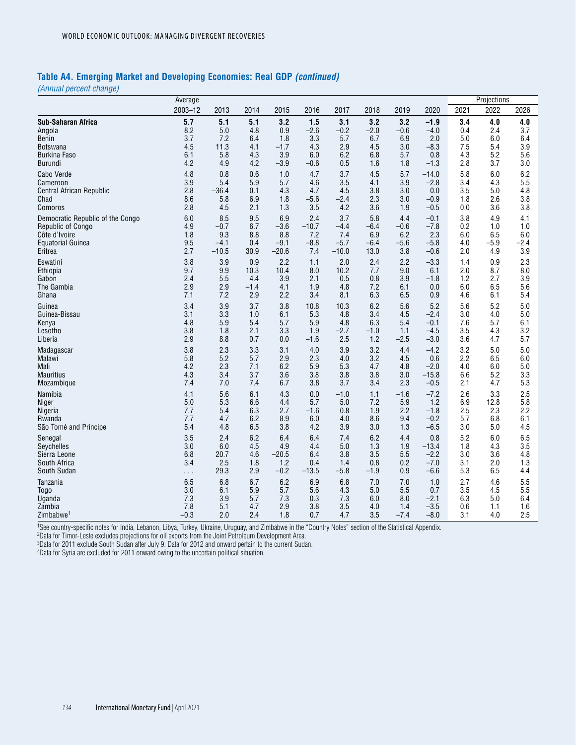## Table A4. Emerging Market and Developing Economies: Real GDP *(continued)*

*(Annual percent change)*

| | Average | | | | | | | | | Projections | | |
|---|---|---|---|---|---|---|---|---|---|---|---|---|
| | 2003–12 | 2013 | 2014 | 2015 | 2016 | 2017 | 2018 | 2019 | 2020 | 2021 | 2022 | 2026 |
| **Sub-Saharan Africa** | **5.7** | **5.1** | **5.1** | **3.2** | **1.5** | **3.1** | **3.2** | **3.2** | **–1.9** | **3.4** | **4.0** | **4.0** |
| Angola | 8.2 | 5.0 | 4.8 | 0.9 | –2.6 | –0.2 | –2.0 | –0.6 | –4.0 | 0.4 | 2.4 | 3.7 |
| Benin | 3.7 | 7.2 | 6.4 | 1.8 | 3.3 | 5.7 | 6.7 | 6.9 | 2.0 | 5.0 | 6.0 | 6.4 |
| Botswana | 4.5 | 11.3 | 4.1 | –1.7 | 4.3 | 2.9 | 4.5 | 3.0 | –8.3 | 7.5 | 5.4 | 3.9 |
| Burkina Faso | 6.1 | 5.8 | 4.3 | 3.9 | 6.0 | 6.2 | 6.8 | 5.7 | 0.8 | 4.3 | 5.2 | 5.6 |
| Burundi | 4.2 | 4.9 | 4.2 | –3.9 | –0.6 | 0.5 | 1.6 | 1.8 | –1.3 | 2.8 | 3.7 | 3.0 |
| Cabo Verde | 4.8 | 0.8 | 0.6 | 1.0 | 4.7 | 3.7 | 4.5 | 5.7 | –14.0 | 5.8 | 6.0 | 6.2 |
| Cameroon | 3.9 | 5.4 | 5.9 | 5.7 | 4.6 | 3.5 | 4.1 | 3.9 | –2.8 | 3.4 | 4.3 | 5.5 |
| Central African Republic | 2.8 | –36.4 | 0.1 | 4.3 | 4.7 | 4.5 | 3.8 | 3.0 | 0.0 | 3.5 | 5.0 | 4.8 |
| Chad | 8.6 | 5.8 | 6.9 | 1.8 | –5.6 | –2.4 | 2.3 | 3.0 | –0.9 | 1.8 | 2.6 | 3.8 |
| Comoros | 2.8 | 4.5 | 2.1 | 1.3 | 3.5 | 4.2 | 3.6 | 1.9 | –0.5 | 0.0 | 3.6 | 3.8 |
| Democratic Republic of the Congo | 6.0 | 8.5 | 9.5 | 6.9 | 2.4 | 3.7 | 5.8 | 4.4 | –0.1 | 3.8 | 4.9 | 4.1 |
| Republic of Congo | 4.9 | –0.7 | 6.7 | –3.6 | –10.7 | –4.4 | –6.4 | –0.6 | –7.8 | 0.2 | 1.0 | 1.0 |
| Côte d'Ivoire | 1.8 | 9.3 | 8.8 | 8.8 | 7.2 | 7.4 | 6.9 | 6.2 | 2.3 | 6.0 | 6.5 | 6.0 |
| Equatorial Guinea | 9.5 | –4.1 | 0.4 | –9.1 | –8.8 | –5.7 | –6.4 | –5.6 | –5.8 | 4.0 | –5.9 | –2.4 |
| Eritrea | 2.7 | –10.5 | 30.9 | –20.6 | 7.4 | –10.0 | 13.0 | 3.8 | –0.6 | 2.0 | 4.9 | 3.9 |
| Eswatini | 3.8 | 3.9 | 0.9 | 2.2 | 1.1 | 2.0 | 2.4 | 2.2 | –3.3 | 1.4 | 0.9 | 2.3 |
| Ethiopia | 9.7 | 9.9 | 10.3 | 10.4 | 8.0 | 10.2 | 7.7 | 9.0 | 6.1 | 2.0 | 8.7 | 8.0 |
| Gabon | 2.4 | 5.5 | 4.4 | 3.9 | 2.1 | 0.5 | 0.8 | 3.9 | –1.8 | 1.2 | 2.7 | 3.9 |
| The Gambia | 2.9 | 2.9 | –1.4 | 4.1 | 1.9 | 4.8 | 7.2 | 6.1 | 0.0 | 6.0 | 6.5 | 5.6 |
| Ghana | 7.1 | 7.2 | 2.9 | 2.2 | 3.4 | 8.1 | 6.3 | 6.5 | 0.9 | 4.6 | 6.1 | 5.4 |
| Guinea | 3.4 | 3.9 | 3.7 | 3.8 | 10.8 | 10.3 | 6.2 | 5.6 | 5.2 | 5.6 | 5.2 | 5.0 |
| Guinea-Bissau | 3.1 | 3.3 | 1.0 | 6.1 | 5.3 | 4.8 | 3.4 | 4.5 | –2.4 | 3.0 | 4.0 | 5.0 |
| Kenya | 4.8 | 5.9 | 5.4 | 5.7 | 5.9 | 4.8 | 6.3 | 5.4 | –0.1 | 7.6 | 5.7 | 6.1 |
| Lesotho | 3.8 | 1.8 | 2.1 | 3.3 | 1.9 | –2.7 | –1.0 | 1.1 | –4.5 | 3.5 | 4.3 | 3.2 |
| Liberia | 2.9 | 8.8 | 0.7 | 0.0 | –1.6 | 2.5 | 1.2 | –2.5 | –3.0 | 3.6 | 4.7 | 5.7 |
| Madagascar | 3.8 | 2.3 | 3.3 | 3.1 | 4.0 | 3.9 | 3.2 | 4.4 | –4.2 | 3.2 | 5.0 | 5.0 |
| Malawi | 5.8 | 5.2 | 5.7 | 2.9 | 2.3 | 4.0 | 3.2 | 4.5 | 0.6 | 2.2 | 6.5 | 6.0 |
| Mali | 4.2 | 2.3 | 7.1 | 6.2 | 5.9 | 5.3 | 4.7 | 4.8 | –2.0 | 4.0 | 6.0 | 5.0 |
| Mauritius | 4.3 | 3.4 | 3.7 | 3.6 | 3.8 | 3.8 | 3.8 | 3.0 | –15.8 | 6.6 | 5.2 | 3.3 |
| Mozambique | 7.4 | 7.0 | 7.4 | 6.7 | 3.8 | 3.7 | 3.4 | 2.3 | –0.5 | 2.1 | 4.7 | 5.3 |
| Namibia | 4.1 | 5.6 | 6.1 | 4.3 | 0.0 | –1.0 | 1.1 | –1.6 | –7.2 | 2.6 | 3.3 | 2.5 |
| Niger | 5.0 | 5.3 | 6.6 | 4.4 | 5.7 | 5.0 | 7.2 | 5.9 | 1.2 | 6.9 | 12.8 | 5.8 |
| Nigeria | 7.7 | 5.4 | 6.3 | 2.7 | –1.6 | 0.8 | 1.9 | 2.2 | –1.8 | 2.5 | 2.3 | 2.2 |
| Rwanda | 7.7 | 4.7 | 6.2 | 8.9 | 6.0 | 4.0 | 8.6 | 9.4 | –0.2 | 5.7 | 6.8 | 6.1 |
| São Tomé and Príncipe | 5.4 | 4.8 | 6.5 | 3.8 | 4.2 | 3.9 | 3.0 | 1.3 | –6.5 | 3.0 | 5.0 | 4.5 |
| Senegal | 3.5 | 2.4 | 6.2 | 6.4 | 6.4 | 7.4 | 6.2 | 4.4 | 0.8 | 5.2 | 6.0 | 6.5 |
| Seychelles | 3.0 | 6.0 | 4.5 | 4.9 | 4.4 | 5.0 | 1.3 | 1.9 | –13.4 | 1.8 | 4.3 | 3.5 |
| Sierra Leone | 6.8 | 20.7 | 4.6 | –20.5 | 6.4 | 3.8 | 3.5 | 5.5 | –2.2 | 3.0 | 3.6 | 4.8 |
| South Africa | 3.4 | 2.5 | 1.8 | 1.2 | 0.4 | 1.4 | 0.8 | 0.2 | –7.0 | 3.1 | 2.0 | 1.3 |
| South Sudan | . . . | 29.3 | 2.9 | –0.2 | –13.5 | –5.8 | –1.9 | 0.9 | –6.6 | 5.3 | 6.5 | 4.4 |
| Tanzania | 6.5 | 6.8 | 6.7 | 6.2 | 6.9 | 6.8 | 7.0 | 7.0 | 1.0 | 2.7 | 4.6 | 5.5 |
| Togo | 3.0 | 6.1 | 5.9 | 5.7 | 5.6 | 4.3 | 5.0 | 5.5 | 0.7 | 3.5 | 4.5 | 5.5 |
| Uganda | 7.3 | 3.9 | 5.7 | 7.3 | 0.3 | 7.3 | 6.0 | 8.0 | –2.1 | 6.3 | 5.0 | 6.4 |
| Zambia | 7.8 | 5.1 | 4.7 | 2.9 | 3.8 | 3.5 | 4.0 | 1.4 | –3.5 | 0.6 | 1.1 | 1.6 |
| Zimbabwe[1] | –0.3 | 2.0 | 2.4 | 1.8 | 0.7 | 4.7 | 3.5 | –7.4 | –8.0 | 3.1 | 4.0 | 2.5 |

[1]See country-specific notes for India, Lebanon, Libya, Turkey, Ukraine, Uruguay, and Zimbabwe in the "Country Notes" section of the Statistical Appendix.
[2]Data for Timor-Leste excludes projections for oil exports from the Joint Petroleum Development Area.
[3]Data for 2011 exclude South Sudan after July 9. Data for 2012 and onward pertain to the current Sudan.
[4]Data for Syria are excluded for 2011 onward owing to the uncertain political situation.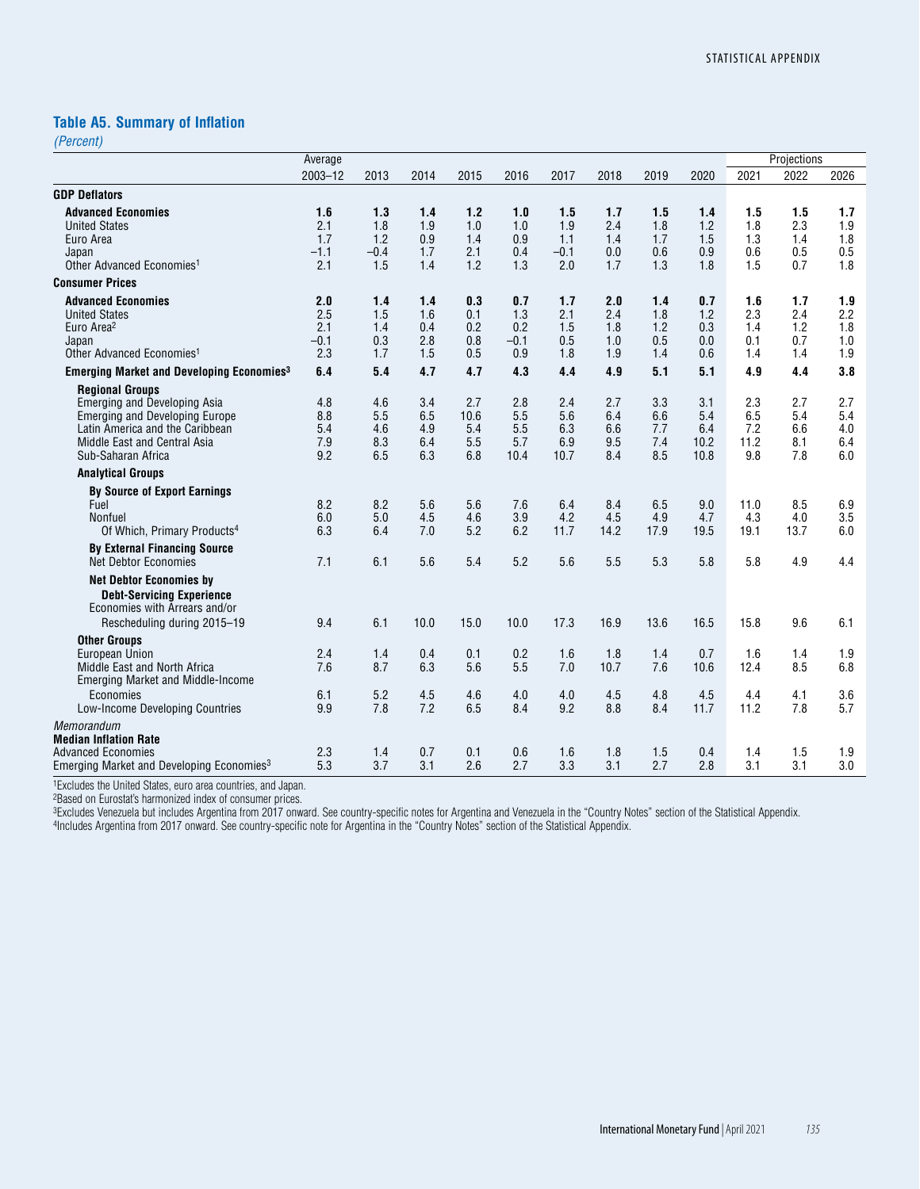## Table A5. Summary of Inflation

*(Percent)*

| | Average | | | | | | | | | Projections | | |
|---|---|---|---|---|---|---|---|---|---|---|---|---|
| | 2003–12 | 2013 | 2014 | 2015 | 2016 | 2017 | 2018 | 2019 | 2020 | 2021 | 2022 | 2026 |
| **GDP Deflators** | | | | | | | | | | | | |
| **Advanced Economies** | **1.6** | **1.3** | **1.4** | **1.2** | **1.0** | **1.5** | **1.7** | **1.5** | **1.4** | **1.5** | **1.5** | **1.7** |
| United States | 2.1 | 1.8 | 1.9 | 1.0 | 1.0 | 1.9 | 2.4 | 1.8 | 1.2 | 1.8 | 2.3 | 1.9 |
| Euro Area | 1.7 | 1.2 | 0.9 | 1.4 | 0.9 | 1.1 | 1.4 | 1.7 | 1.5 | 1.3 | 1.4 | 1.8 |
| Japan | –1.1 | –0.4 | 1.7 | 2.1 | 0.4 | –0.1 | 0.0 | 0.6 | 0.9 | 0.6 | 0.5 | 0.5 |
| Other Advanced Economies[1] | 2.1 | 1.5 | 1.4 | 1.2 | 1.3 | 2.0 | 1.7 | 1.3 | 1.8 | 1.5 | 0.7 | 1.8 |
| **Consumer Prices** | | | | | | | | | | | | |
| **Advanced Economies** | **2.0** | **1.4** | **1.4** | **0.3** | **0.7** | **1.7** | **2.0** | **1.4** | **0.7** | **1.6** | **1.7** | **1.9** |
| United States | 2.5 | 1.5 | 1.6 | 0.1 | 1.3 | 2.1 | 2.4 | 1.8 | 1.2 | 2.3 | 2.4 | 2.2 |
| Euro Area[2] | 2.1 | 1.4 | 0.4 | 0.2 | 0.2 | 1.5 | 1.8 | 1.2 | 0.3 | 1.4 | 1.2 | 1.8 |
| Japan | –0.1 | 0.3 | 2.8 | 0.8 | –0.1 | 0.5 | 1.0 | 0.5 | 0.0 | 0.1 | 0.7 | 1.0 |
| Other Advanced Economies[1] | 2.3 | 1.7 | 1.5 | 0.5 | 0.9 | 1.8 | 1.9 | 1.4 | 0.6 | 1.4 | 1.4 | 1.9 |
| **Emerging Market and Developing Economies[3]** | **6.4** | **5.4** | **4.7** | **4.7** | **4.3** | **4.4** | **4.9** | **5.1** | **5.1** | **4.9** | **4.4** | **3.8** |
| **Regional Groups** | | | | | | | | | | | | |
| Emerging and Developing Asia | 4.8 | 4.6 | 3.4 | 2.7 | 2.8 | 2.4 | 2.7 | 3.3 | 3.1 | 2.3 | 2.7 | 2.7 |
| Emerging and Developing Europe | 8.8 | 5.5 | 6.5 | 10.6 | 5.5 | 5.6 | 6.4 | 6.6 | 5.4 | 6.5 | 5.4 | 5.4 |
| Latin America and the Caribbean | 5.4 | 4.6 | 4.9 | 5.4 | 5.5 | 6.3 | 6.6 | 7.7 | 6.4 | 7.2 | 6.6 | 4.0 |
| Middle East and Central Asia | 7.9 | 8.3 | 6.4 | 5.5 | 5.7 | 6.9 | 9.5 | 7.4 | 10.2 | 11.2 | 8.1 | 6.4 |
| Sub-Saharan Africa | 9.2 | 6.5 | 6.3 | 6.8 | 10.4 | 10.7 | 8.4 | 8.5 | 10.8 | 9.8 | 7.8 | 6.0 |
| **Analytical Groups** | | | | | | | | | | | | |
| **By Source of Export Earnings** | | | | | | | | | | | | |
| Fuel | 8.2 | 8.2 | 5.6 | 5.6 | 7.6 | 6.4 | 8.4 | 6.5 | 9.0 | 11.0 | 8.5 | 6.9 |
| Nonfuel | 6.0 | 5.0 | 4.5 | 4.6 | 3.9 | 4.2 | 4.5 | 4.9 | 4.7 | 4.3 | 4.0 | 3.5 |
| Of Which, Primary Products[4] | 6.3 | 6.4 | 7.0 | 5.2 | 6.2 | 11.7 | 14.2 | 17.9 | 19.5 | 19.1 | 13.7 | 6.0 |
| **By External Financing Source** | | | | | | | | | | | | |
| Net Debtor Economies | 7.1 | 6.1 | 5.6 | 5.4 | 5.2 | 5.6 | 5.5 | 5.3 | 5.8 | 5.8 | 4.9 | 4.4 |
| **Net Debtor Economies by Debt-Servicing Experience** | | | | | | | | | | | | |
| Economies with Arrears and/or Rescheduling during 2015–19 | 9.4 | 6.1 | 10.0 | 15.0 | 10.0 | 17.3 | 16.9 | 13.6 | 16.5 | 15.8 | 9.6 | 6.1 |
| **Other Groups** | | | | | | | | | | | | |
| European Union | 2.4 | 1.4 | 0.4 | 0.1 | 0.2 | 1.6 | 1.8 | 1.4 | 0.7 | 1.6 | 1.4 | 1.9 |
| Middle East and North Africa | 7.6 | 8.7 | 6.3 | 5.6 | 5.5 | 7.0 | 10.7 | 7.6 | 10.6 | 12.4 | 8.5 | 6.8 |
| Emerging Market and Middle-Income Economies | 6.1 | 5.2 | 4.5 | 4.6 | 4.0 | 4.0 | 4.5 | 4.8 | 4.5 | 4.4 | 4.1 | 3.6 |
| Low-Income Developing Countries | 9.9 | 7.8 | 7.2 | 6.5 | 8.4 | 9.2 | 8.8 | 8.4 | 11.7 | 11.2 | 7.8 | 5.7 |
| *Memorandum* | | | | | | | | | | | | |
| **Median Inflation Rate** | | | | | | | | | | | | |
| Advanced Economies | 2.3 | 1.4 | 0.7 | 0.1 | 0.6 | 1.6 | 1.8 | 1.5 | 0.4 | 1.4 | 1.5 | 1.9 |
| Emerging Market and Developing Economies[3] | 5.3 | 3.7 | 3.1 | 2.6 | 2.7 | 3.3 | 3.1 | 2.7 | 2.8 | 3.1 | 3.1 | 3.0 |

[1]Excludes the United States, euro area countries, and Japan.
[2]Based on Eurostat's harmonized index of consumer prices.
[3]Excludes Venezuela but includes Argentina from 2017 onward. See country-specific notes for Argentina and Venezuela in the "Country Notes" section of the Statistical Appendix.
[4]Includes Argentina from 2017 onward. See country-specific note for Argentina in the "Country Notes" section of the Statistical Appendix.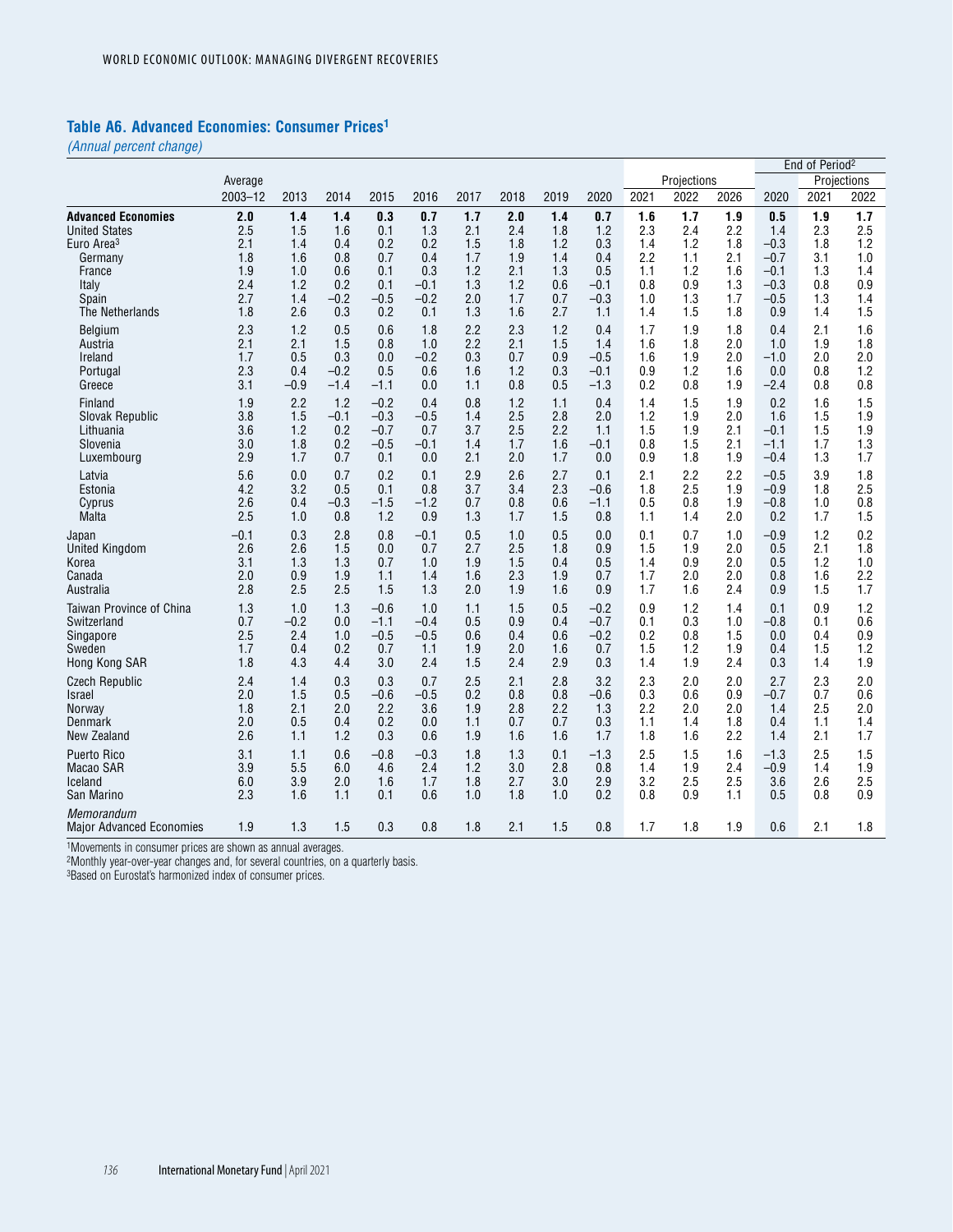## Table A6. Advanced Economies: Consumer Prices[1]

*(Annual percent change)*

| | Average | | | | | | | | | Projections | | | End of Period[2] | Projections | |
|---|---|---|---|---|---|---|---|---|---|---|---|---|---|---|---|
| | 2003–12 | 2013 | 2014 | 2015 | 2016 | 2017 | 2018 | 2019 | 2020 | 2021 | 2022 | 2026 | 2020 | 2021 | 2022 |
| **Advanced Economies** | **2.0** | **1.4** | **1.4** | **0.3** | **0.7** | **1.7** | **2.0** | **1.4** | **0.7** | **1.6** | **1.7** | **1.9** | **0.5** | **1.9** | **1.7** |
| United States | 2.5 | 1.5 | 1.6 | 0.1 | 1.3 | 2.1 | 2.4 | 1.8 | 1.2 | 2.3 | 2.4 | 2.2 | 1.4 | 2.3 | 2.5 |
| Euro Area[3] | 2.1 | 1.4 | 0.4 | 0.2 | 0.2 | 1.5 | 1.8 | 1.2 | 0.3 | 1.4 | 1.2 | 1.8 | –0.3 | 1.8 | 1.2 |
| Germany | 1.8 | 1.6 | 0.8 | 0.7 | 0.4 | 1.7 | 1.9 | 1.4 | 0.4 | 2.2 | 1.1 | 2.1 | –0.7 | 3.1 | 1.0 |
| France | 1.9 | 1.0 | 0.6 | 0.1 | 0.3 | 1.2 | 2.1 | 1.3 | 0.5 | 1.1 | 1.2 | 1.6 | –0.1 | 1.3 | 1.4 |
| Italy | 2.4 | 1.2 | 0.2 | 0.1 | –0.1 | 1.3 | 1.2 | 0.6 | –0.1 | 0.8 | 0.9 | 1.3 | –0.3 | 0.8 | 0.9 |
| Spain | 2.7 | 1.4 | –0.2 | –0.5 | –0.2 | 2.0 | 1.7 | 0.7 | –0.3 | 1.0 | 1.3 | 1.7 | –0.5 | 1.3 | 1.4 |
| The Netherlands | 1.8 | 2.6 | 0.3 | 0.2 | 0.1 | 1.3 | 1.6 | 2.7 | 1.1 | 1.4 | 1.5 | 1.8 | 0.9 | 1.4 | 1.5 |
| Belgium | 2.3 | 1.2 | 0.5 | 0.6 | 1.8 | 2.2 | 2.3 | 1.2 | 0.4 | 1.7 | 1.9 | 1.8 | 0.4 | 2.1 | 1.6 |
| Austria | 2.1 | 2.1 | 1.5 | 0.8 | 1.0 | 2.2 | 2.1 | 1.5 | 1.4 | 1.6 | 1.8 | 2.0 | 1.0 | 1.9 | 1.8 |
| Ireland | 1.7 | 0.5 | 0.3 | 0.0 | –0.2 | 0.3 | 0.7 | 0.9 | –0.5 | 1.6 | 1.9 | 2.0 | –1.0 | 2.0 | 2.0 |
| Portugal | 2.3 | 0.4 | –0.2 | 0.5 | 0.6 | 1.6 | 1.2 | 0.3 | –0.1 | 0.9 | 1.2 | 1.6 | 0.0 | 0.8 | 1.2 |
| Greece | 3.1 | –0.9 | –1.4 | –1.1 | 0.0 | 1.1 | 0.8 | 0.5 | –1.3 | 0.2 | 0.8 | 1.9 | –2.4 | 0.8 | 0.8 |
| Finland | 1.9 | 2.2 | 1.2 | –0.2 | 0.4 | 0.8 | 1.2 | 1.1 | 0.4 | 1.4 | 1.5 | 1.9 | 0.2 | 1.6 | 1.5 |
| Slovak Republic | 3.8 | 1.5 | –0.1 | –0.3 | –0.5 | 1.4 | 2.5 | 2.8 | 2.0 | 1.2 | 1.9 | 2.0 | 1.6 | 1.5 | 1.9 |
| Lithuania | 3.6 | 1.2 | 0.2 | –0.7 | 0.7 | 3.7 | 2.5 | 2.2 | 1.1 | 1.5 | 1.9 | 2.1 | –0.1 | 1.5 | 1.9 |
| Slovenia | 3.0 | 1.8 | 0.2 | –0.5 | –0.1 | 1.4 | 1.7 | 1.6 | –0.1 | 0.8 | 1.5 | 2.1 | –1.1 | 1.7 | 1.3 |
| Luxembourg | 2.9 | 1.7 | 0.7 | 0.1 | 0.0 | 2.1 | 2.0 | 1.7 | 0.0 | 0.9 | 1.8 | 1.9 | –0.4 | 1.3 | 1.7 |
| Latvia | 5.6 | 0.0 | 0.7 | 0.2 | 0.1 | 2.9 | 2.6 | 2.7 | 0.1 | 2.1 | 2.2 | 2.2 | –0.5 | 3.9 | 1.8 |
| Estonia | 4.2 | 3.2 | 0.5 | 0.1 | 0.8 | 3.7 | 3.4 | 2.3 | –0.6 | 1.8 | 2.5 | 1.9 | –0.9 | 1.8 | 2.5 |
| Cyprus | 2.6 | 0.4 | –0.3 | –1.5 | –1.2 | 0.7 | 0.8 | 0.6 | –1.1 | 0.5 | 0.8 | 1.9 | –0.8 | 1.0 | 0.8 |
| Malta | 2.5 | 1.0 | 0.8 | 1.2 | 0.9 | 1.3 | 1.7 | 1.5 | 0.8 | 1.1 | 1.4 | 2.0 | 0.2 | 1.7 | 1.5 |
| Japan | –0.1 | 0.3 | 2.8 | 0.8 | –0.1 | 0.5 | 1.0 | 0.5 | 0.0 | 0.1 | 0.7 | 1.0 | –0.9 | 1.2 | 0.2 |
| United Kingdom | 2.6 | 2.6 | 1.5 | 0.0 | 0.7 | 2.7 | 2.5 | 1.8 | 0.9 | 1.5 | 1.9 | 2.0 | 0.5 | 2.1 | 1.8 |
| Korea | 3.1 | 1.3 | 1.3 | 0.7 | 1.0 | 1.9 | 1.5 | 0.4 | 0.5 | 1.4 | 0.9 | 2.0 | 0.5 | 1.2 | 1.0 |
| Canada | 2.0 | 0.9 | 1.9 | 1.1 | 1.4 | 1.6 | 2.3 | 1.9 | 0.7 | 1.7 | 2.0 | 2.0 | 0.8 | 1.6 | 2.2 |
| Australia | 2.8 | 2.5 | 2.5 | 1.5 | 1.3 | 2.0 | 1.9 | 1.6 | 0.9 | 1.7 | 1.6 | 2.4 | 0.9 | 1.5 | 1.7 |
| Taiwan Province of China | 1.3 | 1.0 | 1.3 | –0.6 | 1.0 | 1.1 | 1.5 | 0.5 | –0.2 | 0.9 | 1.2 | 1.4 | 0.1 | 0.9 | 1.2 |
| Switzerland | 0.7 | –0.2 | 0.0 | –1.1 | –0.4 | 0.5 | 0.9 | 0.4 | –0.7 | 0.1 | 0.3 | 1.0 | –0.8 | 0.1 | 0.6 |
| Singapore | 2.5 | 2.4 | 1.0 | –0.5 | –0.5 | 0.6 | 0.4 | 0.6 | –0.2 | 0.2 | 0.8 | 1.5 | 0.0 | 0.4 | 0.9 |
| Sweden | 1.7 | 0.4 | 0.2 | 0.7 | 1.1 | 1.9 | 2.0 | 1.6 | 0.7 | 1.5 | 1.2 | 1.9 | 0.4 | 1.5 | 1.2 |
| Hong Kong SAR | 1.8 | 4.3 | 4.4 | 3.0 | 2.4 | 1.5 | 2.4 | 2.9 | 0.3 | 1.4 | 1.9 | 2.4 | 0.3 | 1.4 | 1.9 |
| Czech Republic | 2.4 | 1.4 | 0.3 | 0.3 | 0.7 | 2.5 | 2.1 | 2.8 | 3.2 | 2.3 | 2.0 | 2.0 | 2.7 | 2.3 | 2.0 |
| Israel | 2.0 | 1.5 | 0.5 | –0.6 | –0.5 | 0.2 | 0.8 | 0.8 | –0.6 | 0.3 | 0.6 | 0.9 | –0.7 | 0.7 | 0.6 |
| Norway | 1.8 | 2.1 | 2.0 | 2.2 | 3.6 | 1.9 | 2.8 | 2.2 | 1.3 | 2.2 | 2.0 | 2.0 | 1.4 | 2.5 | 2.0 |
| Denmark | 2.0 | 0.5 | 0.4 | 0.2 | 0.0 | 1.1 | 0.7 | 0.7 | 0.3 | 1.1 | 1.4 | 1.8 | 0.4 | 1.1 | 1.4 |
| New Zealand | 2.6 | 1.1 | 1.2 | 0.3 | 0.6 | 1.9 | 1.6 | 1.6 | 1.7 | 1.8 | 1.6 | 2.2 | 1.4 | 2.1 | 1.7 |
| Puerto Rico | 3.1 | 1.1 | 0.6 | –0.8 | –0.3 | 1.8 | 1.3 | 0.1 | –1.3 | 2.5 | 1.5 | 1.6 | –1.3 | 2.5 | 1.5 |
| Macao SAR | 3.9 | 5.5 | 6.0 | 4.6 | 2.4 | 1.2 | 3.0 | 2.8 | 0.8 | 1.4 | 1.9 | 2.4 | –0.9 | 1.4 | 1.9 |
| Iceland | 6.0 | 3.9 | 2.0 | 1.6 | 1.7 | 1.8 | 2.7 | 3.0 | 2.9 | 3.2 | 2.5 | 2.5 | 3.6 | 2.6 | 2.5 |
| San Marino | 2.3 | 1.6 | 1.1 | 0.1 | 0.6 | 1.0 | 1.8 | 1.0 | 0.2 | 0.8 | 0.9 | 1.1 | 0.5 | 0.8 | 0.9 |
| *Memorandum* | | | | | | | | | | | | | | | |
| Major Advanced Economies | 1.9 | 1.3 | 1.5 | 0.3 | 0.8 | 1.8 | 2.1 | 1.5 | 0.8 | 1.7 | 1.8 | 1.9 | 0.6 | 2.1 | 1.8 |

[1]Movements in consumer prices are shown as annual averages.
[2]Monthly year-over-year changes and, for several countries, on a quarterly basis.
[3]Based on Eurostat's harmonized index of consumer prices.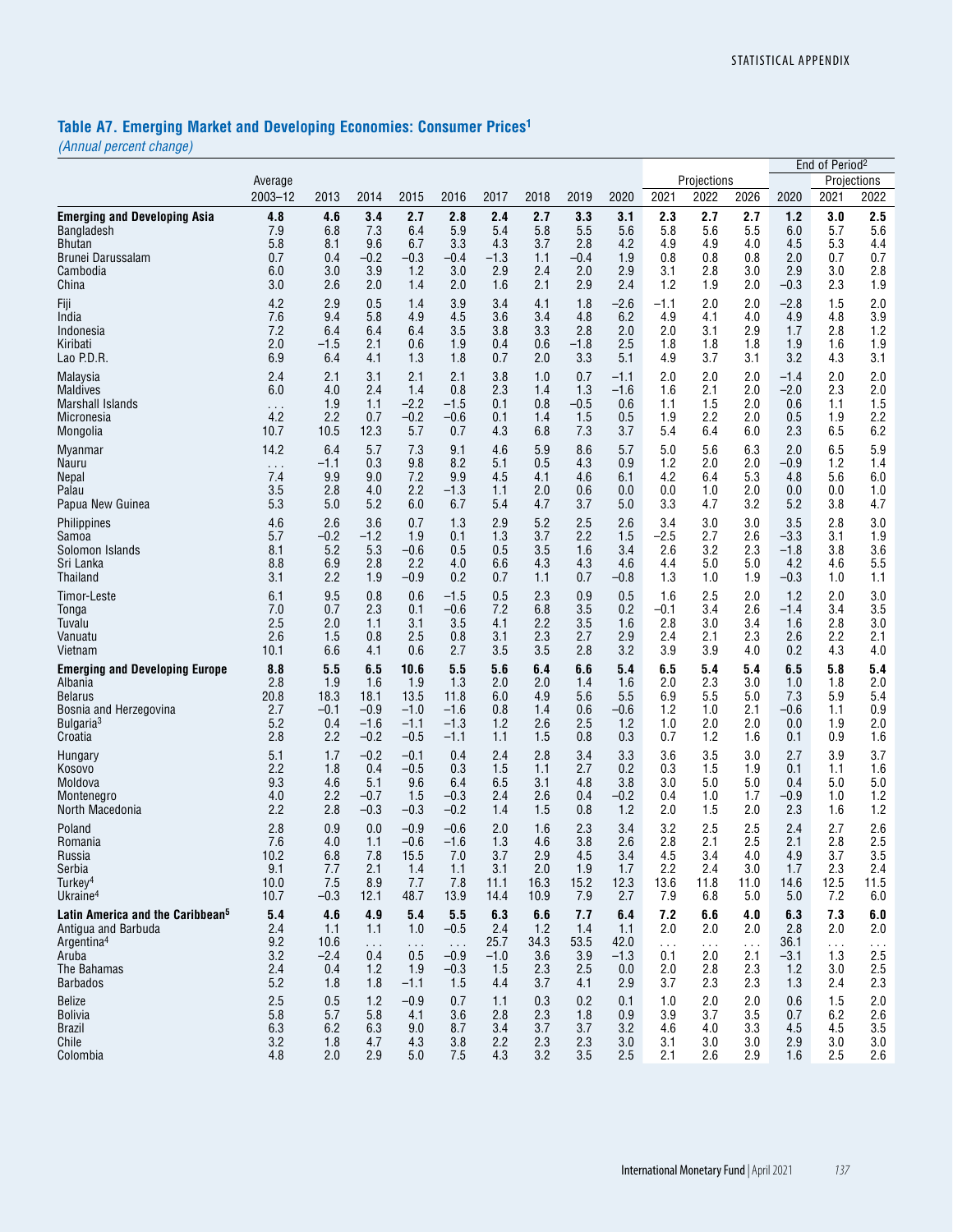## Table A7. Emerging Market and Developing Economies: Consumer Prices[1]

*(Annual percent change)*

| | Average | | | | | | | | | Projections | | | End of Period[2] | Projections | |
|---|---|---|---|---|---|---|---|---|---|---|---|---|---|---|---|
| | 2003–12 | 2013 | 2014 | 2015 | 2016 | 2017 | 2018 | 2019 | 2020 | 2021 | 2022 | 2026 | 2020 | 2021 | 2022 |
| **Emerging and Developing Asia** | **4.8** | **4.6** | **3.4** | **2.7** | **2.8** | **2.4** | **2.7** | **3.3** | **3.1** | **2.3** | **2.7** | **2.7** | **1.2** | **3.0** | **2.5** |
| Bangladesh | 7.9 | 6.8 | 7.3 | 6.4 | 5.9 | 5.4 | 5.8 | 5.5 | 5.6 | 5.8 | 5.6 | 5.5 | 6.0 | 5.7 | 5.6 |
| Bhutan | 5.8 | 8.1 | 9.6 | 6.7 | 3.3 | 4.3 | 3.7 | 2.8 | 4.2 | 4.9 | 4.9 | 4.0 | 4.5 | 5.3 | 4.4 |
| Brunei Darussalam | 0.7 | 0.4 | –0.2 | –0.3 | –0.4 | –1.3 | 1.1 | –0.4 | 1.9 | 0.8 | 0.8 | 0.8 | 2.0 | 0.7 | 0.7 |
| Cambodia | 6.0 | 3.0 | 3.9 | 1.2 | 3.0 | 2.9 | 2.4 | 2.0 | 2.9 | 3.1 | 2.8 | 3.0 | 2.9 | 3.0 | 2.8 |
| China | 3.0 | 2.6 | 2.0 | 1.4 | 2.0 | 1.6 | 2.1 | 2.9 | 2.4 | 1.2 | 1.9 | 2.0 | –0.3 | 2.3 | 1.9 |
| Fiji | 4.2 | 2.9 | 0.5 | 1.4 | 3.9 | 3.4 | 4.1 | 1.8 | –2.6 | –1.1 | 2.0 | 2.0 | –2.8 | 1.5 | 2.0 |
| India | 7.6 | 9.4 | 5.8 | 4.9 | 4.5 | 3.6 | 3.4 | 4.8 | 6.2 | 4.9 | 4.1 | 4.0 | 4.9 | 4.8 | 3.9 |
| Indonesia | 7.2 | 6.4 | 6.4 | 6.4 | 3.5 | 3.8 | 3.3 | 2.8 | 2.0 | 2.0 | 3.1 | 2.9 | 1.7 | 2.8 | 1.2 |
| Kiribati | 2.0 | –1.5 | 2.1 | 0.6 | 1.9 | 0.4 | 0.6 | –1.8 | 2.5 | 1.8 | 1.8 | 1.8 | 1.9 | 1.6 | 1.9 |
| Lao P.D.R. | 6.9 | 6.4 | 4.1 | 1.3 | 1.8 | 0.7 | 2.0 | 3.3 | 5.1 | 4.9 | 3.7 | 3.1 | 3.2 | 4.3 | 3.1 |
| Malaysia | 2.4 | 2.1 | 3.1 | 2.1 | 2.1 | 3.8 | 1.0 | 0.7 | –1.1 | 2.0 | 2.0 | 2.0 | –1.4 | 2.0 | 2.0 |
| Maldives | 6.0 | 4.0 | 2.4 | 1.4 | 0.8 | 2.3 | 1.4 | 1.3 | –1.6 | 1.6 | 2.1 | 2.0 | –2.0 | 2.3 | 2.0 |
| Marshall Islands | . . . | 1.9 | 1.1 | –2.2 | –1.5 | 0.1 | 0.8 | –0.5 | 0.6 | 1.1 | 1.5 | 2.0 | 0.6 | 1.1 | 1.5 |
| Micronesia | 4.2 | 2.2 | 0.7 | –0.2 | –0.6 | 0.1 | 1.4 | 1.5 | 0.5 | 1.9 | 2.2 | 2.0 | 0.5 | 1.9 | 2.2 |
| Mongolia | 10.7 | 10.5 | 12.3 | 5.7 | 0.7 | 4.3 | 6.8 | 7.3 | 3.7 | 5.4 | 6.4 | 6.0 | 2.3 | 6.5 | 6.2 |
| Myanmar | 14.2 | 6.4 | 5.7 | 7.3 | 9.1 | 4.6 | 5.9 | 8.6 | 5.7 | 5.0 | 5.6 | 6.3 | 2.0 | 6.5 | 5.9 |
| Nauru | . . . | –1.1 | 0.3 | 9.8 | 8.2 | 5.1 | 0.5 | 4.3 | 0.9 | 1.2 | 2.0 | 2.0 | –0.9 | 1.2 | 1.4 |
| Nepal | 7.4 | 9.9 | 9.0 | 7.2 | 9.9 | 4.5 | 4.1 | 4.6 | 6.1 | 4.2 | 6.4 | 5.3 | 4.8 | 5.6 | 6.0 |
| Palau | 3.5 | 2.8 | 4.0 | 2.2 | –1.3 | 1.1 | 2.0 | 0.6 | 0.0 | 0.0 | 1.0 | 2.0 | 0.0 | 0.0 | 1.0 |
| Papua New Guinea | 5.3 | 5.0 | 5.2 | 6.0 | 6.7 | 5.4 | 4.7 | 3.7 | 5.0 | 3.3 | 4.7 | 3.2 | 5.2 | 3.8 | 4.7 |
| Philippines | 4.6 | 2.6 | 3.6 | 0.7 | 1.3 | 2.9 | 5.2 | 2.5 | 2.6 | 3.4 | 3.0 | 3.0 | 3.5 | 2.8 | 3.0 |
| Samoa | 5.7 | –0.2 | –1.2 | 1.9 | 0.1 | 1.3 | 3.7 | 2.2 | 1.5 | –2.5 | 2.7 | 2.6 | –3.3 | 3.1 | 1.9 |
| Solomon Islands | 8.1 | 5.2 | 5.3 | –0.6 | 0.5 | 0.5 | 3.5 | 1.6 | 3.4 | 2.6 | 3.2 | 2.3 | –1.8 | 3.8 | 3.6 |
| Sri Lanka | 8.8 | 6.9 | 2.8 | 2.2 | 4.0 | 6.6 | 4.3 | 4.3 | 4.6 | 4.4 | 5.0 | 5.0 | 4.2 | 4.6 | 5.5 |
| Thailand | 3.1 | 2.2 | 1.9 | –0.9 | 0.2 | 0.7 | 1.1 | 0.7 | –0.8 | 1.3 | 1.0 | 1.9 | –0.3 | 1.0 | 1.1 |
| Timor-Leste | 6.1 | 9.5 | 0.8 | 0.6 | –1.5 | 0.5 | 2.3 | 0.9 | 0.5 | 1.6 | 2.5 | 2.0 | 1.2 | 2.0 | 3.0 |
| Tonga | 7.0 | 0.7 | 2.3 | 0.1 | –0.6 | 7.2 | 6.8 | 3.5 | 0.2 | –0.1 | 3.4 | 2.6 | –1.4 | 3.4 | 3.5 |
| Tuvalu | 2.5 | 2.0 | 1.1 | 3.1 | 3.5 | 4.1 | 2.2 | 3.5 | 1.6 | 2.8 | 3.0 | 3.4 | 1.6 | 2.8 | 3.0 |
| Vanuatu | 2.6 | 1.5 | 0.8 | 2.5 | 0.8 | 3.1 | 2.3 | 2.7 | 2.9 | 2.4 | 2.1 | 2.3 | 2.6 | 2.2 | 2.1 |
| Vietnam | 10.1 | 6.6 | 4.1 | 0.6 | 2.7 | 3.5 | 3.5 | 2.8 | 3.2 | 3.9 | 3.9 | 4.0 | 0.2 | 4.3 | 4.0 |
| **Emerging and Developing Europe** | **8.8** | **5.5** | **6.5** | **10.6** | **5.5** | **5.6** | **6.4** | **6.6** | **5.4** | **6.5** | **5.4** | **5.4** | **6.5** | **5.8** | **5.4** |
| Albania | 2.8 | 1.9 | 1.6 | 1.9 | 1.3 | 2.0 | 2.0 | 1.4 | 1.6 | 2.0 | 2.3 | 3.0 | 1.0 | 1.8 | 2.0 |
| Belarus | 20.8 | 18.3 | 18.1 | 13.5 | 11.8 | 6.0 | 4.9 | 5.6 | 5.5 | 6.9 | 5.5 | 5.0 | 7.3 | 5.9 | 5.4 |
| Bosnia and Herzegovina | 2.7 | –0.1 | –0.9 | –1.0 | –1.6 | 0.8 | 1.4 | 0.6 | –0.6 | 1.2 | 1.0 | 2.1 | –0.6 | 1.1 | 0.9 |
| Bulgaria[3] | 5.2 | 0.4 | –1.6 | –1.1 | –1.3 | 1.2 | 2.6 | 2.5 | 1.2 | 1.0 | 2.0 | 2.0 | 0.0 | 1.9 | 2.0 |
| Croatia | 2.8 | 2.2 | –0.2 | –0.5 | –1.1 | 1.1 | 1.5 | 0.8 | 0.3 | 0.7 | 1.2 | 1.6 | 0.1 | 0.9 | 1.6 |
| Hungary | 5.1 | 1.7 | –0.2 | –0.1 | 0.4 | 2.4 | 2.8 | 3.4 | 3.3 | 3.6 | 3.5 | 3.0 | 2.7 | 3.9 | 3.7 |
| Kosovo | 2.2 | 1.8 | 0.4 | –0.5 | 0.3 | 1.5 | 1.1 | 2.7 | 0.2 | 0.3 | 1.5 | 1.9 | 0.1 | 1.1 | 1.6 |
| Moldova | 9.3 | 4.6 | 5.1 | 9.6 | 6.4 | 6.5 | 3.1 | 4.8 | 3.8 | 3.0 | 5.0 | 5.0 | 0.4 | 5.0 | 5.0 |
| Montenegro | 4.0 | 2.2 | –0.7 | 1.5 | –0.3 | 2.4 | 2.6 | 0.4 | –0.2 | 0.4 | 1.0 | 1.7 | –0.9 | 1.0 | 1.2 |
| North Macedonia | 2.2 | 2.8 | –0.3 | –0.3 | –0.2 | 1.4 | 1.5 | 0.8 | 1.2 | 2.0 | 1.5 | 2.0 | 2.3 | 1.6 | 1.2 |
| Poland | 2.8 | 0.9 | 0.0 | –0.9 | –0.6 | 2.0 | 1.6 | 2.3 | 3.4 | 3.2 | 2.5 | 2.5 | 2.4 | 2.7 | 2.6 |
| Romania | 7.6 | 4.0 | 1.1 | –0.6 | –1.6 | 1.3 | 4.6 | 3.8 | 2.6 | 2.8 | 2.1 | 2.5 | 2.1 | 2.8 | 2.5 |
| Russia | 10.2 | 6.8 | 7.8 | 15.5 | 7.0 | 3.7 | 2.9 | 4.5 | 3.4 | 4.5 | 3.4 | 4.0 | 4.9 | 3.7 | 3.5 |
| Serbia | 9.1 | 7.7 | 2.1 | 1.4 | 1.1 | 3.1 | 2.0 | 1.9 | 1.7 | 2.2 | 2.4 | 3.0 | 1.7 | 2.3 | 2.4 |
| Turkey[4] | 10.0 | 7.5 | 8.9 | 7.7 | 7.8 | 11.1 | 16.3 | 15.2 | 12.3 | 13.6 | 11.8 | 11.0 | 14.6 | 12.5 | 11.5 |
| Ukraine[4] | 10.7 | –0.3 | 12.1 | 48.7 | 13.9 | 14.4 | 10.9 | 7.9 | 2.7 | 7.9 | 6.8 | 5.0 | 5.0 | 7.2 | 6.0 |
| **Latin America and the Caribbean[5]** | **5.4** | **4.6** | **4.9** | **5.4** | **5.5** | **6.3** | **6.6** | **7.7** | **6.4** | **7.2** | **6.6** | **4.0** | **6.3** | **7.3** | **6.0** |
| Antigua and Barbuda | 2.4 | 1.1 | 1.1 | 1.0 | –0.5 | 2.4 | 1.2 | 1.4 | 1.1 | 2.0 | 2.0 | 2.0 | 2.8 | 2.0 | 2.0 |
| Argentina[4] | 9.2 | 10.6 | . . . | . . . | . . . | 25.7 | 34.3 | 53.5 | 42.0 | . . . | . . . | . . . | 36.1 | . . . | . . . |
| Aruba | 3.2 | –2.4 | 0.4 | 0.5 | –0.9 | –1.0 | 3.6 | 3.9 | –1.3 | 0.1 | 2.0 | 2.1 | –3.1 | 1.3 | 2.5 |
| The Bahamas | 2.4 | 0.4 | 1.2 | 1.9 | –0.3 | 1.5 | 2.3 | 2.5 | 0.0 | 2.0 | 2.8 | 2.3 | 1.2 | 3.0 | 2.5 |
| Barbados | 5.2 | 1.8 | 1.8 | –1.1 | 1.5 | 4.4 | 3.7 | 4.1 | 2.9 | 3.7 | 2.3 | 2.3 | 1.3 | 2.4 | 2.3 |
| Belize | 2.5 | 0.5 | 1.2 | –0.9 | 0.7 | 1.1 | 0.3 | 0.2 | 0.1 | 1.0 | 2.0 | 2.0 | 0.6 | 1.5 | 2.0 |
| Bolivia | 5.8 | 5.7 | 5.8 | 4.1 | 3.6 | 2.8 | 2.3 | 1.8 | 0.9 | 3.9 | 3.7 | 3.5 | 0.7 | 6.2 | 2.6 |
| Brazil | 6.3 | 6.2 | 6.3 | 9.0 | 8.7 | 3.4 | 3.7 | 3.7 | 3.2 | 4.6 | 4.0 | 3.3 | 4.5 | 4.5 | 3.5 |
| Chile | 3.2 | 1.8 | 4.7 | 4.3 | 3.8 | 2.2 | 2.3 | 2.3 | 3.0 | 3.1 | 3.0 | 3.0 | 2.9 | 3.0 | 3.0 |
| Colombia | 4.8 | 2.0 | 2.9 | 5.0 | 7.5 | 4.3 | 3.2 | 3.5 | 2.5 | 2.1 | 2.6 | 2.9 | 1.6 | 2.5 | 2.6 |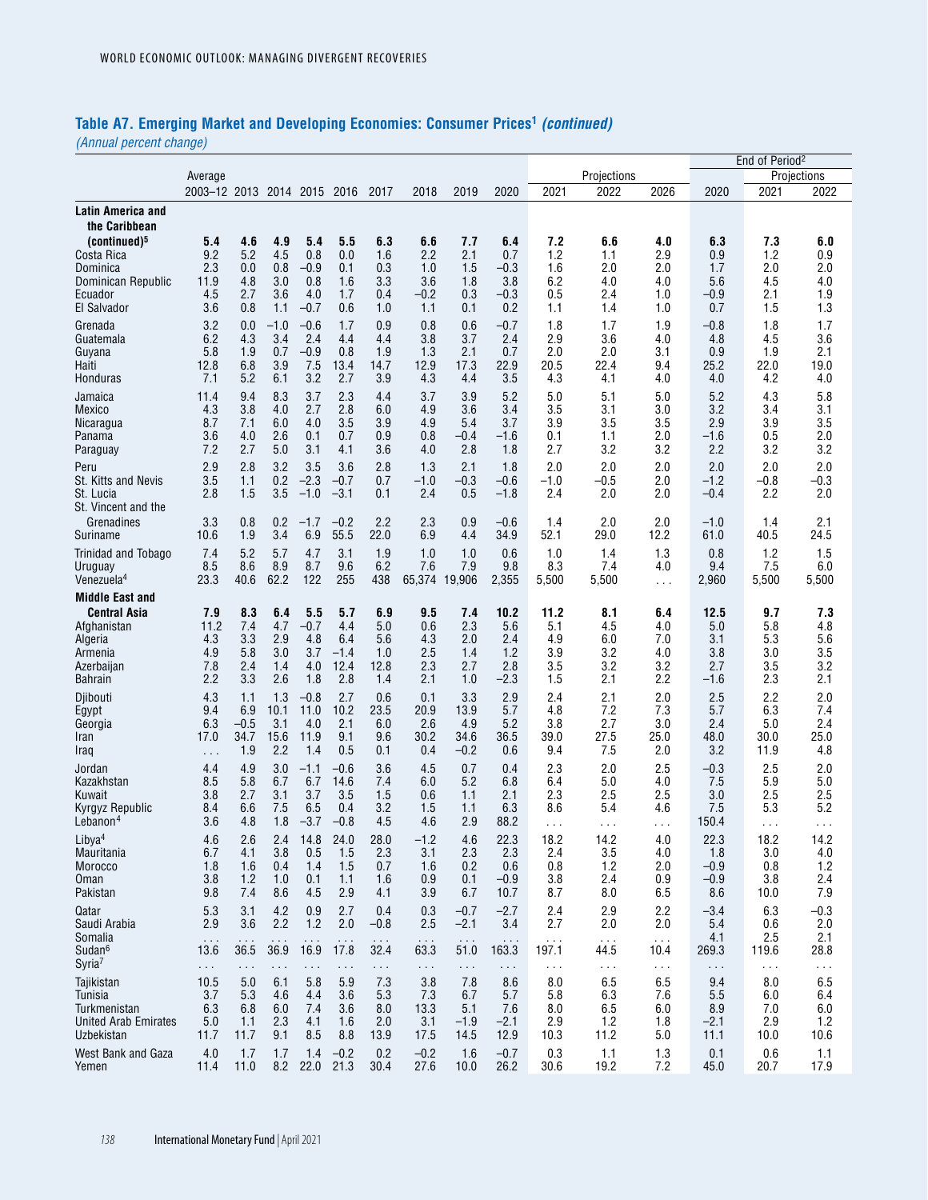## Table A7. Emerging Market and Developing Economies: Consumer Prices[1] *(continued)*

*(Annual percent change)*

| | Average | | | | | | | | | Projections | | | End of Period[2] | Projections | |
|---|---|---|---|---|---|---|---|---|---|---|---|---|---|---|---|
| | 2003–12 | 2013 | 2014 | 2015 | 2016 | 2017 | 2018 | 2019 | 2020 | 2021 | 2022 | 2026 | 2020 | 2021 | 2022 |
| **Latin America and the Caribbean (continued)[5]** | **5.4** | **4.6** | **4.9** | **5.4** | **5.5** | **6.3** | **6.6** | **7.7** | **6.4** | **7.2** | **6.6** | **4.0** | **6.3** | **7.3** | **6.0** |
| Costa Rica | 9.2 | 5.2 | 4.5 | 0.8 | 0.0 | 1.6 | 2.2 | 2.1 | 0.7 | 1.2 | 1.1 | 2.9 | 0.9 | 1.2 | 0.9 |
| Dominica | 2.3 | 0.0 | 0.8 | –0.9 | 0.1 | 0.3 | 1.0 | 1.5 | –0.3 | 1.6 | 2.0 | 2.0 | 1.7 | 2.0 | 2.0 |
| Dominican Republic | 11.9 | 4.8 | 3.0 | 0.8 | 1.6 | 3.3 | 3.6 | 1.8 | 3.8 | 6.2 | 4.0 | 4.0 | 5.6 | 4.5 | 4.0 |
| Ecuador | 4.5 | 2.7 | 3.6 | 4.0 | 1.7 | 0.4 | –0.2 | 0.3 | –0.3 | 0.5 | 2.4 | 1.0 | –0.9 | 2.1 | 1.9 |
| El Salvador | 3.6 | 0.8 | 1.1 | –0.7 | 0.6 | 1.0 | 1.1 | 0.1 | 0.2 | 1.1 | 1.4 | 1.0 | 0.7 | 1.5 | 1.3 |
| Grenada | 3.2 | 0.0 | –1.0 | –0.6 | 1.7 | 0.9 | 0.8 | 0.6 | –0.7 | 1.8 | 1.7 | 1.9 | –0.8 | 1.8 | 1.7 |
| Guatemala | 6.2 | 4.3 | 3.4 | 2.4 | 4.4 | 4.4 | 3.8 | 3.7 | 2.4 | 2.9 | 3.6 | 4.0 | 4.8 | 4.5 | 3.6 |
| Guyana | 5.8 | 1.9 | 0.7 | –0.9 | 0.8 | 1.9 | 1.3 | 2.1 | 0.7 | 2.0 | 2.0 | 3.1 | 0.9 | 1.9 | 2.1 |
| Haiti | 12.8 | 6.8 | 3.9 | 7.5 | 13.4 | 14.7 | 12.9 | 17.3 | 22.9 | 20.5 | 22.4 | 9.4 | 25.2 | 22.0 | 19.0 |
| Honduras | 7.1 | 5.2 | 6.1 | 3.2 | 2.7 | 3.9 | 4.3 | 4.4 | 3.5 | 4.3 | 4.1 | 4.0 | 4.0 | 4.2 | 4.0 |
| Jamaica | 11.4 | 9.4 | 8.3 | 3.7 | 2.3 | 4.4 | 3.7 | 3.9 | 5.2 | 5.0 | 5.1 | 5.0 | 5.2 | 4.3 | 5.8 |
| Mexico | 4.3 | 3.8 | 4.0 | 2.7 | 2.8 | 6.0 | 4.9 | 3.6 | 3.4 | 3.5 | 3.1 | 3.0 | 3.2 | 3.4 | 3.1 |
| Nicaragua | 8.7 | 7.1 | 6.0 | 4.0 | 3.5 | 3.9 | 4.9 | 5.4 | 3.7 | 3.9 | 3.5 | 3.5 | 2.9 | 3.9 | 3.5 |
| Panama | 3.6 | 4.0 | 2.6 | 0.1 | 0.7 | 0.9 | 0.8 | –0.4 | –1.6 | 0.1 | 1.1 | 2.0 | –1.6 | 0.5 | 2.0 |
| Paraguay | 7.2 | 2.7 | 5.0 | 3.1 | 4.1 | 3.6 | 4.0 | 2.8 | 1.8 | 2.7 | 3.2 | 3.2 | 2.2 | 3.2 | 3.2 |
| Peru | 2.9 | 2.8 | 3.2 | 3.5 | 3.6 | 2.8 | 1.3 | 2.1 | 1.8 | 2.0 | 2.0 | 2.0 | 2.0 | 2.0 | 2.0 |
| St. Kitts and Nevis | 3.5 | 1.1 | 0.2 | –2.3 | –0.7 | 0.7 | –1.0 | –0.3 | –0.6 | –1.0 | –0.5 | 2.0 | –1.2 | –0.8 | –0.3 |
| St. Lucia | 2.8 | 1.5 | 3.5 | –1.0 | –3.1 | 0.1 | 2.4 | 0.5 | –1.8 | 2.4 | 2.0 | 2.0 | –0.4 | 2.2 | 2.0 |
| St. Vincent and the Grenadines | 3.3 | 0.8 | 0.2 | –1.7 | –0.2 | 2.2 | 2.3 | 0.9 | –0.6 | 1.4 | 2.0 | 2.0 | –1.0 | 1.4 | 2.1 |
| Suriname | 10.6 | 1.9 | 3.4 | 6.9 | 55.5 | 22.0 | 6.9 | 4.4 | 34.9 | 52.1 | 29.0 | 12.2 | 61.0 | 40.5 | 24.5 |
| Trinidad and Tobago | 7.4 | 5.2 | 5.7 | 4.7 | 3.1 | 1.9 | 1.0 | 1.0 | 0.6 | 1.0 | 1.4 | 1.3 | 0.8 | 1.2 | 1.5 |
| Uruguay | 8.5 | 8.6 | 8.9 | 8.7 | 9.6 | 6.2 | 7.6 | 7.9 | 9.8 | 8.3 | 7.4 | 4.0 | 9.4 | 7.5 | 6.0 |
| Venezuela[4] | 23.3 | 40.6 | 62.2 | 122 | 255 | 438 | 65,374 | 19,906 | 2,355 | 5,500 | 5,500 | . . . | 2,960 | 5,500 | 5,500 |
| **Middle East and Central Asia** | **7.9** | **8.3** | **6.4** | **5.5** | **5.7** | **6.9** | **9.5** | **7.4** | **10.2** | **11.2** | **8.1** | **6.4** | **12.5** | **9.7** | **7.3** |
| Afghanistan | 11.2 | 7.4 | 4.7 | –0.7 | 4.4 | 5.0 | 0.6 | 2.3 | 5.6 | 5.1 | 4.5 | 4.0 | 5.0 | 5.8 | 4.8 |
| Algeria | 4.3 | 3.3 | 2.9 | 4.8 | 6.4 | 5.6 | 4.3 | 2.0 | 2.4 | 4.9 | 6.0 | 7.0 | 3.1 | 5.3 | 5.6 |
| Armenia | 4.9 | 5.8 | 3.0 | 3.7 | –1.4 | 1.0 | 2.5 | 1.4 | 1.2 | 3.9 | 3.2 | 4.0 | 3.8 | 3.0 | 3.5 |
| Azerbaijan | 7.8 | 2.4 | 1.4 | 4.0 | 12.4 | 12.8 | 2.3 | 2.7 | 2.8 | 3.5 | 3.2 | 3.2 | 2.7 | 3.5 | 3.2 |
| Bahrain | 2.2 | 3.3 | 2.6 | 1.8 | 2.8 | 1.4 | 2.1 | 1.0 | –2.3 | 1.5 | 2.1 | 2.2 | –1.6 | 2.3 | 2.1 |
| Djibouti | 4.3 | 1.1 | 1.3 | –0.8 | 2.7 | 0.6 | 0.1 | 3.3 | 2.9 | 2.4 | 2.1 | 2.0 | 2.5 | 2.2 | 2.0 |
| Egypt | 9.4 | 6.9 | 10.1 | 11.0 | 10.2 | 23.5 | 20.9 | 13.9 | 5.7 | 4.8 | 7.2 | 7.3 | 5.7 | 6.3 | 7.4 |
| Georgia | 6.3 | –0.5 | 3.1 | 4.0 | 2.1 | 6.0 | 2.6 | 4.9 | 5.2 | 3.8 | 2.7 | 3.0 | 2.4 | 5.0 | 2.4 |
| Iran | 17.0 | 34.7 | 15.6 | 11.9 | 9.1 | 9.6 | 30.2 | 34.6 | 36.5 | 39.0 | 27.5 | 25.0 | 48.0 | 30.0 | 25.0 |
| Iraq | . . . | 1.9 | 2.2 | 1.4 | 0.5 | 0.1 | 0.4 | –0.2 | 0.6 | 9.4 | 7.5 | 2.0 | 3.2 | 11.9 | 4.8 |
| Jordan | 4.4 | 4.9 | 3.0 | –1.1 | –0.6 | 3.6 | 4.5 | 0.7 | 0.4 | 2.3 | 2.0 | 2.5 | –0.3 | 2.5 | 2.0 |
| Kazakhstan | 8.5 | 5.8 | 6.7 | 6.7 | 14.6 | 7.4 | 6.0 | 5.2 | 6.8 | 6.4 | 5.0 | 4.0 | 7.5 | 5.9 | 5.0 |
| Kuwait | 3.8 | 2.7 | 3.1 | 3.7 | 3.5 | 1.5 | 0.6 | 1.1 | 2.1 | 2.3 | 2.5 | 2.5 | 3.0 | 2.5 | 2.5 |
| Kyrgyz Republic | 8.4 | 6.6 | 7.5 | 6.5 | 0.4 | 3.2 | 1.5 | 1.1 | 6.3 | 8.6 | 5.4 | 4.6 | 7.5 | 5.3 | 5.2 |
| Lebanon[4] | 3.6 | 4.8 | 1.8 | –3.7 | –0.8 | 4.5 | 4.6 | 2.9 | 88.2 | . . . | . . . | . . . | 150.4 | . . . | . . . |
| Libya[4] | 4.6 | 2.6 | 2.4 | 14.8 | 24.0 | 28.0 | –1.2 | 4.6 | 22.3 | 18.2 | 14.2 | 4.0 | 22.3 | 18.2 | 14.2 |
| Mauritania | 6.7 | 4.1 | 3.8 | 0.5 | 1.5 | 2.3 | 3.1 | 2.3 | 2.3 | 2.4 | 3.5 | 4.0 | 1.8 | 3.0 | 4.0 |
| Morocco | 1.8 | 1.6 | 0.4 | 1.4 | 1.5 | 0.7 | 1.6 | 0.2 | 0.6 | 0.8 | 1.2 | 2.0 | –0.9 | 0.8 | 1.2 |
| Oman | 3.8 | 1.2 | 1.0 | 0.1 | 1.1 | 1.6 | 0.9 | 0.1 | –0.9 | 3.8 | 2.4 | 0.9 | –0.9 | 3.8 | 2.4 |
| Pakistan | 9.8 | 7.4 | 8.6 | 4.5 | 2.9 | 4.1 | 3.9 | 6.7 | 10.7 | 8.7 | 8.0 | 6.5 | 8.6 | 10.0 | 7.9 |
| Qatar | 5.3 | 3.1 | 4.2 | 0.9 | 2.7 | 0.4 | 0.3 | –0.7 | –2.7 | 2.4 | 2.9 | 2.2 | –3.4 | 6.3 | –0.3 |
| Saudi Arabia | 2.9 | 3.6 | 2.2 | 1.2 | 2.0 | –0.8 | 2.5 | –2.1 | 3.4 | 2.7 | 2.0 | 2.0 | 5.4 | 0.6 | 2.0 |
| Somalia | . . . | . . . | . . . | . . . | . . . | . . . | . . . | . . . | . . . | . . . | . . . | . . . | 4.1 | 2.5 | 2.1 |
| Sudan[6] | 13.6 | 36.5 | 36.9 | 16.9 | 17.8 | 32.4 | 63.3 | 51.0 | 163.3 | 197.1 | 44.5 | 10.4 | 269.3 | 119.6 | 28.8 |
| Syria[7] | . . . | . . . | . . . | . . . | . . . | . . . | . . . | . . . | . . . | . . . | . . . | . . . | . . . | . . . | . . . |
| Tajikistan | 10.5 | 5.0 | 6.1 | 5.8 | 5.9 | 7.3 | 3.8 | 7.8 | 8.6 | 8.0 | 6.5 | 6.5 | 9.4 | 8.0 | 6.5 |
| Tunisia | 3.7 | 5.3 | 4.6 | 4.4 | 3.6 | 5.3 | 7.3 | 6.7 | 5.7 | 5.8 | 6.3 | 7.6 | 5.5 | 6.0 | 6.4 |
| Turkmenistan | 6.3 | 6.8 | 6.0 | 7.4 | 3.6 | 8.0 | 13.3 | 5.1 | 7.6 | 8.0 | 6.5 | 6.0 | 8.9 | 7.0 | 6.0 |
| United Arab Emirates | 5.0 | 1.1 | 2.3 | 4.1 | 1.6 | 2.0 | 3.1 | –1.9 | –2.1 | 2.9 | 1.2 | 1.8 | –2.1 | 2.9 | 1.2 |
| Uzbekistan | 11.7 | 11.7 | 9.1 | 8.5 | 8.8 | 13.9 | 17.5 | 14.5 | 12.9 | 10.3 | 11.2 | 5.0 | 11.1 | 10.0 | 10.6 |
| West Bank and Gaza | 4.0 | 1.7 | 1.7 | 1.4 | –0.2 | 0.2 | –0.2 | 1.6 | –0.7 | 0.3 | 1.1 | 1.3 | 0.1 | 0.6 | 1.1 |
| Yemen | 11.4 | 11.0 | 8.2 | 22.0 | 21.3 | 30.4 | 27.6 | 10.0 | 26.2 | 30.6 | 19.2 | 7.2 | 45.0 | 20.7 | 17.9 |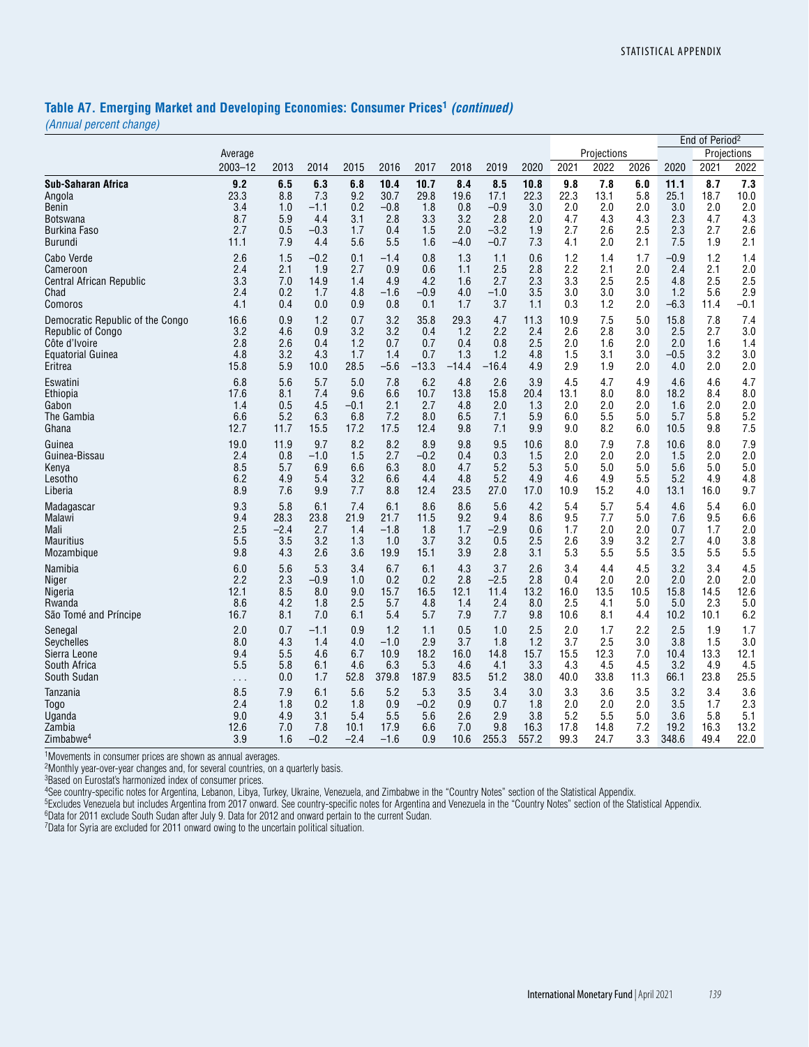## Table A7. Emerging Market and Developing Economies: Consumer Prices[1] *(continued)*

*(Annual percent change)*

| | Average | | | | | | | | | Projections | | | End of Period[2] | Projections | |
|---|---|---|---|---|---|---|---|---|---|---|---|---|---|---|---|
| | 2003–12 | 2013 | 2014 | 2015 | 2016 | 2017 | 2018 | 2019 | 2020 | 2021 | 2022 | 2026 | 2020 | 2021 | 2022 |
| **Sub-Saharan Africa** | **9.2** | **6.5** | **6.3** | **6.8** | **10.4** | **10.7** | **8.4** | **8.5** | **10.8** | **9.8** | **7.8** | **6.0** | **11.1** | **8.7** | **7.3** |
| Angola | 23.3 | 8.8 | 7.3 | 9.2 | 30.7 | 29.8 | 19.6 | 17.1 | 22.3 | 22.3 | 13.1 | 5.8 | 25.1 | 18.7 | 10.0 |
| Benin | 3.4 | 1.0 | –1.1 | 0.2 | –0.8 | 1.8 | 0.8 | –0.9 | 3.0 | 2.0 | 2.0 | 2.0 | 3.0 | 2.0 | 2.0 |
| Botswana | 8.7 | 5.9 | 4.4 | 3.1 | 2.8 | 3.3 | 3.2 | 2.8 | 2.0 | 4.7 | 4.3 | 4.3 | 2.3 | 4.7 | 4.3 |
| Burkina Faso | 2.7 | 0.5 | –0.3 | 1.7 | 0.4 | 1.5 | 2.0 | –3.2 | 1.9 | 2.7 | 2.6 | 2.5 | 2.3 | 2.7 | 2.6 |
| Burundi | 11.1 | 7.9 | 4.4 | 5.6 | 5.5 | 1.6 | –4.0 | –0.7 | 7.3 | 4.1 | 2.0 | 2.1 | 7.5 | 1.9 | 2.1 |
| Cabo Verde | 2.6 | 1.5 | –0.2 | 0.1 | –1.4 | 0.8 | 1.3 | 1.1 | 0.6 | 1.2 | 1.4 | 1.7 | –0.9 | 1.2 | 1.4 |
| Cameroon | 2.4 | 2.1 | 1.9 | 2.7 | 0.9 | 0.6 | 1.1 | 2.5 | 2.8 | 2.2 | 2.1 | 2.0 | 2.4 | 2.1 | 2.0 |
| Central African Republic | 3.3 | 7.0 | 14.9 | 1.4 | 4.9 | 4.2 | 1.6 | 2.7 | 2.3 | 3.3 | 2.5 | 2.5 | 4.8 | 2.5 | 2.5 |
| Chad | 2.4 | 0.2 | 1.7 | 4.8 | –1.6 | –0.9 | 4.0 | –1.0 | 3.5 | 3.0 | 3.0 | 3.0 | 1.2 | 5.6 | 2.9 |
| Comoros | 4.1 | 0.4 | 0.0 | 0.9 | 0.8 | 0.1 | 1.7 | 3.7 | 1.1 | 0.3 | 1.2 | 2.0 | –6.3 | 11.4 | –0.1 |
| Democratic Republic of the Congo | 16.6 | 0.9 | 1.2 | 0.7 | 3.2 | 35.8 | 29.3 | 4.7 | 11.3 | 10.9 | 7.5 | 5.0 | 15.8 | 7.8 | 7.4 |
| Republic of Congo | 3.2 | 4.6 | 0.9 | 3.2 | 3.2 | 0.4 | 1.2 | 2.2 | 2.4 | 2.6 | 2.8 | 3.0 | 2.5 | 2.7 | 3.0 |
| Côte d'Ivoire | 2.8 | 2.6 | 0.4 | 1.2 | 0.7 | 0.7 | 0.4 | 0.8 | 2.5 | 2.0 | 1.6 | 2.0 | 2.0 | 1.6 | 1.4 |
| Equatorial Guinea | 4.8 | 3.2 | 4.3 | 1.7 | 1.4 | 0.7 | 1.3 | 1.2 | 4.8 | 1.5 | 3.1 | 3.0 | –0.5 | 3.2 | 3.0 |
| Eritrea | 15.8 | 5.9 | 10.0 | 28.5 | –5.6 | –13.3 | –14.4 | –16.4 | 4.9 | 2.9 | 1.9 | 2.0 | 4.0 | 2.0 | 2.0 |
| Eswatini | 6.8 | 5.6 | 5.7 | 5.0 | 7.8 | 6.2 | 4.8 | 2.6 | 3.9 | 4.5 | 4.7 | 4.9 | 4.6 | 4.6 | 4.7 |
| Ethiopia | 17.6 | 8.1 | 7.4 | 9.6 | 6.6 | 10.7 | 13.8 | 15.8 | 20.4 | 13.1 | 8.0 | 8.0 | 18.2 | 8.4 | 8.0 |
| Gabon | 1.4 | 0.5 | 4.5 | –0.1 | 2.1 | 2.7 | 4.8 | 2.0 | 1.3 | 2.0 | 2.0 | 2.0 | 1.6 | 2.0 | 2.0 |
| The Gambia | 6.6 | 5.2 | 6.3 | 6.8 | 7.2 | 8.0 | 6.5 | 7.1 | 5.9 | 6.0 | 5.5 | 5.0 | 5.7 | 5.8 | 5.2 |
| Ghana | 12.7 | 11.7 | 15.5 | 17.2 | 17.5 | 12.4 | 9.8 | 7.1 | 9.9 | 9.0 | 8.2 | 6.0 | 10.5 | 9.8 | 7.5 |
| Guinea | 19.0 | 11.9 | 9.7 | 8.2 | 8.2 | 8.9 | 9.8 | 9.5 | 10.6 | 8.0 | 7.9 | 7.8 | 10.6 | 8.0 | 7.9 |
| Guinea-Bissau | 2.4 | 0.8 | –1.0 | 1.5 | 2.7 | –0.2 | 0.4 | 0.3 | 1.5 | 2.0 | 2.0 | 2.0 | 1.5 | 2.0 | 2.0 |
| Kenya | 8.5 | 5.7 | 6.9 | 6.6 | 6.3 | 8.0 | 4.7 | 5.2 | 5.3 | 5.0 | 5.0 | 5.0 | 5.6 | 5.0 | 5.0 |
| Lesotho | 6.2 | 4.9 | 5.4 | 3.2 | 6.6 | 4.4 | 4.8 | 5.2 | 4.9 | 4.6 | 4.9 | 5.5 | 5.2 | 4.9 | 4.8 |
| Liberia | 8.9 | 7.6 | 9.9 | 7.7 | 8.8 | 12.4 | 23.5 | 27.0 | 17.0 | 10.9 | 15.2 | 4.0 | 13.1 | 16.0 | 9.7 |
| Madagascar | 9.3 | 5.8 | 6.1 | 7.4 | 6.1 | 8.6 | 8.6 | 5.6 | 4.2 | 5.4 | 5.7 | 5.4 | 4.6 | 5.4 | 6.0 |
| Malawi | 9.4 | 28.3 | 23.8 | 21.9 | 21.7 | 11.5 | 9.2 | 9.4 | 8.6 | 9.5 | 7.7 | 5.0 | 7.6 | 9.5 | 6.6 |
| Mali | 2.5 | –2.4 | 2.7 | 1.4 | –1.8 | 1.8 | 1.7 | –2.9 | 0.6 | 1.7 | 2.0 | 2.0 | 0.7 | 1.7 | 2.0 |
| Mauritius | 5.5 | 3.5 | 3.2 | 1.3 | 1.0 | 3.7 | 3.2 | 0.5 | 2.5 | 2.6 | 3.9 | 3.2 | 2.7 | 4.0 | 3.8 |
| Mozambique | 9.8 | 4.3 | 2.6 | 3.6 | 19.9 | 15.1 | 3.9 | 2.8 | 3.1 | 5.3 | 5.5 | 5.5 | 3.5 | 5.5 | 5.5 |
| Namibia | 6.0 | 5.6 | 5.3 | 3.4 | 6.7 | 6.1 | 4.3 | 3.7 | 2.6 | 3.4 | 4.4 | 4.5 | 3.2 | 3.4 | 4.5 |
| Niger | 2.2 | 2.3 | –0.9 | 1.0 | 0.2 | 0.2 | 2.8 | –2.5 | 2.8 | 0.4 | 2.0 | 2.0 | 2.0 | 2.0 | 2.0 |
| Nigeria | 12.1 | 8.5 | 8.0 | 9.0 | 15.7 | 16.5 | 12.1 | 11.4 | 13.2 | 16.0 | 13.5 | 10.5 | 15.8 | 14.5 | 12.6 |
| Rwanda | 8.6 | 4.2 | 1.8 | 2.5 | 5.7 | 4.8 | 1.4 | 2.4 | 8.0 | 2.5 | 4.1 | 5.0 | 5.0 | 2.3 | 5.0 |
| São Tomé and Príncipe | 16.7 | 8.1 | 7.0 | 6.1 | 5.4 | 5.7 | 7.9 | 7.7 | 9.8 | 10.6 | 8.1 | 4.4 | 10.2 | 10.1 | 6.2 |
| Senegal | 2.0 | 0.7 | –1.1 | 0.9 | 1.2 | 1.1 | 0.5 | 1.0 | 2.5 | 2.0 | 1.7 | 2.2 | 2.5 | 1.9 | 1.7 |
| Seychelles | 8.0 | 4.3 | 1.4 | 4.0 | –1.0 | 2.9 | 3.7 | 1.8 | 1.2 | 3.7 | 2.5 | 3.0 | 3.8 | 1.5 | 3.0 |
| Sierra Leone | 9.4 | 5.5 | 4.6 | 6.7 | 10.9 | 18.2 | 16.0 | 14.8 | 15.7 | 15.5 | 12.3 | 7.0 | 10.4 | 13.3 | 12.1 |
| South Africa | 5.5 | 5.8 | 6.1 | 4.6 | 6.3 | 5.3 | 4.6 | 4.1 | 3.3 | 4.3 | 4.5 | 4.5 | 3.2 | 4.9 | 4.5 |
| South Sudan | . . . | 0.0 | 1.7 | 52.8 | 379.8 | 187.9 | 83.5 | 51.2 | 38.0 | 40.0 | 33.8 | 11.3 | 66.1 | 23.8 | 25.5 |
| Tanzania | 8.5 | 7.9 | 6.1 | 5.6 | 5.2 | 5.3 | 3.5 | 3.4 | 3.0 | 3.3 | 3.6 | 3.5 | 3.2 | 3.4 | 3.6 |
| Togo | 2.4 | 1.8 | 0.2 | 1.8 | 0.9 | –0.2 | 0.9 | 0.7 | 1.8 | 2.0 | 2.0 | 2.0 | 3.5 | 1.7 | 2.3 |
| Uganda | 9.0 | 4.9 | 3.1 | 5.4 | 5.5 | 5.6 | 2.6 | 2.9 | 3.8 | 5.2 | 5.5 | 5.0 | 3.6 | 5.8 | 5.1 |
| Zambia | 12.6 | 7.0 | 7.8 | 10.1 | 17.9 | 6.6 | 7.0 | 9.8 | 16.3 | 17.8 | 14.8 | 7.2 | 19.2 | 16.3 | 13.2 |
| Zimbabwe[4] | 3.9 | 1.6 | –0.2 | –2.4 | –1.6 | 0.9 | 10.6 | 255.3 | 557.2 | 99.3 | 24.7 | 3.3 | 348.6 | 49.4 | 22.0 |

[1]Movements in consumer prices are shown as annual averages.
[2]Monthly year-over-year changes and, for several countries, on a quarterly basis.
[3]Based on Eurostat's harmonized index of consumer prices.
[4]See country-specific notes for Argentina, Lebanon, Libya, Turkey, Ukraine, Venezuela, and Zimbabwe in the "Country Notes" section of the Statistical Appendix.
[5]Excludes Venezuela but includes Argentina from 2017 onward. See country-specific notes for Argentina and Venezuela in the "Country Notes" section of the Statistical Appendix.
[6]Data for 2011 exclude South Sudan after July 9. Data for 2012 and onward pertain to the current Sudan.
[7]Data for Syria are excluded for 2011 onward owing to the uncertain political situation.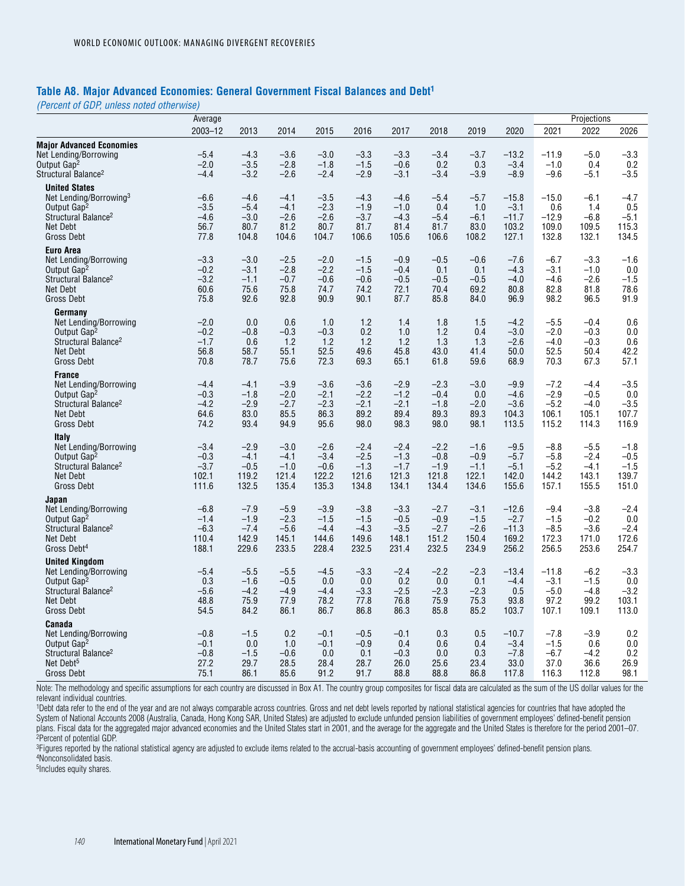## Table A8. Major Advanced Economies: General Government Fiscal Balances and Debt[1]

*(Percent of GDP, unless noted otherwise)*

| | Average | | | | | | | | | Projections | | |
|---|---|---|---|---|---|---|---|---|---|---|---|---|
| | 2003–12 | 2013 | 2014 | 2015 | 2016 | 2017 | 2018 | 2019 | 2020 | 2021 | 2022 | 2026 |
| **Major Advanced Economies** | | | | | | | | | | | | |
| Net Lending/Borrowing | –5.4 | –4.3 | –3.6 | –3.0 | –3.3 | –3.3 | –3.4 | –3.7 | –13.2 | –11.9 | –5.0 | –3.3 |
| Output Gap[2] | –2.0 | –3.5 | –2.8 | –1.8 | –1.5 | –0.6 | 0.2 | 0.3 | –3.4 | –1.0 | 0.4 | 0.2 |
| Structural Balance[2] | –4.4 | –3.2 | –2.6 | –2.4 | –2.9 | –3.1 | –3.4 | –3.9 | –8.9 | –9.6 | –5.1 | –3.5 |
| **United States** | | | | | | | | | | | | |
| Net Lending/Borrowing[3] | –6.6 | –4.6 | –4.1 | –3.5 | –4.3 | –4.6 | –5.4 | –5.7 | –15.8 | –15.0 | –6.1 | –4.7 |
| Output Gap[2] | –3.5 | –5.4 | –4.1 | –2.3 | –1.9 | –1.0 | 0.4 | 1.0 | –3.1 | 0.6 | 1.4 | 0.5 |
| Structural Balance[2] | –4.6 | –3.0 | –2.6 | –2.6 | –3.7 | –4.3 | –5.4 | –6.1 | –11.7 | –12.9 | –6.8 | –5.1 |
| Net Debt | 56.7 | 80.7 | 81.2 | 80.7 | 81.7 | 81.4 | 81.7 | 83.0 | 103.2 | 109.0 | 109.5 | 115.3 |
| Gross Debt | 77.8 | 104.8 | 104.6 | 104.7 | 106.6 | 105.6 | 106.6 | 108.2 | 127.1 | 132.8 | 132.1 | 134.5 |
| **Euro Area** | | | | | | | | | | | | |
| Net Lending/Borrowing | –3.3 | –3.0 | –2.5 | –2.0 | –1.5 | –0.9 | –0.5 | –0.6 | –7.6 | –6.7 | –3.3 | –1.6 |
| Output Gap[2] | –0.2 | –3.1 | –2.8 | –2.2 | –1.5 | –0.4 | 0.1 | 0.1 | –4.3 | –3.1 | –1.0 | 0.0 |
| Structural Balance[2] | –3.2 | –1.1 | –0.7 | –0.6 | –0.6 | –0.5 | –0.5 | –0.5 | –4.0 | –4.6 | –2.6 | –1.5 |
| Net Debt | 60.6 | 75.6 | 75.8 | 74.7 | 74.2 | 72.1 | 70.4 | 69.2 | 80.8 | 82.8 | 81.8 | 78.6 |
| Gross Debt | 75.8 | 92.6 | 92.8 | 90.9 | 90.1 | 87.7 | 85.8 | 84.0 | 96.9 | 98.2 | 96.5 | 91.9 |
| **Germany** | | | | | | | | | | | | |
| Net Lending/Borrowing | –2.0 | 0.0 | 0.6 | 1.0 | 1.2 | 1.4 | 1.8 | 1.5 | –4.2 | –5.5 | –0.4 | 0.6 |
| Output Gap[2] | –0.2 | –0.8 | –0.3 | –0.3 | 0.2 | 1.0 | 1.2 | 0.4 | –3.0 | –2.0 | –0.3 | 0.0 |
| Structural Balance[2] | –1.7 | 0.6 | 1.2 | 1.2 | 1.2 | 1.2 | 1.3 | 1.3 | –2.6 | –4.0 | –0.3 | 0.6 |
| Net Debt | 56.8 | 58.7 | 55.1 | 52.5 | 49.6 | 45.8 | 43.0 | 41.4 | 50.0 | 52.5 | 50.4 | 42.2 |
| Gross Debt | 70.8 | 78.7 | 75.6 | 72.3 | 69.3 | 65.1 | 61.8 | 59.6 | 68.9 | 70.3 | 67.3 | 57.1 |
| **France** | | | | | | | | | | | | |
| Net Lending/Borrowing | –4.4 | –4.1 | –3.9 | –3.6 | –3.6 | –2.9 | –2.3 | –3.0 | –9.9 | –7.2 | –4.4 | –3.5 |
| Output Gap[2] | –0.3 | –1.8 | –2.0 | –2.1 | –2.2 | –1.2 | –0.4 | 0.0 | –4.6 | –2.9 | –0.5 | 0.0 |
| Structural Balance[2] | –4.2 | –2.9 | –2.7 | –2.3 | –2.1 | –2.1 | –1.8 | –2.0 | –3.6 | –5.2 | –4.0 | –3.5 |
| Net Debt | 64.6 | 83.0 | 85.5 | 86.3 | 89.2 | 89.4 | 89.3 | 89.3 | 104.3 | 106.1 | 105.1 | 107.7 |
| Gross Debt | 74.2 | 93.4 | 94.9 | 95.6 | 98.0 | 98.3 | 98.0 | 98.1 | 113.5 | 115.2 | 114.3 | 116.9 |
| **Italy** | | | | | | | | | | | | |
| Net Lending/Borrowing | –3.4 | –2.9 | –3.0 | –2.6 | –2.4 | –2.4 | –2.2 | –1.6 | –9.5 | –8.8 | –5.5 | –1.8 |
| Output Gap[2] | –0.3 | –4.1 | –4.1 | –3.4 | –2.5 | –1.3 | –0.8 | –0.9 | –5.7 | –5.8 | –2.4 | –0.5 |
| Structural Balance[2] | –3.7 | –0.5 | –1.0 | –0.6 | –1.3 | –1.7 | –1.9 | –1.1 | –5.1 | –5.2 | –4.1 | –1.5 |
| Net Debt | 102.1 | 119.2 | 121.4 | 122.2 | 121.6 | 121.3 | 121.8 | 122.1 | 142.0 | 144.2 | 143.1 | 139.7 |
| Gross Debt | 111.6 | 132.5 | 135.4 | 135.3 | 134.8 | 134.1 | 134.4 | 134.6 | 155.6 | 157.1 | 155.5 | 151.0 |
| **Japan** | | | | | | | | | | | | |
| Net Lending/Borrowing | –6.8 | –7.9 | –5.9 | –3.9 | –3.8 | –3.3 | –2.7 | –3.1 | –12.6 | –9.4 | –3.8 | –2.4 |
| Output Gap[2] | –1.4 | –1.9 | –2.3 | –1.5 | –1.5 | –0.5 | –0.9 | –1.5 | –2.7 | –1.5 | –0.2 | 0.0 |
| Structural Balance[2] | –6.3 | –7.4 | –5.6 | –4.4 | –4.3 | –3.5 | –2.7 | –2.6 | –11.3 | –8.5 | –3.6 | –2.4 |
| Net Debt | 110.4 | 142.9 | 145.1 | 144.6 | 149.6 | 148.1 | 151.2 | 150.4 | 169.2 | 172.3 | 171.0 | 172.6 |
| Gross Debt[4] | 188.1 | 229.6 | 233.5 | 228.4 | 232.5 | 231.4 | 232.5 | 234.9 | 256.2 | 256.5 | 253.6 | 254.7 |
| **United Kingdom** | | | | | | | | | | | | |
| Net Lending/Borrowing | –5.4 | –5.5 | –5.5 | –4.5 | –3.3 | –2.4 | –2.2 | –2.3 | –13.4 | –11.8 | –6.2 | –3.3 |
| Output Gap[2] | 0.3 | –1.6 | –0.5 | 0.0 | 0.0 | 0.2 | 0.0 | 0.1 | –4.4 | –3.1 | –1.5 | 0.0 |
| Structural Balance[2] | –5.6 | –4.2 | –4.9 | –4.4 | –3.3 | –2.5 | –2.3 | –2.3 | 0.5 | –5.0 | –4.8 | –3.2 |
| Net Debt | 48.8 | 75.9 | 77.9 | 78.2 | 77.8 | 76.8 | 75.9 | 75.3 | 93.8 | 97.2 | 99.2 | 103.1 |
| Gross Debt | 54.5 | 84.2 | 86.1 | 86.7 | 86.8 | 86.3 | 85.8 | 85.2 | 103.7 | 107.1 | 109.1 | 113.0 |
| **Canada** | | | | | | | | | | | | |
| Net Lending/Borrowing | –0.8 | –1.5 | 0.2 | –0.1 | –0.5 | –0.1 | 0.3 | 0.5 | –10.7 | –7.8 | –3.9 | 0.2 |
| Output Gap[2] | –0.1 | 0.0 | 1.0 | –0.1 | –0.9 | 0.4 | 0.6 | 0.4 | –3.4 | –1.5 | 0.6 | 0.0 |
| Structural Balance[2] | –0.8 | –1.5 | –0.6 | 0.0 | 0.1 | –0.3 | 0.0 | 0.3 | –7.8 | –6.7 | –4.2 | 0.2 |
| Net Debt[5] | 27.2 | 29.7 | 28.5 | 28.4 | 28.7 | 26.0 | 25.6 | 23.4 | 33.0 | 37.0 | 36.6 | 26.9 |
| Gross Debt | 75.1 | 86.1 | 85.6 | 91.2 | 91.7 | 88.8 | 88.8 | 86.8 | 117.8 | 116.3 | 112.8 | 98.1 |

Note: The methodology and specific assumptions for each country are discussed in Box A1. The country group composites for fiscal data are calculated as the sum of the US dollar values for the relevant individual countries.

[1]Debt data refer to the end of the year and are not always comparable across countries. Gross and net debt levels reported by national statistical agencies for countries that have adopted the System of National Accounts 2008 (Australia, Canada, Hong Kong SAR, United States) are adjusted to exclude unfunded pension liabilities of government employees' defined-benefit pension plans. Fiscal data for the aggregated major advanced economies and the United States start in 2001, and the average for the aggregate and the United States is therefore for the period 2001–07.

[2]Percent of potential GDP.

[3]Figures reported by the national statistical agency are adjusted to exclude items related to the accrual-basis accounting of government employees' defined-benefit pension plans.

[4]Nonconsolidated basis.

[5]Includes equity shares.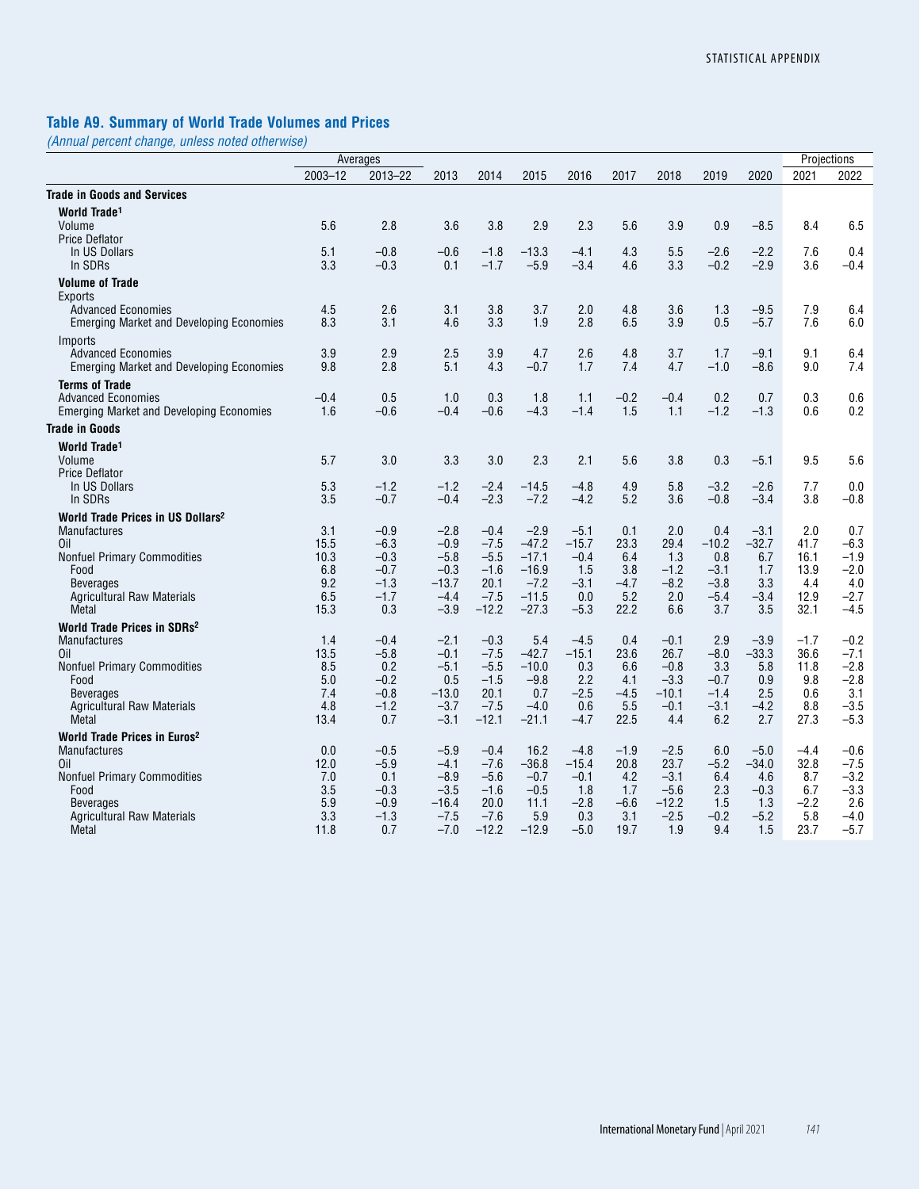## Table A9. Summary of World Trade Volumes and Prices

*(Annual percent change, unless noted otherwise)*

| | Averages | | | | | | | | | | Projections | |
|---|---|---|---|---|---|---|---|---|---|---|---|---|
| | 2003–12 | 2013–22 | 2013 | 2014 | 2015 | 2016 | 2017 | 2018 | 2019 | 2020 | 2021 | 2022 |
| **Trade in Goods and Services** | | | | | | | | | | | | |
| **World Trade[1]** | | | | | | | | | | | | |
| Volume | 5.6 | 2.8 | 3.6 | 3.8 | 2.9 | 2.3 | 5.6 | 3.9 | 0.9 | –8.5 | 8.4 | 6.5 |
| Price Deflator | | | | | | | | | | | | |
| In US Dollars | 5.1 | –0.8 | –0.6 | –1.8 | –13.3 | –4.1 | 4.3 | 5.5 | –2.6 | –2.2 | 7.6 | 0.4 |
| In SDRs | 3.3 | –0.3 | 0.1 | –1.7 | –5.9 | –3.4 | 4.6 | 3.3 | –0.2 | –2.9 | 3.6 | –0.4 |
| **Volume of Trade** | | | | | | | | | | | | |
| Exports | | | | | | | | | | | | |
| Advanced Economies | 4.5 | 2.6 | 3.1 | 3.8 | 3.7 | 2.0 | 4.8 | 3.6 | 1.3 | –9.5 | 7.9 | 6.4 |
| Emerging Market and Developing Economies | 8.3 | 3.1 | 4.6 | 3.3 | 1.9 | 2.8 | 6.5 | 3.9 | 0.5 | –5.7 | 7.6 | 6.0 |
| Imports | | | | | | | | | | | | |
| Advanced Economies | 3.9 | 2.9 | 2.5 | 3.9 | 4.7 | 2.6 | 4.8 | 3.7 | 1.7 | –9.1 | 9.1 | 6.4 |
| Emerging Market and Developing Economies | 9.8 | 2.8 | 5.1 | 4.3 | –0.7 | 1.7 | 7.4 | 4.7 | –1.0 | –8.6 | 9.0 | 7.4 |
| **Terms of Trade** | | | | | | | | | | | | |
| Advanced Economies | –0.4 | 0.5 | 1.0 | 0.3 | 1.8 | 1.1 | –0.2 | –0.4 | 0.2 | 0.7 | 0.3 | 0.6 |
| Emerging Market and Developing Economies | 1.6 | –0.6 | –0.4 | –0.6 | –4.3 | –1.4 | 1.5 | 1.1 | –1.2 | –1.3 | 0.6 | 0.2 |
| **Trade in Goods** | | | | | | | | | | | | |
| **World Trade[1]** | | | | | | | | | | | | |
| Volume | 5.7 | 3.0 | 3.3 | 3.0 | 2.3 | 2.1 | 5.6 | 3.8 | 0.3 | –5.1 | 9.5 | 5.6 |
| Price Deflator | | | | | | | | | | | | |
| In US Dollars | 5.3 | –1.2 | –1.2 | –2.4 | –14.5 | –4.8 | 4.9 | 5.8 | –3.2 | –2.6 | 7.7 | 0.0 |
| In SDRs | 3.5 | –0.7 | –0.4 | –2.3 | –7.2 | –4.2 | 5.2 | 3.6 | –0.8 | –3.4 | 3.8 | –0.8 |
| **World Trade Prices in US Dollars[2]** | | | | | | | | | | | | |
| Manufactures | 3.1 | –0.9 | –2.8 | –0.4 | –2.9 | –5.1 | 0.1 | 2.0 | 0.4 | –3.1 | 2.0 | 0.7 |
| Oil | 15.5 | –6.3 | –0.9 | –7.5 | –47.2 | –15.7 | 23.3 | 29.4 | –10.2 | –32.7 | 41.7 | –6.3 |
| Nonfuel Primary Commodities | 10.3 | –0.3 | –5.8 | –5.5 | –17.1 | –0.4 | 6.4 | 1.3 | 0.8 | 6.7 | 16.1 | –1.9 |
| Food | 6.8 | –0.7 | –0.3 | –1.6 | –16.9 | 1.5 | 3.8 | –1.2 | –3.1 | 1.7 | 13.9 | –2.0 |
| Beverages | 9.2 | –1.3 | –13.7 | 20.1 | –7.2 | –3.1 | –4.7 | –8.2 | –3.8 | 3.3 | 4.4 | 4.0 |
| Agricultural Raw Materials | 6.5 | –1.7 | –4.4 | –7.5 | –11.5 | 0.0 | 5.2 | 2.0 | –5.4 | –3.4 | 12.9 | –2.7 |
| Metal | 15.3 | 0.3 | –3.9 | –12.2 | –27.3 | –5.3 | 22.2 | 6.6 | 3.7 | 3.5 | 32.1 | –4.5 |
| **World Trade Prices in SDRs[2]** | | | | | | | | | | | | |
| Manufactures | 1.4 | –0.4 | –2.1 | –0.3 | 5.4 | –4.5 | 0.4 | –0.1 | 2.9 | –3.9 | –1.7 | –0.2 |
| Oil | 13.5 | –5.8 | –0.1 | –7.5 | –42.7 | –15.1 | 23.6 | 26.7 | –8.0 | –33.3 | 36.6 | –7.1 |
| Nonfuel Primary Commodities | 8.5 | 0.2 | –5.1 | –5.5 | –10.0 | 0.3 | 6.6 | –0.8 | 3.3 | 5.8 | 11.8 | –2.8 |
| Food | 5.0 | –0.2 | 0.5 | –1.5 | –9.8 | 2.2 | 4.1 | –3.3 | –0.7 | 0.9 | 9.8 | –2.8 |
| Beverages | 7.4 | –0.8 | –13.0 | 20.1 | 0.7 | –2.5 | –4.5 | –10.1 | –1.4 | 2.5 | 0.6 | 3.1 |
| Agricultural Raw Materials | 4.8 | –1.2 | –3.7 | –7.5 | –4.0 | 0.6 | 5.5 | –0.1 | –3.1 | –4.2 | 8.8 | –3.5 |
| Metal | 13.4 | 0.7 | –3.1 | –12.1 | –21.1 | –4.7 | 22.5 | 4.4 | 6.2 | 2.7 | 27.3 | –5.3 |
| **World Trade Prices in Euros[2]** | | | | | | | | | | | | |
| Manufactures | 0.0 | –0.5 | –5.9 | –0.4 | 16.2 | –4.8 | –1.9 | –2.5 | 6.0 | –5.0 | –4.4 | –0.6 |
| Oil | 12.0 | –5.9 | –4.1 | –7.6 | –36.8 | –15.4 | 20.8 | 23.7 | –5.2 | –34.0 | 32.8 | –7.5 |
| Nonfuel Primary Commodities | 7.0 | 0.1 | –8.9 | –5.6 | –0.7 | –0.1 | 4.2 | –3.1 | 6.4 | 4.6 | 8.7 | –3.2 |
| Food | 3.5 | –0.3 | –3.5 | –1.6 | –0.5 | 1.8 | 1.7 | –5.6 | 2.3 | –0.3 | 6.7 | –3.3 |
| Beverages | 5.9 | –0.9 | –16.4 | 20.0 | 11.1 | –2.8 | –6.6 | –12.2 | 1.5 | 1.3 | –2.2 | 2.6 |
| Agricultural Raw Materials | 3.3 | –1.3 | –7.5 | –7.6 | 5.9 | 0.3 | 3.1 | –2.5 | –0.2 | –5.2 | 5.8 | –4.0 |
| Metal | 11.8 | 0.7 | –7.0 | –12.2 | –12.9 | –5.0 | 19.7 | 1.9 | 9.4 | 1.5 | 23.7 | –5.7 |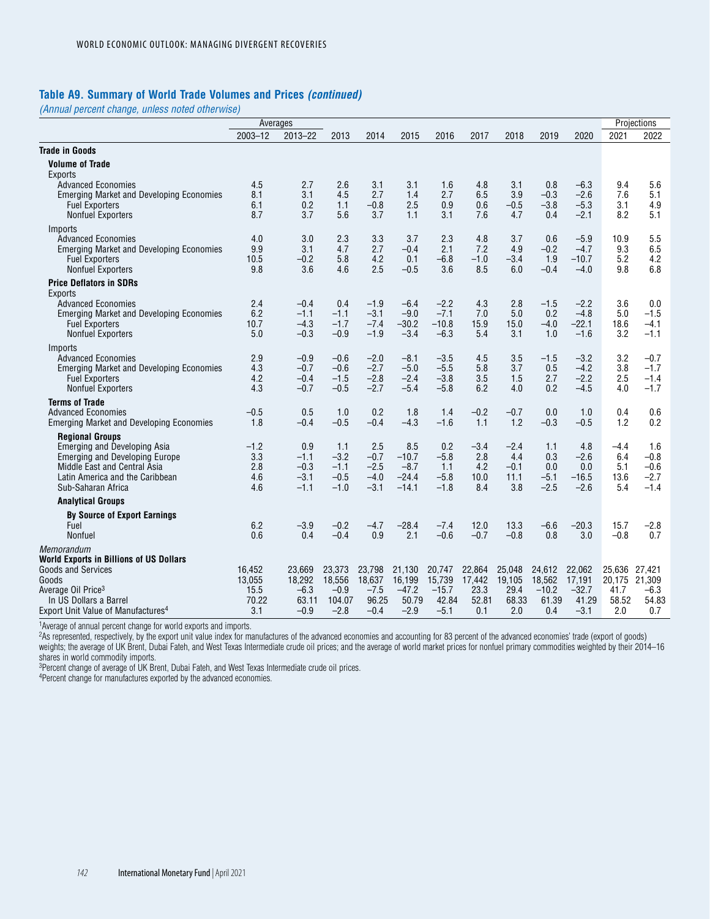## Table A9. Summary of World Trade Volumes and Prices *(continued)*

*(Annual percent change, unless noted otherwise)*

| | Averages | | | | | | | | | | Projections | |
|---|---|---|---|---|---|---|---|---|---|---|---|---|
| | 2003–12 | 2013–22 | 2013 | 2014 | 2015 | 2016 | 2017 | 2018 | 2019 | 2020 | 2021 | 2022 |
| **Trade in Goods** | | | | | | | | | | | | |
| **Volume of Trade** | | | | | | | | | | | | |
| Exports | | | | | | | | | | | | |
| Advanced Economies | 4.5 | 2.7 | 2.6 | 3.1 | 3.1 | 1.6 | 4.8 | 3.1 | 0.8 | –6.3 | 9.4 | 5.6 |
| Emerging Market and Developing Economies | 8.1 | 3.1 | 4.5 | 2.7 | 1.4 | 2.7 | 6.5 | 3.9 | –0.3 | –2.6 | 7.6 | 5.1 |
| Fuel Exporters | 6.1 | 0.2 | 1.1 | –0.8 | 2.5 | 0.9 | 0.6 | –0.5 | –3.8 | –5.3 | 3.1 | 4.9 |
| Nonfuel Exporters | 8.7 | 3.7 | 5.6 | 3.7 | 1.1 | 3.1 | 7.6 | 4.7 | 0.4 | –2.1 | 8.2 | 5.1 |
| Imports | | | | | | | | | | | | |
| Advanced Economies | 4.0 | 3.0 | 2.3 | 3.3 | 3.7 | 2.3 | 4.8 | 3.7 | 0.6 | –5.9 | 10.9 | 5.5 |
| Emerging Market and Developing Economies | 9.9 | 3.1 | 4.7 | 2.7 | –0.4 | 2.1 | 7.2 | 4.9 | –0.2 | –4.7 | 9.3 | 6.5 |
| Fuel Exporters | 10.5 | –0.2 | 5.8 | 4.2 | 0.1 | –6.8 | –1.0 | –3.4 | 1.9 | –10.7 | 5.2 | 4.2 |
| Nonfuel Exporters | 9.8 | 3.6 | 4.6 | 2.5 | –0.5 | 3.6 | 8.5 | 6.0 | –0.4 | –4.0 | 9.8 | 6.8 |
| **Price Deflators in SDRs** | | | | | | | | | | | | |
| Exports | | | | | | | | | | | | |
| Advanced Economies | 2.4 | –0.4 | 0.4 | –1.9 | –6.4 | –2.2 | 4.3 | 2.8 | –1.5 | –2.2 | 3.6 | 0.0 |
| Emerging Market and Developing Economies | 6.2 | –1.1 | –1.1 | –3.1 | –9.0 | –7.1 | 7.0 | 5.0 | 0.2 | –4.8 | 5.0 | –1.5 |
| Fuel Exporters | 10.7 | –4.3 | –1.7 | –7.4 | –30.2 | –10.8 | 15.9 | 15.0 | –4.0 | –22.1 | 18.6 | –4.1 |
| Nonfuel Exporters | 5.0 | –0.3 | –0.9 | –1.9 | –3.4 | –6.3 | 5.4 | 3.1 | 1.0 | –1.6 | 3.2 | –1.1 |
| Imports | | | | | | | | | | | | |
| Advanced Economies | 2.9 | –0.9 | –0.6 | –2.0 | –8.1 | –3.5 | 4.5 | 3.5 | –1.5 | –3.2 | 3.2 | –0.7 |
| Emerging Market and Developing Economies | 4.3 | –0.7 | –0.6 | –2.7 | –5.0 | –5.5 | 5.8 | 3.7 | 0.5 | –4.2 | 3.8 | –1.7 |
| Fuel Exporters | 4.2 | –0.4 | –1.5 | –2.8 | –2.4 | –3.8 | 3.5 | 1.5 | 2.7 | –2.2 | 2.5 | –1.4 |
| Nonfuel Exporters | 4.3 | –0.7 | –0.5 | –2.7 | –5.4 | –5.8 | 6.2 | 4.0 | 0.2 | –4.5 | 4.0 | –1.7 |
| **Terms of Trade** | | | | | | | | | | | | |
| Advanced Economies | –0.5 | 0.5 | 1.0 | 0.2 | 1.8 | 1.4 | –0.2 | –0.7 | 0.0 | 1.0 | 0.4 | 0.6 |
| Emerging Market and Developing Economies | 1.8 | –0.4 | –0.5 | –0.4 | –4.3 | –1.6 | 1.1 | 1.2 | –0.3 | –0.5 | 1.2 | 0.2 |
| **Regional Groups** | | | | | | | | | | | | |
| Emerging and Developing Asia | –1.2 | 0.9 | 1.1 | 2.5 | 8.5 | 0.2 | –3.4 | –2.4 | 1.1 | 4.8 | –4.4 | 1.6 |
| Emerging and Developing Europe | 3.3 | –1.1 | –3.2 | –0.7 | –10.7 | –5.8 | 2.8 | 4.4 | 0.3 | –2.6 | 6.4 | –0.8 |
| Middle East and Central Asia | 2.8 | –0.3 | –1.1 | –2.5 | –8.7 | 1.1 | 4.2 | –0.1 | 0.0 | 0.0 | 5.1 | –0.6 |
| Latin America and the Caribbean | 4.6 | –3.1 | –0.5 | –4.0 | –24.4 | –5.8 | 10.0 | 11.1 | –5.1 | –16.5 | 13.6 | –2.7 |
| Sub-Saharan Africa | 4.6 | –1.1 | –1.0 | –3.1 | –14.1 | –1.8 | 8.4 | 3.8 | –2.5 | –2.6 | 5.4 | –1.4 |
| **Analytical Groups** | | | | | | | | | | | | |
| **By Source of Export Earnings** | | | | | | | | | | | | |
| Fuel | 6.2 | –3.9 | –0.2 | –4.7 | –28.4 | –7.4 | 12.0 | 13.3 | –6.6 | –20.3 | 15.7 | –2.8 |
| Nonfuel | 0.6 | 0.4 | –0.4 | 0.9 | 2.1 | –0.6 | –0.7 | –0.8 | 0.8 | 3.0 | –0.8 | 0.7 |
| *Memorandum* | | | | | | | | | | | | |
| **World Exports in Billions of US Dollars** | | | | | | | | | | | | |
| Goods and Services | 16,452 | 23,669 | 23,373 | 23,798 | 21,130 | 20,747 | 22,864 | 25,048 | 24,612 | 22,062 | 25,636 | 27,421 |
| Goods | 13,055 | 18,292 | 18,556 | 18,637 | 16,199 | 15,739 | 17,442 | 19,105 | 18,562 | 17,191 | 20,175 | 21,309 |
| Average Oil Price[3] | 15.5 | –6.3 | –0.9 | –7.5 | –47.2 | –15.7 | 23.3 | 29.4 | –10.2 | –32.7 | 41.7 | –6.3 |
| In US Dollars a Barrel | 70.22 | 63.11 | 104.07 | 96.25 | 50.79 | 42.84 | 52.81 | 68.33 | 61.39 | 41.29 | 58.52 | 54.83 |
| Export Unit Value of Manufactures[4] | 3.1 | –0.9 | –2.8 | –0.4 | –2.9 | –5.1 | 0.1 | 2.0 | 0.4 | –3.1 | 2.0 | 0.7 |

[1]Average of annual percent change for world exports and imports.
[2]As represented, respectively, by the export unit value index for manufactures of the advanced economies and accounting for 83 percent of the advanced economies' trade (export of goods) weights; the average of UK Brent, Dubai Fateh, and West Texas Intermediate crude oil prices; and the average of world market prices for nonfuel primary commodities weighted by their 2014–16 shares in world commodity imports.
[3]Percent change of average of UK Brent, Dubai Fateh, and West Texas Intermediate crude oil prices.
[4]Percent change for manufactures exported by the advanced economies.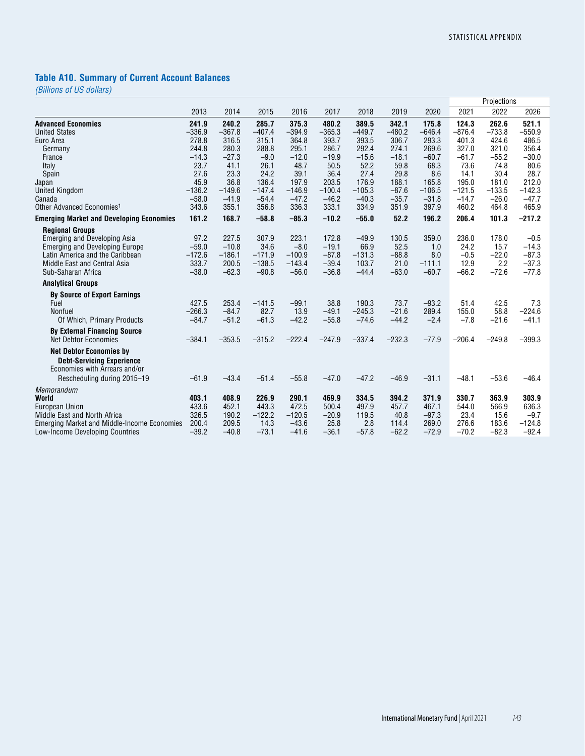## Table A10. Summary of Current Account Balances

*(Billions of US dollars)*

| | 2013 | 2014 | 2015 | 2016 | 2017 | 2018 | 2019 | 2020 | Projections 2021 | 2022 | 2026 |
|---|---|---|---|---|---|---|---|---|---|---|---|
| **Advanced Economies** | **241.9** | **240.2** | **285.7** | **375.3** | **480.2** | **389.5** | **342.1** | **175.8** | **124.3** | **262.6** | **521.1** |
| United States | –336.9 | –367.8 | –407.4 | –394.9 | –365.3 | –449.7 | –480.2 | –646.4 | –876.4 | –733.8 | –550.9 |
| Euro Area | 278.8 | 316.5 | 315.1 | 364.8 | 393.7 | 393.5 | 306.7 | 293.3 | 401.3 | 424.6 | 486.5 |
| Germany | 244.8 | 280.3 | 288.8 | 295.1 | 286.7 | 292.4 | 274.1 | 269.6 | 327.0 | 321.0 | 356.4 |
| France | –14.3 | –27.3 | –9.0 | –12.0 | –19.9 | –15.6 | –18.1 | –60.7 | –61.7 | –55.2 | –30.0 |
| Italy | 23.7 | 41.1 | 26.1 | 48.7 | 50.5 | 52.2 | 59.8 | 68.3 | 73.6 | 74.8 | 80.6 |
| Spain | 27.6 | 23.3 | 24.2 | 39.1 | 36.4 | 27.4 | 29.8 | 8.6 | 14.1 | 30.4 | 28.7 |
| Japan | 45.9 | 36.8 | 136.4 | 197.9 | 203.5 | 176.9 | 188.1 | 165.8 | 195.0 | 181.0 | 212.0 |
| United Kingdom | –136.2 | –149.6 | –147.4 | –146.9 | –100.4 | –105.3 | –87.6 | –106.5 | –121.5 | –133.5 | –142.3 |
| Canada | –58.0 | –41.9 | –54.4 | –47.2 | –46.2 | –40.3 | –35.7 | –31.8 | –14.7 | –26.0 | –47.7 |
| Other Advanced Economies[1] | 343.6 | 355.1 | 356.8 | 336.3 | 333.1 | 334.9 | 351.9 | 397.9 | 460.2 | 464.8 | 465.9 |
| **Emerging Market and Developing Economies** | **161.2** | **168.7** | **–58.8** | **–85.3** | **–10.2** | **–55.0** | **52.2** | **196.2** | **206.4** | **101.3** | **–217.2** |
| **Regional Groups** | | | | | | | | | | | |
| Emerging and Developing Asia | 97.2 | 227.5 | 307.9 | 223.1 | 172.8 | –49.9 | 130.5 | 359.0 | 236.0 | 178.0 | –0.5 |
| Emerging and Developing Europe | –59.0 | –10.8 | 34.6 | –8.0 | –19.1 | 66.9 | 52.5 | 1.0 | 24.2 | 15.7 | –14.3 |
| Latin America and the Caribbean | –172.6 | –186.1 | –171.9 | –100.9 | –87.8 | –131.3 | –88.8 | 8.0 | –0.5 | –22.0 | –87.3 |
| Middle East and Central Asia | 333.7 | 200.5 | –138.5 | –143.4 | –39.4 | 103.7 | 21.0 | –111.1 | 12.9 | 2.2 | –37.3 |
| Sub-Saharan Africa | –38.0 | –62.3 | –90.8 | –56.0 | –36.8 | –44.4 | –63.0 | –60.7 | –66.2 | –72.6 | –77.8 |
| **Analytical Groups** | | | | | | | | | | | |
| **By Source of Export Earnings** | | | | | | | | | | | |
| Fuel | 427.5 | 253.4 | –141.5 | –99.1 | 38.8 | 190.3 | 73.7 | –93.2 | 51.4 | 42.5 | 7.3 |
| Nonfuel | –266.3 | –84.7 | 82.7 | 13.9 | –49.1 | –245.3 | –21.6 | 289.4 | 155.0 | 58.8 | –224.6 |
| Of Which, Primary Products | –84.7 | –51.2 | –61.3 | –42.2 | –55.8 | –74.6 | –44.2 | –2.4 | –7.8 | –21.6 | –41.1 |
| **By External Financing Source** | | | | | | | | | | | |
| Net Debtor Economies | –384.1 | –353.5 | –315.2 | –222.4 | –247.9 | –337.4 | –232.3 | –77.9 | –206.4 | –249.8 | –399.3 |
| **Net Debtor Economies by Debt-Servicing Experience** | | | | | | | | | | | |
| Economies with Arrears and/or Rescheduling during 2015–19 | –61.9 | –43.4 | –51.4 | –55.8 | –47.0 | –47.2 | –46.9 | –31.1 | –48.1 | –53.6 | –46.4 |
| *Memorandum* | | | | | | | | | | | |
| **World** | **403.1** | **408.9** | **226.9** | **290.1** | **469.9** | **334.5** | **394.2** | **371.9** | **330.7** | **363.9** | **303.9** |
| European Union | 433.6 | 452.1 | 443.3 | 472.5 | 500.4 | 497.9 | 457.7 | 467.1 | 544.0 | 566.9 | 636.3 |
| Middle East and North Africa | 326.5 | 190.2 | –122.2 | –120.5 | –20.9 | 119.5 | 40.8 | –97.3 | 23.4 | 15.6 | –9.7 |
| Emerging Market and Middle-Income Economies | 200.4 | 209.5 | 14.3 | –43.6 | 25.8 | 2.8 | 114.4 | 269.0 | 276.6 | 183.6 | –124.8 |
| Low-Income Developing Countries | –39.2 | –40.8 | –73.1 | –41.6 | –36.1 | –57.8 | –62.2 | –72.9 | –70.2 | –82.3 | –92.4 |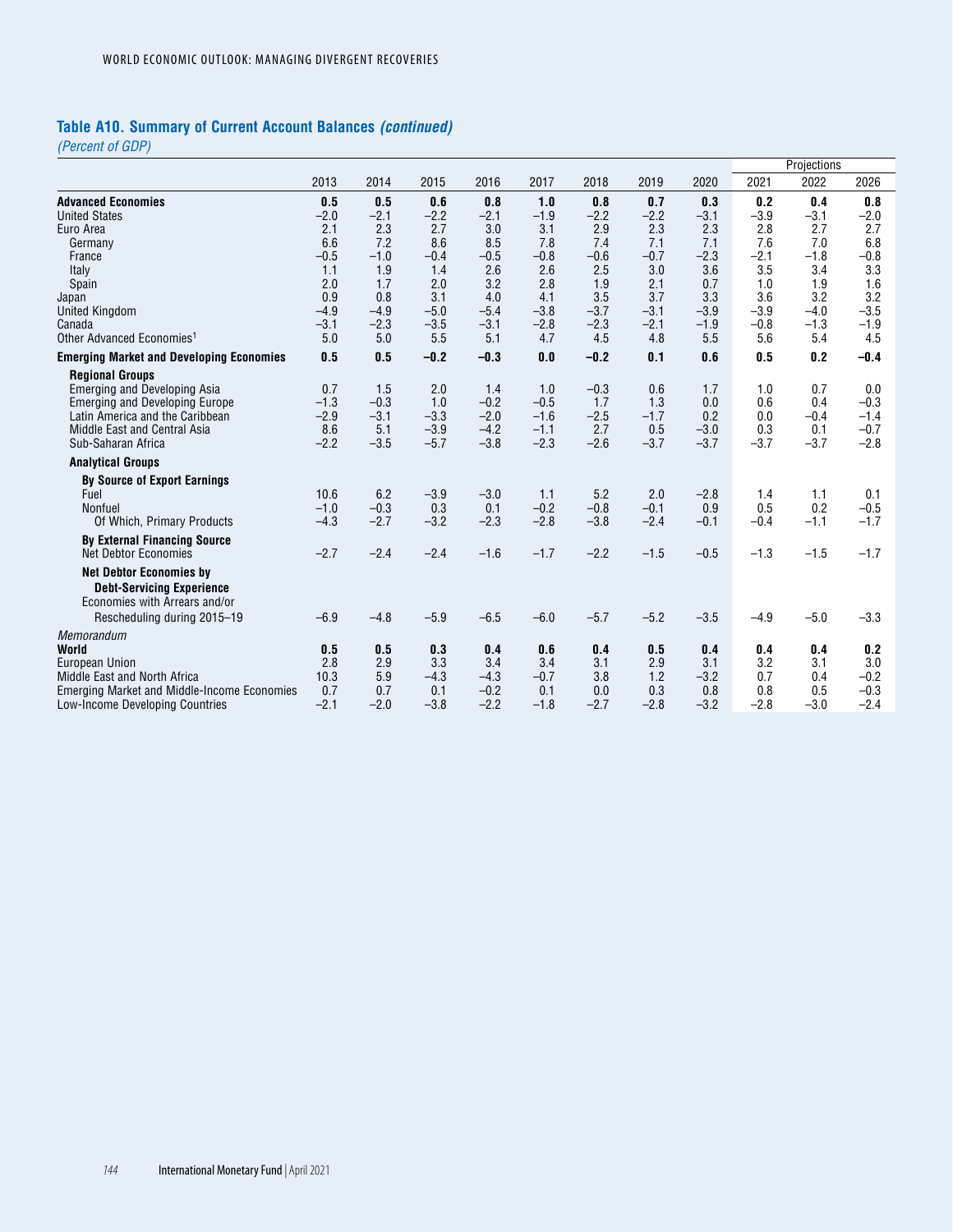## Table A10. Summary of Current Account Balances *(continued)*

*(Percent of GDP)*

| | 2013 | 2014 | 2015 | 2016 | 2017 | 2018 | 2019 | 2020 | Projections 2021 | 2022 | 2026 |
|---|---|---|---|---|---|---|---|---|---|---|---|
| **Advanced Economies** | **0.5** | **0.5** | **0.6** | **0.8** | **1.0** | **0.8** | **0.7** | **0.3** | **0.2** | **0.4** | **0.8** |
| United States | −2.0 | −2.1 | −2.2 | −2.1 | −1.9 | −2.2 | −2.2 | −3.1 | −3.9 | −3.1 | −2.0 |
| Euro Area | 2.1 | 2.3 | 2.7 | 3.0 | 3.1 | 2.9 | 2.3 | 2.3 | 2.8 | 2.7 | 2.7 |
| Germany | 6.6 | 7.2 | 8.6 | 8.5 | 7.8 | 7.4 | 7.1 | 7.1 | 7.6 | 7.0 | 6.8 |
| France | −0.5 | −1.0 | −0.4 | −0.5 | −0.8 | −0.6 | −0.7 | −2.3 | −2.1 | −1.8 | −0.8 |
| Italy | 1.1 | 1.9 | 1.4 | 2.6 | 2.6 | 2.5 | 3.0 | 3.6 | 3.5 | 3.4 | 3.3 |
| Spain | 2.0 | 1.7 | 2.0 | 3.2 | 2.8 | 1.9 | 2.1 | 0.7 | 1.0 | 1.9 | 1.6 |
| Japan | 0.9 | 0.8 | 3.1 | 4.0 | 4.1 | 3.5 | 3.7 | 3.3 | 3.6 | 3.2 | 3.2 |
| United Kingdom | −4.9 | −4.9 | −5.0 | −5.4 | −3.8 | −3.7 | −3.1 | −3.9 | −3.9 | −4.0 | −3.5 |
| Canada | −3.1 | −2.3 | −3.5 | −3.1 | −2.8 | −2.3 | −2.1 | −1.9 | −0.8 | −1.3 | −1.9 |
| Other Advanced Economies[1] | 5.0 | 5.0 | 5.5 | 5.1 | 4.7 | 4.5 | 4.8 | 5.5 | 5.6 | 5.4 | 4.5 |
| **Emerging Market and Developing Economies** | **0.5** | **0.5** | **−0.2** | **−0.3** | **0.0** | **−0.2** | **0.1** | **0.6** | **0.5** | **0.2** | **−0.4** |
| **Regional Groups** | | | | | | | | | | | |
| Emerging and Developing Asia | 0.7 | 1.5 | 2.0 | 1.4 | 1.0 | −0.3 | 0.6 | 1.7 | 1.0 | 0.7 | 0.0 |
| Emerging and Developing Europe | −1.3 | −0.3 | 1.0 | −0.2 | −0.5 | 1.7 | 1.3 | 0.0 | 0.6 | 0.4 | −0.3 |
| Latin America and the Caribbean | −2.9 | −3.1 | −3.3 | −2.0 | −1.6 | −2.5 | −1.7 | 0.2 | 0.0 | −0.4 | −1.4 |
| Middle East and Central Asia | 8.6 | 5.1 | −3.9 | −4.2 | −1.1 | 2.7 | 0.5 | −3.0 | 0.3 | 0.1 | −0.7 |
| Sub-Saharan Africa | −2.2 | −3.5 | −5.7 | −3.8 | −2.3 | −2.6 | −3.7 | −3.7 | −3.7 | −3.7 | −2.8 |
| **Analytical Groups** | | | | | | | | | | | |
| **By Source of Export Earnings** | | | | | | | | | | | |
| Fuel | 10.6 | 6.2 | −3.9 | −3.0 | 1.1 | 5.2 | 2.0 | −2.8 | 1.4 | 1.1 | 0.1 |
| Nonfuel | −1.0 | −0.3 | 0.3 | 0.1 | −0.2 | −0.8 | −0.1 | 0.9 | 0.5 | 0.2 | −0.5 |
| Of Which, Primary Products | −4.3 | −2.7 | −3.2 | −2.3 | −2.8 | −3.8 | −2.4 | −0.1 | −0.4 | −1.1 | −1.7 |
| **By External Financing Source** | | | | | | | | | | | |
| Net Debtor Economies | −2.7 | −2.4 | −2.4 | −1.6 | −1.7 | −2.2 | −1.5 | −0.5 | −1.3 | −1.5 | −1.7 |
| **Net Debtor Economies by Debt-Servicing Experience** | | | | | | | | | | | |
| Economies with Arrears and/or Rescheduling during 2015–19 | −6.9 | −4.8 | −5.9 | −6.5 | −6.0 | −5.7 | −5.2 | −3.5 | −4.9 | −5.0 | −3.3 |
| *Memorandum* | | | | | | | | | | | |
| **World** | **0.5** | **0.5** | **0.3** | **0.4** | **0.6** | **0.4** | **0.5** | **0.4** | **0.4** | **0.4** | **0.2** |
| European Union | 2.8 | 2.9 | 3.3 | 3.4 | 3.4 | 3.1 | 2.9 | 3.1 | 3.2 | 3.1 | 3.0 |
| Middle East and North Africa | 10.3 | 5.9 | −4.3 | −4.3 | −0.7 | 3.8 | 1.2 | −3.2 | 0.7 | 0.4 | −0.2 |
| Emerging Market and Middle-Income Economies | 0.7 | 0.7 | 0.1 | −0.2 | 0.1 | 0.0 | 0.3 | 0.8 | 0.8 | 0.5 | −0.3 |
| Low-Income Developing Countries | −2.1 | −2.0 | −3.8 | −2.2 | −1.8 | −2.7 | −2.8 | −3.2 | −2.8 | −3.0 | −2.4 |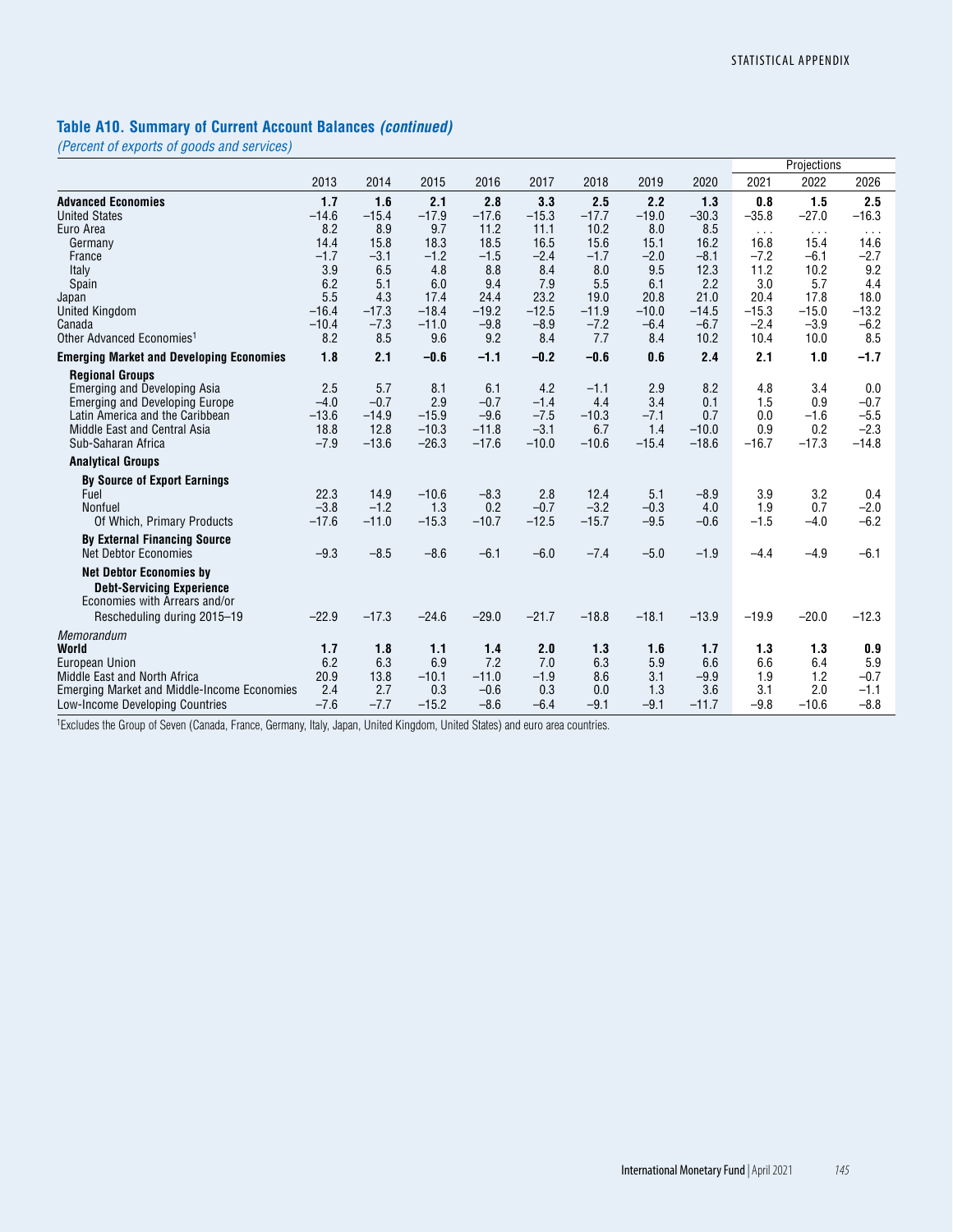## Table A10. Summary of Current Account Balances *(continued)*

*(Percent of exports of goods and services)*

| | 2013 | 2014 | 2015 | 2016 | 2017 | 2018 | 2019 | 2020 | Projections 2021 | 2022 | 2026 |
|---|---|---|---|---|---|---|---|---|---|---|---|
| **Advanced Economies** | **1.7** | **1.6** | **2.1** | **2.8** | **3.3** | **2.5** | **2.2** | **1.3** | **0.8** | **1.5** | **2.5** |
| United States | −14.6 | −15.4 | −17.9 | −17.6 | −15.3 | −17.7 | −19.0 | −30.3 | −35.8 | −27.0 | −16.3 |
| Euro Area | 8.2 | 8.9 | 9.7 | 11.2 | 11.1 | 10.2 | 8.0 | 8.5 | . . . | . . . | . . . |
| Germany | 14.4 | 15.8 | 18.3 | 18.5 | 16.5 | 15.6 | 15.1 | 16.2 | 16.8 | 15.4 | 14.6 |
| France | −1.7 | −3.1 | −1.2 | −1.5 | −2.4 | −1.7 | −2.0 | −8.1 | −7.2 | −6.1 | −2.7 |
| Italy | 3.9 | 6.5 | 4.8 | 8.8 | 8.4 | 8.0 | 9.5 | 12.3 | 11.2 | 10.2 | 9.2 |
| Spain | 6.2 | 5.1 | 6.0 | 9.4 | 7.9 | 5.5 | 6.1 | 2.2 | 3.0 | 5.7 | 4.4 |
| Japan | 5.5 | 4.3 | 17.4 | 24.4 | 23.2 | 19.0 | 20.8 | 21.0 | 20.4 | 17.8 | 18.0 |
| United Kingdom | −16.4 | −17.3 | −18.4 | −19.2 | −12.5 | −11.9 | −10.0 | −14.5 | −15.3 | −15.0 | −13.2 |
| Canada | −10.4 | −7.3 | −11.0 | −9.8 | −8.9 | −7.2 | −6.4 | −6.7 | −2.4 | −3.9 | −6.2 |
| Other Advanced Economies[1] | 8.2 | 8.5 | 9.6 | 9.2 | 8.4 | 7.7 | 8.4 | 10.2 | 10.4 | 10.0 | 8.5 |
| **Emerging Market and Developing Economies** | **1.8** | **2.1** | **−0.6** | **−1.1** | **−0.2** | **−0.6** | **0.6** | **2.4** | **2.1** | **1.0** | **−1.7** |
| **Regional Groups** | | | | | | | | | | | |
| Emerging and Developing Asia | 2.5 | 5.7 | 8.1 | 6.1 | 4.2 | −1.1 | 2.9 | 8.2 | 4.8 | 3.4 | 0.0 |
| Emerging and Developing Europe | −4.0 | −0.7 | 2.9 | −0.7 | −1.4 | 4.4 | 3.4 | 0.1 | 1.5 | 0.9 | −0.7 |
| Latin America and the Caribbean | −13.6 | −14.9 | −15.9 | −9.6 | −7.5 | −10.3 | −7.1 | 0.7 | 0.0 | −1.6 | −5.5 |
| Middle East and Central Asia | 18.8 | 12.8 | −10.3 | −11.8 | −3.1 | 6.7 | 1.4 | −10.0 | 0.9 | 0.2 | −2.3 |
| Sub-Saharan Africa | −7.9 | −13.6 | −26.3 | −17.6 | −10.0 | −10.6 | −15.4 | −18.6 | −16.7 | −17.3 | −14.8 |
| **Analytical Groups** | | | | | | | | | | | |
| **By Source of Export Earnings** | | | | | | | | | | | |
| Fuel | 22.3 | 14.9 | −10.6 | −8.3 | 2.8 | 12.4 | 5.1 | −8.9 | 3.9 | 3.2 | 0.4 |
| Nonfuel | −3.8 | −1.2 | 1.3 | 0.2 | −0.7 | −3.2 | −0.3 | 4.0 | 1.9 | 0.7 | −2.0 |
| Of Which, Primary Products | −17.6 | −11.0 | −15.3 | −10.7 | −12.5 | −15.7 | −9.5 | −0.6 | −1.5 | −4.0 | −6.2 |
| **By External Financing Source** | | | | | | | | | | | |
| Net Debtor Economies | −9.3 | −8.5 | −8.6 | −6.1 | −6.0 | −7.4 | −5.0 | −1.9 | −4.4 | −4.9 | −6.1 |
| **Net Debtor Economies by Debt-Servicing Experience** | | | | | | | | | | | |
| Economies with Arrears and/or Rescheduling during 2015–19 | −22.9 | −17.3 | −24.6 | −29.0 | −21.7 | −18.8 | −18.1 | −13.9 | −19.9 | −20.0 | −12.3 |
| *Memorandum* | | | | | | | | | | | |
| **World** | **1.7** | **1.8** | **1.1** | **1.4** | **2.0** | **1.3** | **1.6** | **1.7** | **1.3** | **1.3** | **0.9** |
| European Union | 6.2 | 6.3 | 6.9 | 7.2 | 7.0 | 6.3 | 5.9 | 6.6 | 6.6 | 6.4 | 5.9 |
| Middle East and North Africa | 20.9 | 13.8 | −10.1 | −11.0 | −1.9 | 8.6 | 3.1 | −9.9 | 1.9 | 1.2 | −0.7 |
| Emerging Market and Middle-Income Economies | 2.4 | 2.7 | 0.3 | −0.6 | 0.3 | 0.0 | 1.3 | 3.6 | 3.1 | 2.0 | −1.1 |
| Low-Income Developing Countries | −7.6 | −7.7 | −15.2 | −8.6 | −6.4 | −9.1 | −9.1 | −11.7 | −9.8 | −10.6 | −8.8 |

[1]Excludes the Group of Seven (Canada, France, Germany, Italy, Japan, United Kingdom, United States) and euro area countries.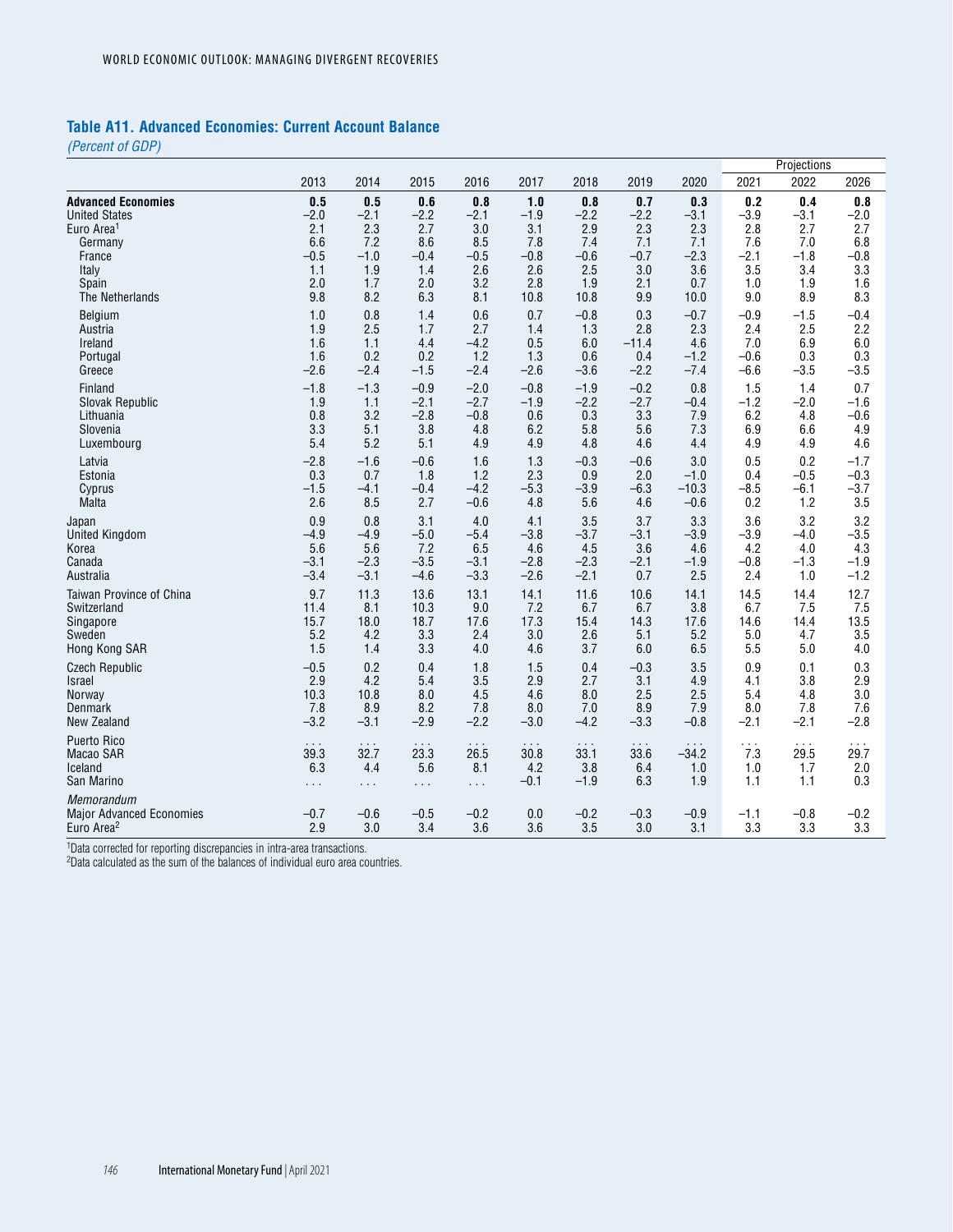### Table A11. Advanced Economies: Current Account Balance

*(Percent of GDP)*

| | 2013 | 2014 | 2015 | 2016 | 2017 | 2018 | 2019 | 2020 | Projections 2021 | 2022 | 2026 |
|---|---|---|---|---|---|---|---|---|---|---|---|
| **Advanced Economies** | **0.5** | **0.5** | **0.6** | **0.8** | **1.0** | **0.8** | **0.7** | **0.3** | **0.2** | **0.4** | **0.8** |
| United States | −2.0 | −2.1 | −2.2 | −2.1 | −1.9 | −2.2 | −2.2 | −3.1 | −3.9 | −3.1 | −2.0 |
| Euro Area[1] | 2.1 | 2.3 | 2.7 | 3.0 | 3.1 | 2.9 | 2.3 | 2.3 | 2.8 | 2.7 | 2.7 |
| Germany | 6.6 | 7.2 | 8.6 | 8.5 | 7.8 | 7.4 | 7.1 | 7.1 | 7.6 | 7.0 | 6.8 |
| France | −0.5 | −1.0 | −0.4 | −0.5 | −0.8 | −0.6 | −0.7 | −2.3 | −2.1 | −1.8 | −0.8 |
| Italy | 1.1 | 1.9 | 1.4 | 2.6 | 2.6 | 2.5 | 3.0 | 3.6 | 3.5 | 3.4 | 3.3 |
| Spain | 2.0 | 1.7 | 2.0 | 3.2 | 2.8 | 1.9 | 2.1 | 0.7 | 1.0 | 1.9 | 1.6 |
| The Netherlands | 9.8 | 8.2 | 6.3 | 8.1 | 10.8 | 10.8 | 9.9 | 10.0 | 9.0 | 8.9 | 8.3 |
| Belgium | 1.0 | 0.8 | 1.4 | 0.6 | 0.7 | −0.8 | 0.3 | −0.7 | −0.9 | −1.5 | −0.4 |
| Austria | 1.9 | 2.5 | 1.7 | 2.7 | 1.4 | 1.3 | 2.8 | 2.3 | 2.4 | 2.5 | 2.2 |
| Ireland | 1.6 | 1.1 | 4.4 | −4.2 | 0.5 | 6.0 | −11.4 | 4.6 | 7.0 | 6.9 | 6.0 |
| Portugal | 1.6 | 0.2 | 0.2 | 1.2 | 1.3 | 0.6 | 0.4 | −1.2 | −0.6 | 0.3 | 0.3 |
| Greece | −2.6 | −2.4 | −1.5 | −2.4 | −2.6 | −3.6 | −2.2 | −7.4 | −6.6 | −3.5 | −3.5 |
| Finland | −1.8 | −1.3 | −0.9 | −2.0 | −0.8 | −1.9 | −0.2 | 0.8 | 1.5 | 1.4 | 0.7 |
| Slovak Republic | 1.9 | 1.1 | −2.1 | −2.7 | −1.9 | −2.2 | −2.7 | −0.4 | −1.2 | −2.0 | −1.6 |
| Lithuania | 0.8 | 3.2 | −2.8 | −0.8 | 0.6 | 0.3 | 3.3 | 7.9 | 6.2 | 4.8 | −0.6 |
| Slovenia | 3.3 | 5.1 | 3.8 | 4.8 | 6.2 | 5.8 | 5.6 | 7.3 | 6.9 | 6.6 | 4.9 |
| Luxembourg | 5.4 | 5.2 | 5.1 | 4.9 | 4.9 | 4.8 | 4.6 | 4.4 | 4.9 | 4.9 | 4.6 |
| Latvia | −2.8 | −1.6 | −0.6 | 1.6 | 1.3 | −0.3 | −0.6 | 3.0 | 0.5 | 0.2 | −1.7 |
| Estonia | 0.3 | 0.7 | 1.8 | 1.2 | 2.3 | 0.9 | 2.0 | −1.0 | 0.4 | −0.5 | −0.3 |
| Cyprus | −1.5 | −4.1 | −0.4 | −4.2 | −5.3 | −3.9 | −6.3 | −10.3 | −8.5 | −6.1 | −3.7 |
| Malta | 2.6 | 8.5 | 2.7 | −0.6 | 4.8 | 5.6 | 4.6 | −0.6 | 0.2 | 1.2 | 3.5 |
| Japan | 0.9 | 0.8 | 3.1 | 4.0 | 4.1 | 3.5 | 3.7 | 3.3 | 3.6 | 3.2 | 3.2 |
| United Kingdom | −4.9 | −4.9 | −5.0 | −5.4 | −3.8 | −3.7 | −3.1 | −3.9 | −3.9 | −4.0 | −3.5 |
| Korea | 5.6 | 5.6 | 7.2 | 6.5 | 4.6 | 4.5 | 3.6 | 4.6 | 4.2 | 4.0 | 4.3 |
| Canada | −3.1 | −2.3 | −3.5 | −3.1 | −2.8 | −2.3 | −2.1 | −1.9 | −0.8 | −1.3 | −1.9 |
| Australia | −3.4 | −3.1 | −4.6 | −3.3 | −2.6 | −2.1 | 0.7 | 2.5 | 2.4 | 1.0 | −1.2 |
| Taiwan Province of China | 9.7 | 11.3 | 13.6 | 13.1 | 14.1 | 11.6 | 10.6 | 14.1 | 14.5 | 14.4 | 12.7 |
| Switzerland | 11.4 | 8.1 | 10.3 | 9.0 | 7.2 | 6.7 | 6.7 | 3.8 | 6.7 | 7.5 | 7.5 |
| Singapore | 15.7 | 18.0 | 18.7 | 17.6 | 17.3 | 15.4 | 14.3 | 17.6 | 14.6 | 14.4 | 13.5 |
| Sweden | 5.2 | 4.2 | 3.3 | 2.4 | 3.0 | 2.6 | 5.1 | 5.2 | 5.0 | 4.7 | 3.5 |
| Hong Kong SAR | 1.5 | 1.4 | 3.3 | 4.0 | 4.6 | 3.7 | 6.0 | 6.5 | 5.5 | 5.0 | 4.0 |
| Czech Republic | −0.5 | 0.2 | 0.4 | 1.8 | 1.5 | 0.4 | −0.3 | 3.5 | 0.9 | 0.1 | 0.3 |
| Israel | 2.9 | 4.2 | 5.4 | 3.5 | 2.9 | 2.7 | 3.1 | 4.9 | 4.1 | 3.8 | 2.9 |
| Norway | 10.3 | 10.8 | 8.0 | 4.5 | 4.6 | 8.0 | 2.5 | 2.5 | 5.4 | 4.8 | 3.0 |
| Denmark | 7.8 | 8.9 | 8.2 | 7.8 | 8.0 | 7.0 | 8.9 | 7.9 | 8.0 | 7.8 | 7.6 |
| New Zealand | −3.2 | −3.1 | −2.9 | −2.2 | −3.0 | −4.2 | −3.3 | −0.8 | −2.1 | −2.1 | −2.8 |
| Puerto Rico | . . . | . . . | . . . | . . . | . . . | . . . | . . . | . . . | . . . | . . . | . . . |
| Macao SAR | 39.3 | 32.7 | 23.3 | 26.5 | 30.8 | 33.1 | 33.6 | −34.2 | 7.3 | 29.5 | 29.7 |
| Iceland | 6.3 | 4.4 | 5.6 | 8.1 | 4.2 | 3.8 | 6.4 | 1.0 | 1.0 | 1.7 | 2.0 |
| San Marino | . . . | . . . | . . . | . . . | −0.1 | −1.9 | 6.3 | 1.9 | 1.1 | 1.1 | 0.3 |
| *Memorandum* | | | | | | | | | | | |
| Major Advanced Economies | −0.7 | −0.6 | −0.5 | −0.2 | 0.0 | −0.2 | −0.3 | −0.9 | −1.1 | −0.8 | −0.2 |
| Euro Area[2] | 2.9 | 3.0 | 3.4 | 3.6 | 3.6 | 3.5 | 3.0 | 3.1 | 3.3 | 3.3 | 3.3 |

[1]Data corrected for reporting discrepancies in intra-area transactions.
[2]Data calculated as the sum of the balances of individual euro area countries.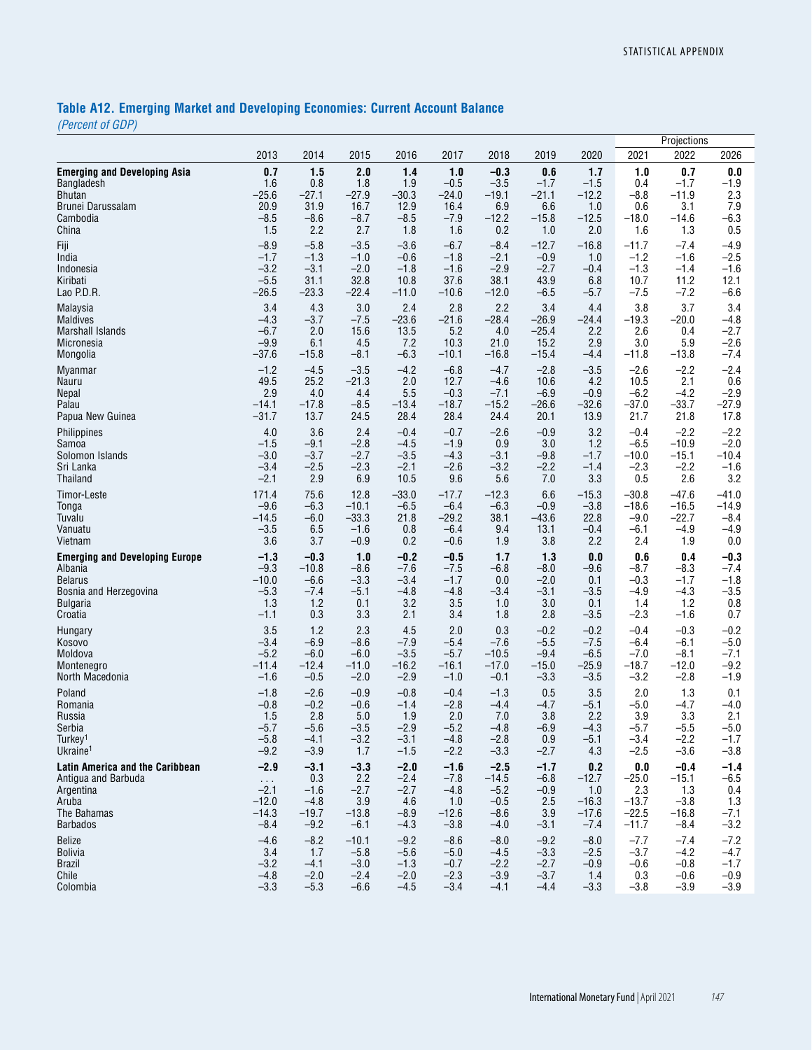### Table A12. Emerging Market and Developing Economies: Current Account Balance

*(Percent of GDP)*

| | 2013 | 2014 | 2015 | 2016 | 2017 | 2018 | 2019 | 2020 | Projections 2021 | 2022 | 2026 |
|---|---|---|---|---|---|---|---|---|---|---|---|
| **Emerging and Developing Asia** | **0.7** | **1.5** | **2.0** | **1.4** | **1.0** | **–0.3** | **0.6** | **1.7** | **1.0** | **0.7** | **0.0** |
| Bangladesh | 1.6 | 0.8 | 1.8 | 1.9 | –0.5 | –3.5 | –1.7 | –1.5 | 0.4 | –1.7 | –1.9 |
| Bhutan | –25.6 | –27.1 | –27.9 | –30.3 | –24.0 | –19.1 | –21.1 | –12.2 | –8.8 | –11.9 | 2.3 |
| Brunei Darussalam | 20.9 | 31.9 | 16.7 | 12.9 | 16.4 | 6.9 | 6.6 | 1.0 | 0.6 | 3.1 | 7.9 |
| Cambodia | –8.5 | –8.6 | –8.7 | –8.5 | –7.9 | –12.2 | –15.8 | –12.5 | –18.0 | –14.6 | –6.3 |
| China | 1.5 | 2.2 | 2.7 | 1.8 | 1.6 | 0.2 | 1.0 | 2.0 | 1.6 | 1.3 | 0.5 |
| Fiji | –8.9 | –5.8 | –3.5 | –3.6 | –6.7 | –8.4 | –12.7 | –16.8 | –11.7 | –7.4 | –4.9 |
| India | –1.7 | –1.3 | –1.0 | –0.6 | –1.8 | –2.1 | –0.9 | 1.0 | –1.2 | –1.6 | –2.5 |
| Indonesia | –3.2 | –3.1 | –2.0 | –1.8 | –1.6 | –2.9 | –2.7 | –0.4 | –1.3 | –1.4 | –1.6 |
| Kiribati | –5.5 | 31.1 | 32.8 | 10.8 | 37.6 | 38.1 | 43.9 | 6.8 | 10.7 | 11.2 | 12.1 |
| Lao P.D.R. | –26.5 | –23.3 | –22.4 | –11.0 | –10.6 | –12.0 | –6.5 | –5.7 | –7.5 | –7.2 | –6.6 |
| Malaysia | 3.4 | 4.3 | 3.0 | 2.4 | 2.8 | 2.2 | 3.4 | 4.4 | 3.8 | 3.7 | 3.4 |
| Maldives | –4.3 | –3.7 | –7.5 | –23.6 | –21.6 | –28.4 | –26.9 | –24.4 | –19.3 | –20.0 | –4.8 |
| Marshall Islands | –6.7 | 2.0 | 15.6 | 13.5 | 5.2 | 4.0 | –25.4 | 2.2 | 2.6 | 0.4 | –2.7 |
| Micronesia | –9.9 | 6.1 | 4.5 | 7.2 | 10.3 | 21.0 | 15.2 | 2.9 | 3.0 | 5.9 | –2.6 |
| Mongolia | –37.6 | –15.8 | –8.1 | –6.3 | –10.1 | –16.8 | –15.4 | –4.4 | –11.8 | –13.8 | –7.4 |
| Myanmar | –1.2 | –4.5 | –3.5 | –4.2 | –6.8 | –4.7 | –2.8 | –3.5 | –2.6 | –2.2 | –2.4 |
| Nauru | 49.5 | 25.2 | –21.3 | 2.0 | 12.7 | –4.6 | 10.6 | 4.2 | 10.5 | 2.1 | 0.6 |
| Nepal | 2.9 | 4.0 | 4.4 | 5.5 | –0.3 | –7.1 | –6.9 | –0.9 | –6.2 | –4.2 | –2.9 |
| Palau | –14.1 | –17.8 | –8.5 | –13.4 | –18.7 | –15.2 | –26.6 | –32.6 | –37.0 | –33.7 | –27.9 |
| Papua New Guinea | –31.7 | 13.7 | 24.5 | 28.4 | 28.4 | 24.4 | 20.1 | 13.9 | 21.7 | 21.8 | 17.8 |
| Philippines | 4.0 | 3.6 | 2.4 | –0.4 | –0.7 | –2.6 | –0.9 | 3.2 | –0.4 | –2.2 | –2.2 |
| Samoa | –1.5 | –9.1 | –2.8 | –4.5 | –1.9 | 0.9 | 3.0 | 1.2 | –6.5 | –10.9 | –2.0 |
| Solomon Islands | –3.0 | –3.7 | –2.7 | –3.5 | –4.3 | –3.1 | –9.8 | –1.7 | –10.0 | –15.1 | –10.4 |
| Sri Lanka | –3.4 | –2.5 | –2.3 | –2.1 | –2.6 | –3.2 | –2.2 | –1.4 | –2.3 | –2.2 | –1.6 |
| Thailand | –2.1 | 2.9 | 6.9 | 10.5 | 9.6 | 5.6 | 7.0 | 3.3 | 0.5 | 2.6 | 3.2 |
| Timor-Leste | 171.4 | 75.6 | 12.8 | –33.0 | –17.7 | –12.3 | 6.6 | –15.3 | –30.8 | –47.6 | –41.0 |
| Tonga | –9.6 | –6.3 | –10.1 | –6.5 | –6.4 | –6.3 | –0.9 | –3.8 | –18.6 | –16.5 | –14.9 |
| Tuvalu | –14.5 | –6.0 | –33.3 | 21.8 | –29.2 | 38.1 | –43.6 | 22.8 | –9.0 | –22.7 | –8.4 |
| Vanuatu | –3.5 | 6.5 | –1.6 | 0.8 | –6.4 | 9.4 | 13.1 | –0.4 | –6.1 | –4.9 | –4.9 |
| Vietnam | 3.6 | 3.7 | –0.9 | 0.2 | –0.6 | 1.9 | 3.8 | 2.2 | 2.4 | 1.9 | 0.0 |
| **Emerging and Developing Europe** | **–1.3** | **–0.3** | **1.0** | **–0.2** | **–0.5** | **1.7** | **1.3** | **0.0** | **0.6** | **0.4** | **–0.3** |
| Albania | –9.3 | –10.8 | –8.6 | –7.6 | –7.5 | –6.8 | –8.0 | –9.6 | –8.7 | –8.3 | –7.4 |
| Belarus | –10.0 | –6.6 | –3.3 | –3.4 | –1.7 | 0.0 | –2.0 | 0.1 | –0.3 | –1.7 | –1.8 |
| Bosnia and Herzegovina | –5.3 | –7.4 | –5.1 | –4.8 | –4.8 | –3.4 | –3.1 | –3.5 | –4.9 | –4.3 | –3.5 |
| Bulgaria | 1.3 | 1.2 | 0.1 | 3.2 | 3.5 | 1.0 | 3.0 | 0.1 | 1.4 | 1.2 | 0.8 |
| Croatia | –1.1 | 0.3 | 3.3 | 2.1 | 3.4 | 1.8 | 2.8 | –3.5 | –2.3 | –1.6 | 0.7 |
| Hungary | 3.5 | 1.2 | 2.3 | 4.5 | 2.0 | 0.3 | –0.2 | –0.2 | –0.4 | –0.3 | –0.2 |
| Kosovo | –3.4 | –6.9 | –8.6 | –7.9 | –5.4 | –7.6 | –5.5 | –7.5 | –6.4 | –6.1 | –5.0 |
| Moldova | –5.2 | –6.0 | –6.0 | –3.5 | –5.7 | –10.5 | –9.4 | –6.5 | –7.0 | –8.1 | –7.1 |
| Montenegro | –11.4 | –12.4 | –11.0 | –16.2 | –16.1 | –17.0 | –15.0 | –25.9 | –18.7 | –12.0 | –9.2 |
| North Macedonia | –1.6 | –0.5 | –2.0 | –2.9 | –1.0 | –0.1 | –3.3 | –3.5 | –3.2 | –2.8 | –1.9 |
| Poland | –1.8 | –2.6 | –0.9 | –0.8 | –0.4 | –1.3 | 0.5 | 3.5 | 2.0 | 1.3 | 0.1 |
| Romania | –0.8 | –0.2 | –0.6 | –1.4 | –2.8 | –4.4 | –4.7 | –5.1 | –5.0 | –4.7 | –4.0 |
| Russia | 1.5 | 2.8 | 5.0 | 1.9 | 2.0 | 7.0 | 3.8 | 2.2 | 3.9 | 3.3 | 2.1 |
| Serbia | –5.7 | –5.6 | –3.5 | –2.9 | –5.2 | –4.8 | –6.9 | –4.3 | –5.7 | –5.5 | –5.0 |
| Turkey[1] | –5.8 | –4.1 | –3.2 | –3.1 | –4.8 | –2.8 | 0.9 | –5.1 | –3.4 | –2.2 | –1.7 |
| Ukraine[1] | –9.2 | –3.9 | 1.7 | –1.5 | –2.2 | –3.3 | –2.7 | 4.3 | –2.5 | –3.6 | –3.8 |
| **Latin America and the Caribbean** | **–2.9** | **–3.1** | **–3.3** | **–2.0** | **–1.6** | **–2.5** | **–1.7** | **0.2** | **0.0** | **–0.4** | **–1.4** |
| Antigua and Barbuda | . . . | 0.3 | 2.2 | –2.4 | –7.8 | –14.5 | –6.8 | –12.7 | –25.0 | –15.1 | –6.5 |
| Argentina | –2.1 | –1.6 | –2.7 | –2.7 | –4.8 | –5.2 | –0.9 | 1.0 | 2.3 | 1.3 | 0.4 |
| Aruba | –12.0 | –4.8 | 3.9 | 4.6 | 1.0 | –0.5 | 2.5 | –16.3 | –13.7 | –3.8 | 1.3 |
| The Bahamas | –14.3 | –19.7 | –13.8 | –8.9 | –12.6 | –8.6 | 3.9 | –17.6 | –22.5 | –16.8 | –7.1 |
| Barbados | –8.4 | –9.2 | –6.1 | –4.3 | –3.8 | –4.0 | –3.1 | –7.4 | –11.7 | –8.4 | –3.2 |
| Belize | –4.6 | –8.2 | –10.1 | –9.2 | –8.6 | –8.0 | –9.2 | –8.0 | –7.7 | –7.4 | –7.2 |
| Bolivia | 3.4 | 1.7 | –5.8 | –5.6 | –5.0 | –4.5 | –3.3 | –2.5 | –3.7 | –4.2 | –4.7 |
| Brazil | –3.2 | –4.1 | –3.0 | –1.3 | –0.7 | –2.2 | –2.7 | –0.9 | –0.6 | –0.8 | –1.7 |
| Chile | –4.8 | –2.0 | –2.4 | –2.0 | –2.3 | –3.9 | –3.7 | 1.4 | 0.3 | –0.6 | –0.9 |
| Colombia | –3.3 | –5.3 | –6.6 | –4.5 | –3.4 | –4.1 | –4.4 | –3.3 | –3.8 | –3.9 | –3.9 |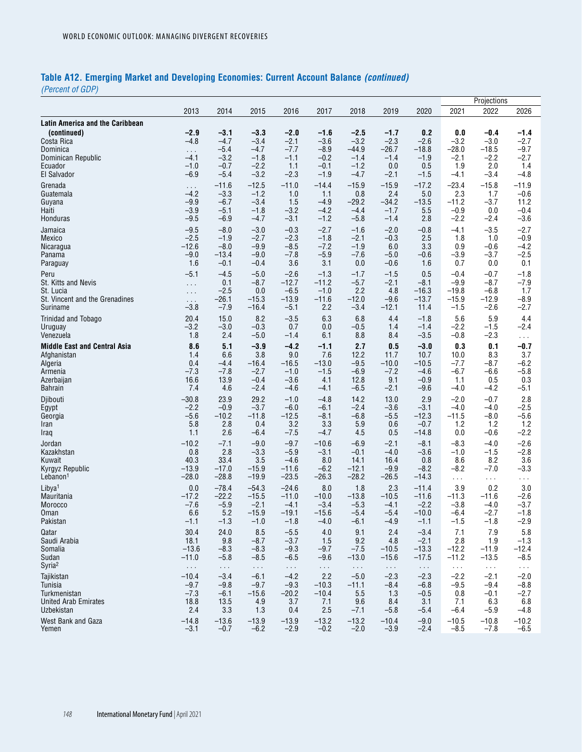## Table A12. Emerging Market and Developing Economies: Current Account Balance *(continued)*

*(Percent of GDP)*

| | 2013 | 2014 | 2015 | 2016 | 2017 | 2018 | 2019 | 2020 | Projections 2021 | 2022 | 2026 |
|---|---|---|---|---|---|---|---|---|---|---|---|
| **Latin America and the Caribbean (continued)** | **–2.9** | **–3.1** | **–3.3** | **–2.0** | **–1.6** | **–2.5** | **–1.7** | **0.2** | **0.0** | **–0.4** | **–1.4** |
| Costa Rica | –4.8 | –4.7 | –3.4 | –2.1 | –3.6 | –3.2 | –2.3 | –2.6 | –3.2 | –3.0 | –2.7 |
| Dominica | . . . | –5.4 | –4.7 | –7.7 | –8.9 | –44.9 | –26.7 | –18.8 | –28.0 | –18.5 | –9.7 |
| Dominican Republic | –4.1 | –3.2 | –1.8 | –1.1 | –0.2 | –1.4 | –1.4 | –1.9 | –2.1 | –2.2 | –2.7 |
| Ecuador | –1.0 | –0.7 | –2.2 | 1.1 | –0.1 | –1.2 | 0.0 | 0.5 | 1.9 | 2.0 | 1.4 |
| El Salvador | –6.9 | –5.4 | –3.2 | –2.3 | –1.9 | –4.7 | –2.1 | –1.5 | –4.1 | –3.4 | –4.8 |
| Grenada | . . . | –11.6 | –12.5 | –11.0 | –14.4 | –15.9 | –15.9 | –17.2 | –23.4 | –15.8 | –11.9 |
| Guatemala | –4.2 | –3.3 | –1.2 | 1.0 | 1.1 | 0.8 | 2.4 | 5.0 | 2.3 | 1.7 | –0.6 |
| Guyana | –9.9 | –6.7 | –3.4 | 1.5 | –4.9 | –29.2 | –34.2 | –13.5 | –11.2 | –3.7 | 11.2 |
| Haiti | –3.9 | –5.1 | –1.8 | –3.2 | –4.2 | –4.4 | –1.7 | 5.5 | –0.9 | 0.0 | –0.4 |
| Honduras | –9.5 | –6.9 | –4.7 | –3.1 | –1.2 | –5.8 | –1.4 | 2.8 | –2.2 | –2.4 | –3.6 |
| Jamaica | –9.5 | –8.0 | –3.0 | –0.3 | –2.7 | –1.6 | –2.0 | –0.8 | –4.1 | –3.5 | –2.7 |
| Mexico | –2.5 | –1.9 | –2.7 | –2.3 | –1.8 | –2.1 | –0.3 | 2.5 | 1.8 | 1.0 | –0.9 |
| Nicaragua | –12.6 | –8.0 | –9.9 | –8.5 | –7.2 | –1.9 | 6.0 | 3.3 | 0.9 | –0.6 | –4.2 |
| Panama | –9.0 | –13.4 | –9.0 | –7.8 | –5.9 | –7.6 | –5.0 | –0.6 | –3.9 | –3.7 | –2.5 |
| Paraguay | 1.6 | –0.1 | –0.4 | 3.6 | 3.1 | 0.0 | –0.6 | 1.6 | 0.7 | 0.0 | 0.1 |
| Peru | –5.1 | –4.5 | –5.0 | –2.6 | –1.3 | –1.7 | –1.5 | 0.5 | –0.4 | –0.7 | –1.8 |
| St. Kitts and Nevis | . . . | 0.1 | –8.7 | –12.7 | –11.2 | –5.7 | –2.1 | –8.1 | –9.9 | –8.7 | –7.9 |
| St. Lucia | . . . | –2.5 | 0.0 | –6.5 | –1.0 | 2.2 | 4.8 | –16.3 | –19.8 | –6.8 | 1.7 |
| St. Vincent and the Grenadines | . . . | –26.1 | –15.3 | –13.9 | –11.6 | –12.0 | –9.6 | –13.7 | –15.9 | –12.9 | –8.9 |
| Suriname | –3.8 | –7.9 | –16.4 | –5.1 | 2.2 | –3.4 | –12.1 | 11.4 | –1.5 | –2.6 | –2.7 |
| Trinidad and Tobago | 20.4 | 15.0 | 8.2 | –3.5 | 6.3 | 6.8 | 4.4 | –1.8 | 5.6 | 5.9 | 4.4 |
| Uruguay | –3.2 | –3.0 | –0.3 | 0.7 | 0.0 | –0.5 | 1.4 | –1.4 | –2.2 | –1.5 | –2.4 |
| Venezuela | 1.8 | 2.4 | –5.0 | –1.4 | 6.1 | 8.8 | 8.4 | –3.5 | –0.8 | –2.3 | . . . |
| **Middle East and Central Asia** | **8.6** | **5.1** | **–3.9** | **–4.2** | **–1.1** | **2.7** | **0.5** | **–3.0** | **0.3** | **0.1** | **–0.7** |
| Afghanistan | 1.4 | 6.6 | 3.8 | 9.0 | 7.6 | 12.2 | 11.7 | 10.7 | 10.0 | 8.3 | 3.7 |
| Algeria | 0.4 | –4.4 | –16.4 | –16.5 | –13.0 | –9.5 | –10.0 | –10.5 | –7.7 | –8.7 | –6.2 |
| Armenia | –7.3 | –7.8 | –2.7 | –1.0 | –1.5 | –6.9 | –7.2 | –4.6 | –6.7 | –6.6 | –5.8 |
| Azerbaijan | 16.6 | 13.9 | –0.4 | –3.6 | 4.1 | 12.8 | 9.1 | –0.9 | 1.1 | 0.5 | 0.3 |
| Bahrain | 7.4 | 4.6 | –2.4 | –4.6 | –4.1 | –6.5 | –2.1 | –9.6 | –4.0 | –4.2 | –5.1 |
| Djibouti | –30.8 | 23.9 | 29.2 | –1.0 | –4.8 | 14.2 | 13.0 | 2.9 | –2.0 | –0.7 | 2.8 |
| Egypt | –2.2 | –0.9 | –3.7 | –6.0 | –6.1 | –2.4 | –3.6 | –3.1 | –4.0 | –4.0 | –2.5 |
| Georgia | –5.6 | –10.2 | –11.8 | –12.5 | –8.1 | –6.8 | –5.5 | –12.3 | –11.5 | –8.0 | –5.6 |
| Iran | 5.8 | 2.8 | 0.4 | 3.2 | 3.3 | 5.9 | 0.6 | –0.7 | 1.2 | 1.2 | 1.2 |
| Iraq | 1.1 | 2.6 | –6.4 | –7.5 | –4.7 | 4.5 | 0.5 | –14.8 | 0.0 | –0.6 | –2.2 |
| Jordan | –10.2 | –7.1 | –9.0 | –9.7 | –10.6 | –6.9 | –2.1 | –8.1 | –8.3 | –4.0 | –2.6 |
| Kazakhstan | 0.8 | 2.8 | –3.3 | –5.9 | –3.1 | –0.1 | –4.0 | –3.6 | –1.0 | –1.5 | –2.8 |
| Kuwait | 40.3 | 33.4 | 3.5 | –4.6 | 8.0 | 14.1 | 16.4 | 0.8 | 8.6 | 8.2 | 3.6 |
| Kyrgyz Republic | –13.9 | –17.0 | –15.9 | –11.6 | –6.2 | –12.1 | –9.9 | –8.2 | –8.2 | –7.0 | –3.3 |
| Lebanon[1] | –28.0 | –28.8 | –19.9 | –23.5 | –26.3 | –28.2 | –26.5 | –14.3 | . . . | . . . | . . . |
| Libya[1] | 0.0 | –78.4 | –54.3 | –24.6 | 8.0 | 1.8 | 2.3 | –11.4 | 3.9 | 0.2 | 3.0 |
| Mauritania | –17.2 | –22.2 | –15.5 | –11.0 | –10.0 | –13.8 | –10.5 | –11.6 | –11.3 | –11.6 | –2.6 |
| Morocco | –7.6 | –5.9 | –2.1 | –4.1 | –3.4 | –5.3 | –4.1 | –2.2 | –3.8 | –4.0 | –3.7 |
| Oman | 6.6 | 5.2 | –15.9 | –19.1 | –15.6 | –5.4 | –5.4 | –10.0 | –6.4 | –2.7 | –1.8 |
| Pakistan | –1.1 | –1.3 | –1.0 | –1.8 | –4.0 | –6.1 | –4.9 | –1.1 | –1.5 | –1.8 | –2.9 |
| Qatar | 30.4 | 24.0 | 8.5 | –5.5 | 4.0 | 9.1 | 2.4 | –3.4 | 7.1 | 7.9 | 5.8 |
| Saudi Arabia | 18.1 | 9.8 | –8.7 | –3.7 | 1.5 | 9.2 | 4.8 | –2.1 | 2.8 | 1.9 | –1.3 |
| Somalia | –13.6 | –8.3 | –8.3 | –9.3 | –9.7 | –7.5 | –10.5 | –13.3 | –12.2 | –11.9 | –12.4 |
| Sudan | –11.0 | –5.8 | –8.5 | –6.5 | –9.6 | –13.0 | –15.6 | –17.5 | –11.2 | –13.5 | –8.5 |
| Syria[2] | . . . | . . . | . . . | . . . | . . . | . . . | . . . | . . . | . . . | . . . | . . . |
| Tajikistan | –10.4 | –3.4 | –6.1 | –4.2 | 2.2 | –5.0 | –2.3 | –2.3 | –2.2 | –2.1 | –2.0 |
| Tunisia | –9.7 | –9.8 | –9.7 | –9.3 | –10.3 | –11.1 | –8.4 | –6.8 | –9.5 | –9.4 | –8.8 |
| Turkmenistan | –7.3 | –6.1 | –15.6 | –20.2 | –10.4 | 5.5 | 1.3 | –0.5 | 0.8 | –0.1 | –2.7 |
| United Arab Emirates | 18.8 | 13.5 | 4.9 | 3.7 | 7.1 | 9.6 | 8.4 | 3.1 | 7.1 | 6.3 | 6.8 |
| Uzbekistan | 2.4 | 3.3 | 1.3 | 0.4 | 2.5 | –7.1 | –5.8 | –5.4 | –6.4 | –5.9 | –4.8 |
| West Bank and Gaza | –14.8 | –13.6 | –13.9 | –13.9 | –13.2 | –13.2 | –10.4 | –9.0 | –10.5 | –10.8 | –10.2 |
| Yemen | –3.1 | –0.7 | –6.2 | –2.9 | –0.2 | –2.0 | –3.9 | –2.4 | –8.5 | –7.8 | –6.5 |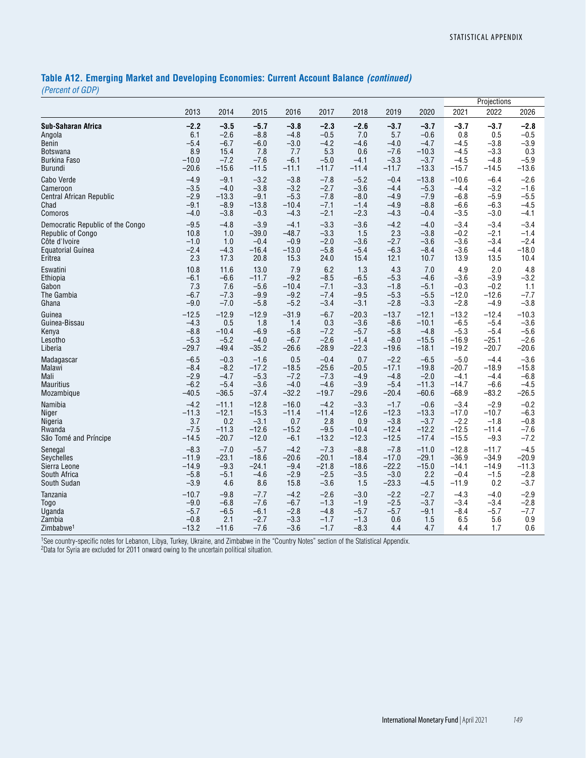## Table A12. Emerging Market and Developing Economies: Current Account Balance *(continued)*

*(Percent of GDP)*

| | 2013 | 2014 | 2015 | 2016 | 2017 | 2018 | 2019 | 2020 | Projections | | |
|---|---|---|---|---|---|---|---|---|---|---|---|
| | | | | | | | | | 2021 | 2022 | 2026 |
| **Sub-Saharan Africa** | **–2.2** | **–3.5** | **–5.7** | **–3.8** | **–2.3** | **–2.6** | **–3.7** | **–3.7** | **–3.7** | **–3.7** | **–2.8** |
| Angola | 6.1 | –2.6 | –8.8 | –4.8 | –0.5 | 7.0 | 5.7 | –0.6 | 0.8 | 0.5 | –0.5 |
| Benin | –5.4 | –6.7 | –6.0 | –3.0 | –4.2 | –4.6 | –4.0 | –4.7 | –4.5 | –3.8 | –3.9 |
| Botswana | 8.9 | 15.4 | 7.8 | 7.7 | 5.3 | 0.6 | –7.6 | –10.3 | –4.5 | –3.3 | 0.3 |
| Burkina Faso | –10.0 | –7.2 | –7.6 | –6.1 | –5.0 | –4.1 | –3.3 | –3.7 | –4.5 | –4.8 | –5.9 |
| Burundi | –20.6 | –15.6 | –11.5 | –11.1 | –11.7 | –11.4 | –11.7 | –13.3 | –15.7 | –14.5 | –13.6 |
| Cabo Verde | –4.9 | –9.1 | –3.2 | –3.8 | –7.8 | –5.2 | –0.4 | –13.8 | –10.6 | –6.4 | –2.6 |
| Cameroon | –3.5 | –4.0 | –3.8 | –3.2 | –2.7 | –3.6 | –4.4 | –5.3 | –4.4 | –3.2 | –1.6 |
| Central African Republic | –2.9 | –13.3 | –9.1 | –5.3 | –7.8 | –8.0 | –4.9 | –7.9 | –6.8 | –5.9 | –5.5 |
| Chad | –9.1 | –8.9 | –13.8 | –10.4 | –7.1 | –1.4 | –4.9 | –8.8 | –6.6 | –6.3 | –4.5 |
| Comoros | –4.0 | –3.8 | –0.3 | –4.3 | –2.1 | –2.3 | –4.3 | –0.4 | –3.5 | –3.0 | –4.1 |
| Democratic Republic of the Congo | –9.5 | –4.8 | –3.9 | –4.1 | –3.3 | –3.6 | –4.2 | –4.0 | –3.4 | –3.4 | –3.4 |
| Republic of Congo | 10.8 | 1.0 | –39.0 | –48.7 | –3.3 | 1.5 | 2.3 | –3.8 | –0.2 | –2.1 | –1.4 |
| Côte d'Ivoire | –1.0 | 1.0 | –0.4 | –0.9 | –2.0 | –3.6 | –2.7 | –3.6 | –3.6 | –3.4 | –2.4 |
| Equatorial Guinea | –2.4 | –4.3 | –16.4 | –13.0 | –5.8 | –5.4 | –6.3 | –8.4 | –3.6 | –4.4 | –18.0 |
| Eritrea | 2.3 | 17.3 | 20.8 | 15.3 | 24.0 | 15.4 | 12.1 | 10.7 | 13.9 | 13.5 | 10.4 |
| Eswatini | 10.8 | 11.6 | 13.0 | 7.9 | 6.2 | 1.3 | 4.3 | 7.0 | 4.9 | 2.0 | 4.8 |
| Ethiopia | –6.1 | –6.6 | –11.7 | –9.2 | –8.5 | –6.5 | –5.3 | –4.6 | –3.6 | –3.9 | –3.2 |
| Gabon | 7.3 | 7.6 | –5.6 | –10.4 | –7.1 | –3.3 | –1.8 | –5.1 | –0.3 | –0.2 | 1.1 |
| The Gambia | –6.7 | –7.3 | –9.9 | –9.2 | –7.4 | –9.5 | –5.3 | –5.5 | –12.0 | –12.6 | –7.7 |
| Ghana | –9.0 | –7.0 | –5.8 | –5.2 | –3.4 | –3.1 | –2.8 | –3.3 | –2.8 | –4.9 | –3.8 |
| Guinea | –12.5 | –12.9 | –12.9 | –31.9 | –6.7 | –20.3 | –13.7 | –12.1 | –13.2 | –12.4 | –10.3 |
| Guinea-Bissau | –4.3 | 0.5 | 1.8 | 1.4 | 0.3 | –3.6 | –8.6 | –10.1 | –6.5 | –5.4 | –3.6 |
| Kenya | –8.8 | –10.4 | –6.9 | –5.8 | –7.2 | –5.7 | –5.8 | –4.8 | –5.3 | –5.4 | –5.6 |
| Lesotho | –5.3 | –5.2 | –4.0 | –6.7 | –2.6 | –1.4 | –8.0 | –15.5 | –16.9 | –25.1 | –2.6 |
| Liberia | –29.7 | –49.4 | –35.2 | –26.6 | –28.9 | –22.3 | –19.6 | –18.1 | –19.2 | –20.7 | –20.6 |
| Madagascar | –6.5 | –0.3 | –1.6 | 0.5 | –0.4 | 0.7 | –2.2 | –6.5 | –5.0 | –4.4 | –3.6 |
| Malawi | –8.4 | –8.2 | –17.2 | –18.5 | –25.6 | –20.5 | –17.1 | –19.8 | –20.7 | –18.9 | –15.8 |
| Mali | –2.9 | –4.7 | –5.3 | –7.2 | –7.3 | –4.9 | –4.8 | –2.0 | –4.1 | –4.4 | –6.8 |
| Mauritius | –6.2 | –5.4 | –3.6 | –4.0 | –4.6 | –3.9 | –5.4 | –11.3 | –14.7 | –6.6 | –4.5 |
| Mozambique | –40.5 | –36.5 | –37.4 | –32.2 | –19.7 | –29.6 | –20.4 | –60.6 | –68.9 | –83.2 | –26.5 |
| Namibia | –4.2 | –11.1 | –12.8 | –16.0 | –4.2 | –3.3 | –1.7 | –0.6 | –3.4 | –2.9 | –0.2 |
| Niger | –11.3 | –12.1 | –15.3 | –11.4 | –11.4 | –12.6 | –12.3 | –13.3 | –17.0 | –10.7 | –6.3 |
| Nigeria | 3.7 | 0.2 | –3.1 | 0.7 | 2.8 | 0.9 | –3.8 | –3.7 | –2.2 | –1.8 | –0.8 |
| Rwanda | –7.5 | –11.3 | –12.6 | –15.2 | –9.5 | –10.4 | –12.4 | –12.2 | –12.5 | –11.4 | –7.6 |
| São Tomé and Príncipe | –14.5 | –20.7 | –12.0 | –6.1 | –13.2 | –12.3 | –12.5 | –17.4 | –15.5 | –9.3 | –7.2 |
| Senegal | –8.3 | –7.0 | –5.7 | –4.2 | –7.3 | –8.8 | –7.8 | –11.0 | –12.8 | –11.7 | –4.5 |
| Seychelles | –11.9 | –23.1 | –18.6 | –20.6 | –20.1 | –18.4 | –17.0 | –29.1 | –36.9 | –34.9 | –20.9 |
| Sierra Leone | –14.9 | –9.3 | –24.1 | –9.4 | –21.8 | –18.6 | –22.2 | –15.0 | –14.1 | –14.9 | –11.3 |
| South Africa | –5.8 | –5.1 | –4.6 | –2.9 | –2.5 | –3.5 | –3.0 | 2.2 | –0.4 | –1.5 | –2.8 |
| South Sudan | –3.9 | 4.6 | 8.6 | 15.8 | –3.6 | 1.5 | –23.3 | –4.5 | –11.9 | 0.2 | –3.7 |
| Tanzania | –10.7 | –9.8 | –7.7 | –4.2 | –2.6 | –3.0 | –2.2 | –2.7 | –4.3 | –4.0 | –2.9 |
| Togo | –9.0 | –6.8 | –7.6 | –6.7 | –1.3 | –1.9 | –2.5 | –3.7 | –3.4 | –3.4 | –2.8 |
| Uganda | –5.7 | –6.5 | –6.1 | –2.8 | –4.8 | –5.7 | –5.7 | –9.1 | –8.4 | –5.7 | –7.7 |
| Zambia | –0.8 | 2.1 | –2.7 | –3.3 | –1.7 | –1.3 | 0.6 | 1.5 | 6.5 | 5.6 | 0.9 |
| Zimbabwe[1] | –13.2 | –11.6 | –7.6 | –3.6 | –1.7 | –8.3 | 4.4 | 4.7 | 4.4 | 1.7 | 0.6 |

[1]See country-specific notes for Lebanon, Libya, Turkey, Ukraine, and Zimbabwe in the "Country Notes" section of the Statistical Appendix.
[2]Data for Syria are excluded for 2011 onward owing to the uncertain political situation.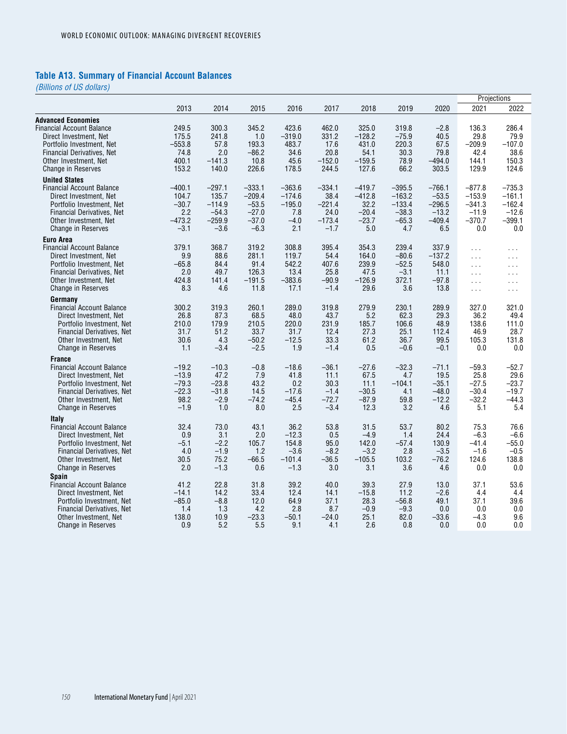## Table A13. Summary of Financial Account Balances

*(Billions of US dollars)*

| | 2013 | 2014 | 2015 | 2016 | 2017 | 2018 | 2019 | 2020 | Projections 2021 | Projections 2022 |
|---|---|---|---|---|---|---|---|---|---|---|
| **Advanced Economies** | | | | | | | | | | |
| Financial Account Balance | 249.5 | 300.3 | 345.2 | 423.6 | 462.0 | 325.0 | 319.8 | –2.8 | 136.3 | 286.4 |
| Direct Investment, Net | 175.5 | 241.8 | 1.0 | –319.0 | 331.2 | –128.2 | –75.9 | 40.5 | 29.8 | 79.9 |
| Portfolio Investment, Net | –553.8 | 57.8 | 193.3 | 483.7 | 17.6 | 431.0 | 220.3 | 67.5 | –209.9 | –107.0 |
| Financial Derivatives, Net | 74.8 | 2.0 | –86.2 | 34.6 | 20.8 | 54.1 | 30.3 | 79.8 | 42.4 | 38.6 |
| Other Investment, Net | 400.1 | –141.3 | 10.8 | 45.6 | –152.0 | –159.5 | 78.9 | –494.0 | 144.1 | 150.3 |
| Change in Reserves | 153.2 | 140.0 | 226.6 | 178.5 | 244.5 | 127.6 | 66.2 | 303.5 | 129.9 | 124.6 |
| **United States** | | | | | | | | | | |
| Financial Account Balance | –400.1 | –297.1 | –333.1 | –363.6 | –334.1 | –419.7 | –395.5 | –766.1 | –877.8 | –735.3 |
| Direct Investment, Net | 104.7 | 135.7 | –209.4 | –174.6 | 38.4 | –412.8 | –163.2 | –53.5 | –153.9 | –161.1 |
| Portfolio Investment, Net | –30.7 | –114.9 | –53.5 | –195.0 | –221.4 | 32.2 | –133.4 | –296.5 | –341.3 | –162.4 |
| Financial Derivatives, Net | 2.2 | –54.3 | –27.0 | 7.8 | 24.0 | –20.4 | –38.3 | –13.2 | –11.9 | –12.6 |
| Other Investment, Net | –473.2 | –259.9 | –37.0 | –4.0 | –173.4 | –23.7 | –65.3 | –409.4 | –370.7 | –399.1 |
| Change in Reserves | –3.1 | –3.6 | –6.3 | 2.1 | –1.7 | 5.0 | 4.7 | 6.5 | 0.0 | 0.0 |
| **Euro Area** | | | | | | | | | | |
| Financial Account Balance | 379.1 | 368.7 | 319.2 | 308.8 | 395.4 | 354.3 | 239.4 | 337.9 | ... | ... |
| Direct Investment, Net | 9.9 | 88.6 | 281.1 | 119.7 | 54.4 | 164.0 | –80.6 | –137.2 | ... | ... |
| Portfolio Investment, Net | –65.8 | 84.4 | 91.4 | 542.2 | 407.6 | 239.9 | –52.5 | 548.0 | ... | ... |
| Financial Derivatives, Net | 2.0 | 49.7 | 126.3 | 13.4 | 25.8 | 47.5 | –3.1 | 11.1 | ... | ... |
| Other Investment, Net | 424.8 | 141.4 | –191.5 | –383.6 | –90.9 | –126.9 | 372.1 | –97.8 | ... | ... |
| Change in Reserves | 8.3 | 4.6 | 11.8 | 17.1 | –1.4 | 29.6 | 3.6 | 13.8 | ... | ... |
| **Germany** | | | | | | | | | | |
| Financial Account Balance | 300.2 | 319.3 | 260.1 | 289.0 | 319.8 | 279.9 | 230.1 | 289.9 | 327.0 | 321.0 |
| Direct Investment, Net | 26.8 | 87.3 | 68.5 | 48.0 | 43.7 | 5.2 | 62.3 | 29.3 | 36.2 | 49.4 |
| Portfolio Investment, Net | 210.0 | 179.9 | 210.5 | 220.0 | 231.9 | 185.7 | 106.6 | 48.9 | 138.6 | 111.0 |
| Financial Derivatives, Net | 31.7 | 51.2 | 33.7 | 31.7 | 12.4 | 27.3 | 25.1 | 112.4 | 46.9 | 28.7 |
| Other Investment, Net | 30.6 | 4.3 | –50.2 | –12.5 | 33.3 | 61.2 | 36.7 | 99.5 | 105.3 | 131.8 |
| Change in Reserves | 1.1 | –3.4 | –2.5 | 1.9 | –1.4 | 0.5 | –0.6 | –0.1 | 0.0 | 0.0 |
| **France** | | | | | | | | | | |
| Financial Account Balance | –19.2 | –10.3 | –0.8 | –18.6 | –36.1 | –27.6 | –32.3 | –71.1 | –59.3 | –52.7 |
| Direct Investment, Net | –13.9 | 47.2 | 7.9 | 41.8 | 11.1 | 67.5 | 4.7 | 19.5 | 25.8 | 29.6 |
| Portfolio Investment, Net | –79.3 | –23.8 | 43.2 | 0.2 | 30.3 | 11.1 | –104.1 | –35.1 | –27.5 | –23.7 |
| Financial Derivatives, Net | –22.3 | –31.8 | 14.5 | –17.6 | –1.4 | –30.5 | 4.1 | –48.0 | –30.4 | –19.7 |
| Other Investment, Net | 98.2 | –2.9 | –74.2 | –45.4 | –72.7 | –87.9 | 59.8 | –12.2 | –32.2 | –44.3 |
| Change in Reserves | –1.9 | 1.0 | 8.0 | 2.5 | –3.4 | 12.3 | 3.2 | 4.6 | 5.1 | 5.4 |
| **Italy** | | | | | | | | | | |
| Financial Account Balance | 32.4 | 73.0 | 43.1 | 36.2 | 53.8 | 31.5 | 53.7 | 80.2 | 75.3 | 76.6 |
| Direct Investment, Net | 0.9 | 3.1 | 2.0 | –12.3 | 0.5 | –4.9 | 1.4 | 24.4 | –6.3 | –6.6 |
| Portfolio Investment, Net | –5.1 | –2.2 | 105.7 | 154.8 | 95.0 | 142.0 | –57.4 | 130.9 | –41.4 | –55.0 |
| Financial Derivatives, Net | 4.0 | –1.9 | 1.2 | –3.6 | –8.2 | –3.2 | 2.8 | –3.5 | –1.6 | –0.5 |
| Other Investment, Net | 30.5 | 75.2 | –66.5 | –101.4 | –36.5 | –105.5 | 103.2 | –76.2 | 124.6 | 138.8 |
| Change in Reserves | 2.0 | –1.3 | 0.6 | –1.3 | 3.0 | 3.1 | 3.6 | 4.6 | 0.0 | 0.0 |
| **Spain** | | | | | | | | | | |
| Financial Account Balance | 41.2 | 22.8 | 31.8 | 39.2 | 40.0 | 39.3 | 27.9 | 13.0 | 37.1 | 53.6 |
| Direct Investment, Net | –14.1 | 14.2 | 33.4 | 12.4 | 14.1 | –15.8 | 11.2 | –2.6 | 4.4 | 4.4 |
| Portfolio Investment, Net | –85.0 | –8.8 | 12.0 | 64.9 | 37.1 | 28.3 | –56.8 | 49.1 | 37.1 | 39.6 |
| Financial Derivatives, Net | 1.4 | 1.3 | 4.2 | 2.8 | 8.7 | –0.9 | –9.3 | 0.0 | 0.0 | 0.0 |
| Other Investment, Net | 138.0 | 10.9 | –23.3 | –50.1 | –24.0 | 25.1 | 82.0 | –33.6 | –4.3 | 9.6 |
| Change in Reserves | 0.9 | 5.2 | 5.5 | 9.1 | 4.1 | 2.6 | 0.8 | 0.0 | 0.0 | 0.0 |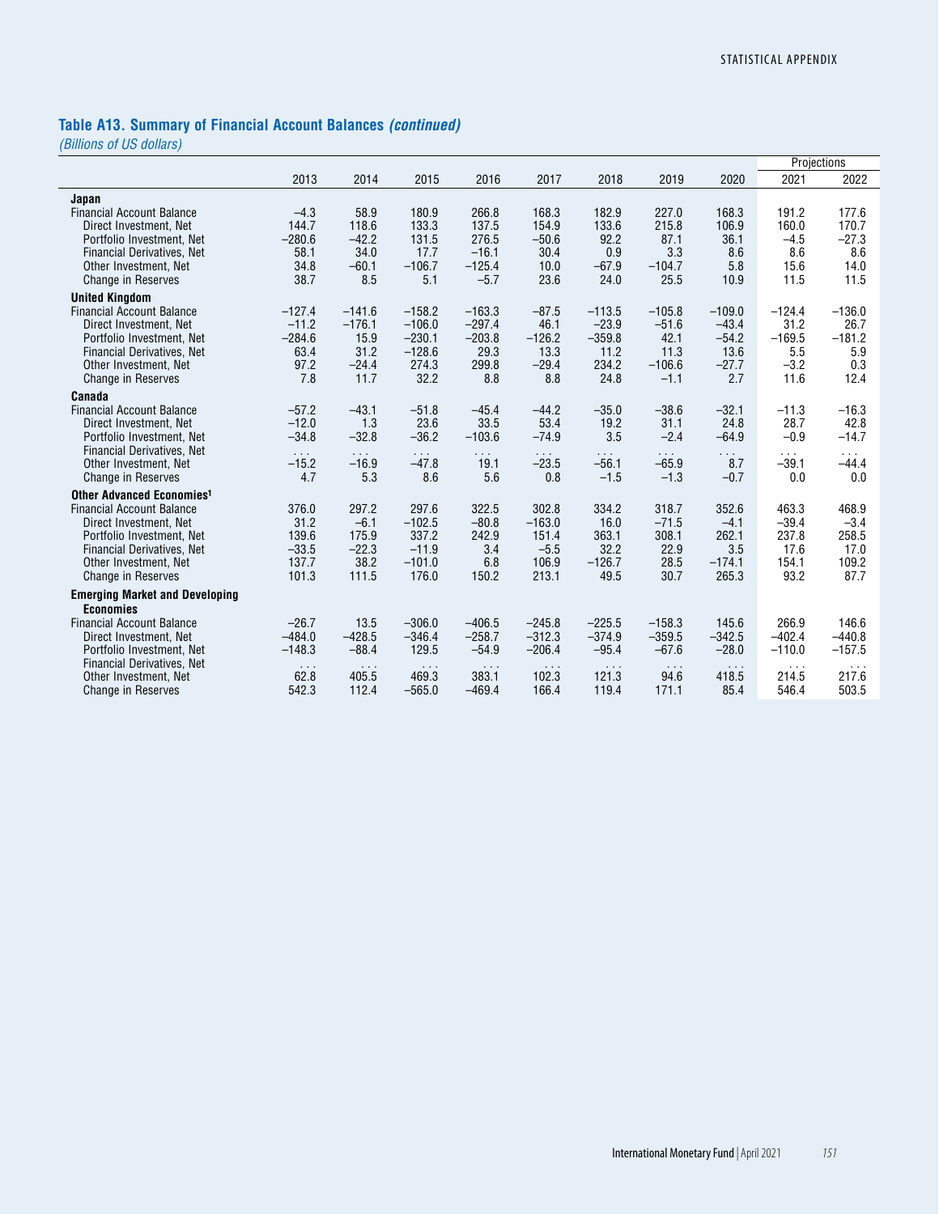## Table A13. Summary of Financial Account Balances *(continued)*

*(Billions of US dollars)*

| | 2013 | 2014 | 2015 | 2016 | 2017 | 2018 | 2019 | 2020 | Projections 2021 | 2022 |
|---|---|---|---|---|---|---|---|---|---|---|
| **Japan** | | | | | | | | | | |
| Financial Account Balance | –4.3 | 58.9 | 180.9 | 266.8 | 168.3 | 182.9 | 227.0 | 168.3 | 191.2 | 177.6 |
| Direct Investment, Net | 144.7 | 118.6 | 133.3 | 137.5 | 154.9 | 133.6 | 215.8 | 106.9 | 160.0 | 170.7 |
| Portfolio Investment, Net | –280.6 | –42.2 | 131.5 | 276.5 | –50.6 | 92.2 | 87.1 | 36.1 | –4.5 | –27.3 |
| Financial Derivatives, Net | 58.1 | 34.0 | 17.7 | –16.1 | 30.4 | 0.9 | 3.3 | 8.6 | 8.6 | 8.6 |
| Other Investment, Net | 34.8 | –60.1 | –106.7 | –125.4 | 10.0 | –67.9 | –104.7 | 5.8 | 15.6 | 14.0 |
| Change in Reserves | 38.7 | 8.5 | 5.1 | –5.7 | 23.6 | 24.0 | 25.5 | 10.9 | 11.5 | 11.5 |
| **United Kingdom** | | | | | | | | | | |
| Financial Account Balance | –127.4 | –141.6 | –158.2 | –163.3 | –87.5 | –113.5 | –105.8 | –109.0 | –124.4 | –136.0 |
| Direct Investment, Net | –11.2 | –176.1 | –106.0 | –297.4 | 46.1 | –23.9 | –51.6 | –43.4 | 31.2 | 26.7 |
| Portfolio Investment, Net | –284.6 | 15.9 | –230.1 | –203.8 | –126.2 | –359.8 | 42.1 | –54.2 | –169.5 | –181.2 |
| Financial Derivatives, Net | 63.4 | 31.2 | –128.6 | 29.3 | 13.3 | 11.2 | 11.3 | 13.6 | 5.5 | 5.9 |
| Other Investment, Net | 97.2 | –24.4 | 274.3 | 299.8 | –29.4 | 234.2 | –106.6 | –27.7 | –3.2 | 0.3 |
| Change in Reserves | 7.8 | 11.7 | 32.2 | 8.8 | 8.8 | 24.8 | –1.1 | 2.7 | 11.6 | 12.4 |
| **Canada** | | | | | | | | | | |
| Financial Account Balance | –57.2 | –43.1 | –51.8 | –45.4 | –44.2 | –35.0 | –38.6 | –32.1 | –11.3 | –16.3 |
| Direct Investment, Net | –12.0 | 1.3 | 23.6 | 33.5 | 53.4 | 19.2 | 31.1 | 24.8 | 28.7 | 42.8 |
| Portfolio Investment, Net | –34.8 | –32.8 | –36.2 | –103.6 | –74.9 | 3.5 | –2.4 | –64.9 | –0.9 | –14.7 |
| Financial Derivatives, Net | . . . | . . . | . . . | . . . | . . . | . . . | . . . | . . . | . . . | . . . |
| Other Investment, Net | –15.2 | –16.9 | –47.8 | 19.1 | –23.5 | –56.1 | –65.9 | 8.7 | –39.1 | –44.4 |
| Change in Reserves | 4.7 | 5.3 | 8.6 | 5.6 | 0.8 | –1.5 | –1.3 | –0.7 | 0.0 | 0.0 |
| **Other Advanced Economies[1]** | | | | | | | | | | |
| Financial Account Balance | 376.0 | 297.2 | 297.6 | 322.5 | 302.8 | 334.2 | 318.7 | 352.6 | 463.3 | 468.9 |
| Direct Investment, Net | 31.2 | –6.1 | –102.5 | –80.8 | –163.0 | 16.0 | –71.5 | –4.1 | –39.4 | –3.4 |
| Portfolio Investment, Net | 139.6 | 175.9 | 337.2 | 242.9 | 151.4 | 363.1 | 308.1 | 262.1 | 237.8 | 258.5 |
| Financial Derivatives, Net | –33.5 | –22.3 | –11.9 | 3.4 | –5.5 | 32.2 | 22.9 | 3.5 | 17.6 | 17.0 |
| Other Investment, Net | 137.7 | 38.2 | –101.0 | 6.8 | 106.9 | –126.7 | 28.5 | –174.1 | 154.1 | 109.2 |
| Change in Reserves | 101.3 | 111.5 | 176.0 | 150.2 | 213.1 | 49.5 | 30.7 | 265.3 | 93.2 | 87.7 |
| **Emerging Market and Developing Economies** | | | | | | | | | | |
| Financial Account Balance | –26.7 | 13.5 | –306.0 | –406.5 | –245.8 | –225.5 | –158.3 | 145.6 | 266.9 | 146.6 |
| Direct Investment, Net | –484.0 | –428.5 | –346.4 | –258.7 | –312.3 | –374.9 | –359.5 | –342.5 | –402.4 | –440.8 |
| Portfolio Investment, Net | –148.3 | –88.4 | 129.5 | –54.9 | –206.4 | –95.4 | –67.6 | –28.0 | –110.0 | –157.5 |
| Financial Derivatives, Net | . . . | . . . | . . . | . . . | . . . | . . . | . . . | . . . | . . . | . . . |
| Other Investment, Net | 62.8 | 405.5 | 469.3 | 383.1 | 102.3 | 121.3 | 94.6 | 418.5 | 214.5 | 217.6 |
| Change in Reserves | 542.3 | 112.4 | –565.0 | –469.4 | 166.4 | 119.4 | 171.1 | 85.4 | 546.4 | 503.5 |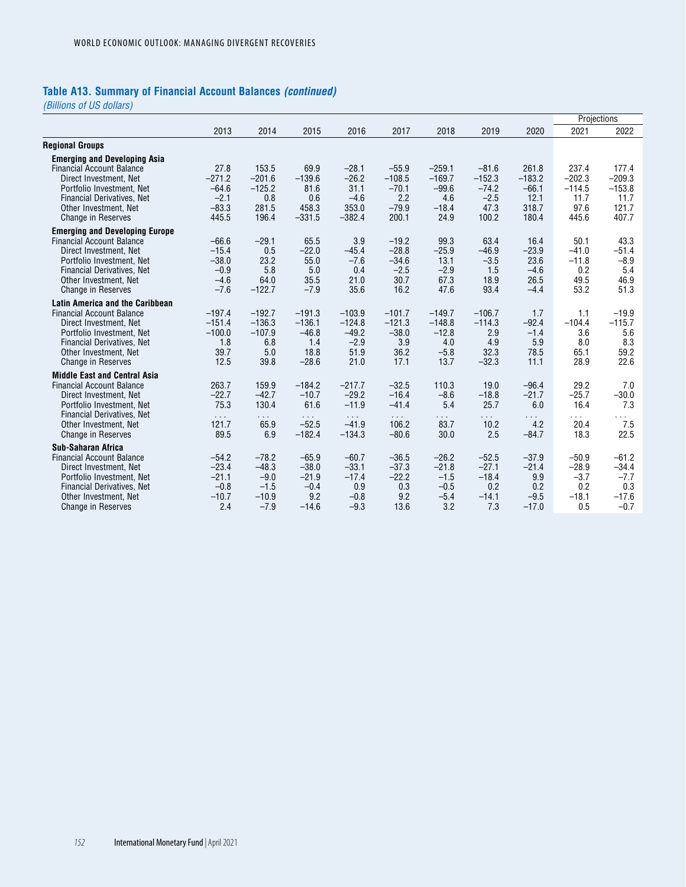## Table A13. Summary of Financial Account Balances *(continued)*

*(Billions of US dollars)*

| | 2013 | 2014 | 2015 | 2016 | 2017 | 2018 | 2019 | 2020 | Projections | |
|---|---|---|---|---|---|---|---|---|---|---|
| | | | | | | | | | 2021 | 2022 |
| **Regional Groups** | | | | | | | | | | |
| **Emerging and Developing Asia** | | | | | | | | | | |
| Financial Account Balance | 27.8 | 153.5 | 69.9 | −28.1 | −55.9 | −259.1 | −81.6 | 261.8 | 237.4 | 177.4 |
| Direct Investment, Net | −271.2 | −201.6 | −139.6 | −26.2 | −108.5 | −169.7 | −152.3 | −183.2 | −202.3 | −209.3 |
| Portfolio Investment, Net | −64.6 | −125.2 | 81.6 | 31.1 | −70.1 | −99.6 | −74.2 | −66.1 | −114.5 | −153.8 |
| Financial Derivatives, Net | −2.1 | 0.8 | 0.6 | −4.6 | 2.2 | 4.6 | −2.5 | 12.1 | 11.7 | 11.7 |
| Other Investment, Net | −83.3 | 281.5 | 458.3 | 353.0 | −79.9 | −18.4 | 47.3 | 318.7 | 97.6 | 121.7 |
| Change in Reserves | 445.5 | 196.4 | −331.5 | −382.4 | 200.1 | 24.9 | 100.2 | 180.4 | 445.6 | 407.7 |
| **Emerging and Developing Europe** | | | | | | | | | | |
| Financial Account Balance | −66.6 | −29.1 | 65.5 | 3.9 | −19.2 | 99.3 | 63.4 | 16.4 | 50.1 | 43.3 |
| Direct Investment, Net | −15.4 | 0.5 | −22.0 | −45.4 | −28.8 | −25.9 | −46.9 | −23.9 | −41.0 | −51.4 |
| Portfolio Investment, Net | −38.0 | 23.2 | 55.0 | −7.6 | −34.6 | 13.1 | −3.5 | 23.6 | −11.8 | −8.9 |
| Financial Derivatives, Net | −0.9 | 5.8 | 5.0 | 0.4 | −2.5 | −2.9 | 1.5 | −4.6 | 0.2 | 5.4 |
| Other Investment, Net | −4.6 | 64.0 | 35.5 | 21.0 | 30.7 | 67.3 | 18.9 | 26.5 | 49.5 | 46.9 |
| Change in Reserves | −7.6 | −122.7 | −7.9 | 35.6 | 16.2 | 47.6 | 93.4 | −4.4 | 53.2 | 51.3 |
| **Latin America and the Caribbean** | | | | | | | | | | |
| Financial Account Balance | −197.4 | −192.7 | −191.3 | −103.9 | −101.7 | −149.7 | −106.7 | 1.7 | 1.1 | −19.9 |
| Direct Investment, Net | −151.4 | −136.3 | −136.1 | −124.8 | −121.3 | −148.8 | −114.3 | −92.4 | −104.4 | −115.7 |
| Portfolio Investment, Net | −100.0 | −107.9 | −46.8 | −49.2 | −38.0 | −12.8 | 2.9 | −1.4 | 3.6 | 5.6 |
| Financial Derivatives, Net | 1.8 | 6.8 | 1.4 | −2.9 | 3.9 | 4.0 | 4.9 | 5.9 | 8.0 | 8.3 |
| Other Investment, Net | 39.7 | 5.0 | 18.8 | 51.9 | 36.2 | −5.8 | 32.3 | 78.5 | 65.1 | 59.2 |
| Change in Reserves | 12.5 | 39.8 | −28.6 | 21.0 | 17.1 | 13.7 | −32.3 | 11.1 | 28.9 | 22.6 |
| **Middle East and Central Asia** | | | | | | | | | | |
| Financial Account Balance | 263.7 | 159.9 | −184.2 | −217.7 | −32.5 | 110.3 | 19.0 | −96.4 | 29.2 | 7.0 |
| Direct Investment, Net | −22.7 | −42.7 | −10.7 | −29.2 | −16.4 | −8.6 | −18.8 | −21.7 | −25.7 | −30.0 |
| Portfolio Investment, Net | 75.3 | 130.4 | 61.6 | −11.9 | −41.4 | 5.4 | 25.7 | 6.0 | 16.4 | 7.3 |
| Financial Derivatives, Net | . . . | . . . | . . . | . . . | . . . | . . . | . . . | . . . | . . . | . . . |
| Other Investment, Net | 121.7 | 65.9 | −52.5 | −41.9 | 106.2 | 83.7 | 10.2 | 4.2 | 20.4 | 7.5 |
| Change in Reserves | 89.5 | 6.9 | −182.4 | −134.3 | −80.6 | 30.0 | 2.5 | −84.7 | 18.3 | 22.5 |
| **Sub-Saharan Africa** | | | | | | | | | | |
| Financial Account Balance | −54.2 | −78.2 | −65.9 | −60.7 | −36.5 | −26.2 | −52.5 | −37.9 | −50.9 | −61.2 |
| Direct Investment, Net | −23.4 | −48.3 | −38.0 | −33.1 | −37.3 | −21.8 | −27.1 | −21.4 | −28.9 | −34.4 |
| Portfolio Investment, Net | −21.1 | −9.0 | −21.9 | −17.4 | −22.2 | −1.5 | −18.4 | 9.9 | −3.7 | −7.7 |
| Financial Derivatives, Net | −0.8 | −1.5 | −0.4 | 0.9 | 0.3 | −0.5 | 0.2 | 0.2 | 0.2 | 0.3 |
| Other Investment, Net | −10.7 | −10.9 | 9.2 | −0.8 | 9.2 | −5.4 | −14.1 | −9.5 | −18.1 | −17.6 |
| Change in Reserves | 2.4 | −7.9 | −14.6 | −9.3 | 13.6 | 3.2 | 7.3 | −17.0 | 0.5 | −0.7 |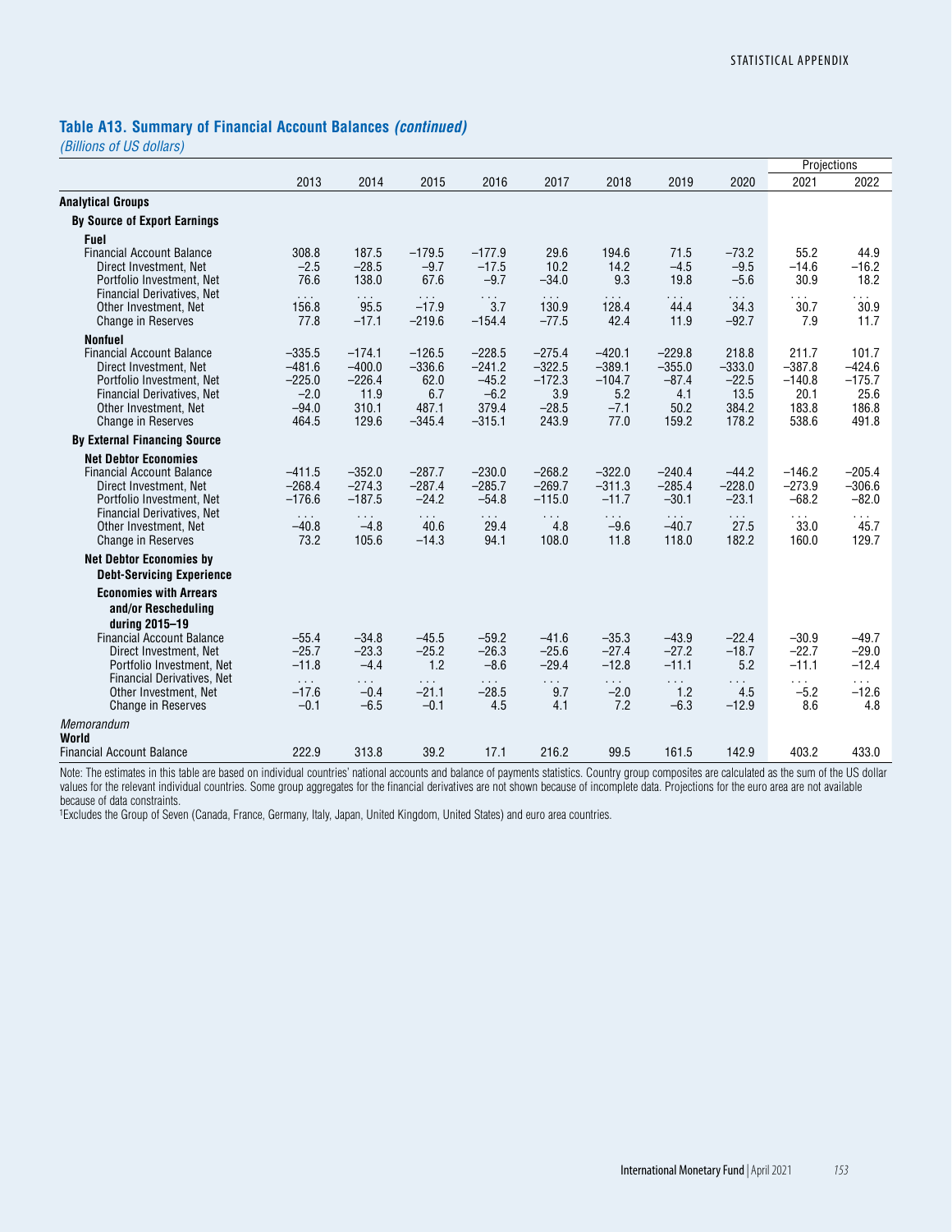## Table A13. Summary of Financial Account Balances *(continued)*

*(Billions of US dollars)*

| | 2013 | 2014 | 2015 | 2016 | 2017 | 2018 | 2019 | 2020 | Projections 2021 | Projections 2022 |
|---|---|---|---|---|---|---|---|---|---|---|
| **Analytical Groups** | | | | | | | | | | |
| **By Source of Export Earnings** | | | | | | | | | | |
| **Fuel** | | | | | | | | | | |
| Financial Account Balance | 308.8 | 187.5 | –179.5 | –177.9 | 29.6 | 194.6 | 71.5 | –73.2 | 55.2 | 44.9 |
| Direct Investment, Net | –2.5 | –28.5 | –9.7 | –17.5 | 10.2 | 14.2 | –4.5 | –9.5 | –14.6 | –16.2 |
| Portfolio Investment, Net | 76.6 | 138.0 | 67.6 | –9.7 | –34.0 | 9.3 | 19.8 | –5.6 | 30.9 | 18.2 |
| Financial Derivatives, Net | . . . | . . . | . . . | . . . | . . . | . . . | . . . | . . . | . . . | . . . |
| Other Investment, Net | 156.8 | 95.5 | –17.9 | 3.7 | 130.9 | 128.4 | 44.4 | 34.3 | 30.7 | 30.9 |
| Change in Reserves | 77.8 | –17.1 | –219.6 | –154.4 | –77.5 | 42.4 | 11.9 | –92.7 | 7.9 | 11.7 |
| **Nonfuel** | | | | | | | | | | |
| Financial Account Balance | –335.5 | –174.1 | –126.5 | –228.5 | –275.4 | –420.1 | –229.8 | 218.8 | 211.7 | 101.7 |
| Direct Investment, Net | –481.6 | –400.0 | –336.6 | –241.2 | –322.5 | –389.1 | –355.0 | –333.0 | –387.8 | –424.6 |
| Portfolio Investment, Net | –225.0 | –226.4 | 62.0 | –45.2 | –172.3 | –104.7 | –87.4 | –22.5 | –140.8 | –175.7 |
| Financial Derivatives, Net | –2.0 | 11.9 | 6.7 | –6.2 | 3.9 | 5.2 | 4.1 | 13.5 | 20.1 | 25.6 |
| Other Investment, Net | –94.0 | 310.1 | 487.1 | 379.4 | –28.5 | –7.1 | 50.2 | 384.2 | 183.8 | 186.8 |
| Change in Reserves | 464.5 | 129.6 | –345.4 | –315.1 | 243.9 | 77.0 | 159.2 | 178.2 | 538.6 | 491.8 |
| **By External Financing Source** | | | | | | | | | | |
| **Net Debtor Economies** | | | | | | | | | | |
| Financial Account Balance | –411.5 | –352.0 | –287.7 | –230.0 | –268.2 | –322.0 | –240.4 | –44.2 | –146.2 | –205.4 |
| Direct Investment, Net | –268.4 | –274.3 | –287.4 | –285.7 | –269.7 | –311.3 | –285.4 | –228.0 | –273.9 | –306.6 |
| Portfolio Investment, Net | –176.6 | –187.5 | –24.2 | –54.8 | –115.0 | –11.7 | –30.1 | –23.1 | –68.2 | –82.0 |
| Financial Derivatives, Net | . . . | . . . | . . . | . . . | . . . | . . . | . . . | . . . | . . . | . . . |
| Other Investment, Net | –40.8 | –4.8 | 40.6 | 29.4 | 4.8 | –9.6 | –40.7 | 27.5 | 33.0 | 45.7 |
| Change in Reserves | 73.2 | 105.6 | –14.3 | 94.1 | 108.0 | 11.8 | 118.0 | 182.2 | 160.0 | 129.7 |
| **Net Debtor Economies by Debt-Servicing Experience** | | | | | | | | | | |
| **Economies with Arrears and/or Rescheduling during 2015–19** | | | | | | | | | | |
| Financial Account Balance | –55.4 | –34.8 | –45.5 | –59.2 | –41.6 | –35.3 | –43.9 | –22.4 | –30.9 | –49.7 |
| Direct Investment, Net | –25.7 | –23.3 | –25.2 | –26.3 | –25.6 | –27.4 | –27.2 | –18.7 | –22.7 | –29.0 |
| Portfolio Investment, Net | –11.8 | –4.4 | 1.2 | –8.6 | –29.4 | –12.8 | –11.1 | 5.2 | –11.1 | –12.4 |
| Financial Derivatives, Net | . . . | . . . | . . . | . . . | . . . | . . . | . . . | . . . | . . . | . . . |
| Other Investment, Net | –17.6 | –0.4 | –21.1 | –28.5 | 9.7 | –2.0 | 1.2 | 4.5 | –5.2 | –12.6 |
| Change in Reserves | –0.1 | –6.5 | –0.1 | 4.5 | 4.1 | 7.2 | –6.3 | –12.9 | 8.6 | 4.8 |
| *Memorandum* | | | | | | | | | | |
| **World** | | | | | | | | | | |
| Financial Account Balance | 222.9 | 313.8 | 39.2 | 17.1 | 216.2 | 99.5 | 161.5 | 142.9 | 403.2 | 433.0 |

Note: The estimates in this table are based on individual countries' national accounts and balance of payments statistics. Country group composites are calculated as the sum of the US dollar values for the relevant individual countries. Some group aggregates for the financial derivatives are not shown because of incomplete data. Projections for the euro area are not available because of data constraints.

[1]Excludes the Group of Seven (Canada, France, Germany, Italy, Japan, United Kingdom, United States) and euro area countries.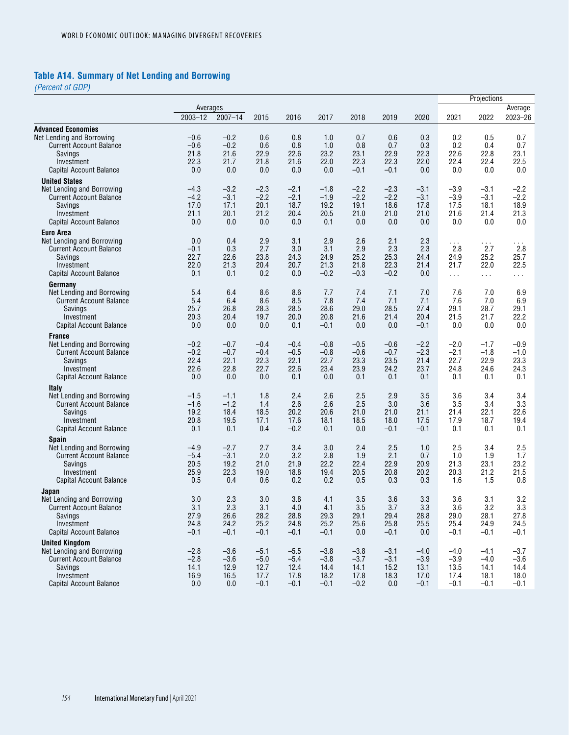## Table A14. Summary of Net Lending and Borrowing

*(Percent of GDP)*

| | Averages | | | | | | | | Projections | | |
|---|---|---|---|---|---|---|---|---|---|---|---|
| | 2003–12 | 2007–14 | 2015 | 2016 | 2017 | 2018 | 2019 | 2020 | 2021 | 2022 | Average 2023–26 |
| **Advanced Economies** | | | | | | | | | | | |
| Net Lending and Borrowing | –0.6 | –0.2 | 0.6 | 0.8 | 1.0 | 0.7 | 0.6 | 0.3 | 0.2 | 0.5 | 0.7 |
| Current Account Balance | –0.6 | –0.2 | 0.6 | 0.8 | 1.0 | 0.8 | 0.7 | 0.3 | 0.2 | 0.4 | 0.7 |
| Savings | 21.8 | 21.6 | 22.9 | 22.6 | 23.2 | 23.1 | 22.9 | 22.3 | 22.6 | 22.8 | 23.1 |
| Investment | 22.3 | 21.7 | 21.8 | 21.6 | 22.0 | 22.3 | 22.3 | 22.0 | 22.4 | 22.4 | 22.5 |
| Capital Account Balance | 0.0 | 0.0 | 0.0 | 0.0 | 0.0 | –0.1 | –0.1 | 0.0 | 0.0 | 0.0 | 0.0 |
| **United States** | | | | | | | | | | | |
| Net Lending and Borrowing | –4.3 | –3.2 | –2.3 | –2.1 | –1.8 | –2.2 | –2.3 | –3.1 | –3.9 | –3.1 | –2.2 |
| Current Account Balance | –4.2 | –3.1 | –2.2 | –2.1 | –1.9 | –2.2 | –2.2 | –3.1 | –3.9 | –3.1 | –2.2 |
| Savings | 17.0 | 17.1 | 20.1 | 18.7 | 19.2 | 19.1 | 18.6 | 17.8 | 17.5 | 18.1 | 18.9 |
| Investment | 21.1 | 20.1 | 21.2 | 20.4 | 20.5 | 21.0 | 21.0 | 21.0 | 21.6 | 21.4 | 21.3 |
| Capital Account Balance | 0.0 | 0.0 | 0.0 | 0.0 | 0.1 | 0.0 | 0.0 | 0.0 | 0.0 | 0.0 | 0.0 |
| **Euro Area** | | | | | | | | | | | |
| Net Lending and Borrowing | 0.0 | 0.4 | 2.9 | 3.1 | 2.9 | 2.6 | 2.1 | 2.3 | . . . | . . . | . . . |
| Current Account Balance | –0.1 | 0.3 | 2.7 | 3.0 | 3.1 | 2.9 | 2.3 | 2.3 | 2.8 | 2.7 | 2.8 |
| Savings | 22.7 | 22.6 | 23.8 | 24.3 | 24.9 | 25.2 | 25.3 | 24.4 | 24.9 | 25.2 | 25.7 |
| Investment | 22.0 | 21.3 | 20.4 | 20.7 | 21.3 | 21.8 | 22.3 | 21.4 | 21.7 | 22.0 | 22.5 |
| Capital Account Balance | 0.1 | 0.1 | 0.2 | 0.0 | –0.2 | –0.3 | –0.2 | 0.0 | . . . | . . . | . . . |
| **Germany** | | | | | | | | | | | |
| Net Lending and Borrowing | 5.4 | 6.4 | 8.6 | 8.6 | 7.7 | 7.4 | 7.1 | 7.0 | 7.6 | 7.0 | 6.9 |
| Current Account Balance | 5.4 | 6.4 | 8.6 | 8.5 | 7.8 | 7.4 | 7.1 | 7.1 | 7.6 | 7.0 | 6.9 |
| Savings | 25.7 | 26.8 | 28.3 | 28.5 | 28.6 | 29.0 | 28.5 | 27.4 | 29.1 | 28.7 | 29.1 |
| Investment | 20.3 | 20.4 | 19.7 | 20.0 | 20.8 | 21.6 | 21.4 | 20.4 | 21.5 | 21.7 | 22.2 |
| Capital Account Balance | 0.0 | 0.0 | 0.0 | 0.1 | –0.1 | 0.0 | 0.0 | –0.1 | 0.0 | 0.0 | 0.0 |
| **France** | | | | | | | | | | | |
| Net Lending and Borrowing | –0.2 | –0.7 | –0.4 | –0.4 | –0.8 | –0.5 | –0.6 | –2.2 | –2.0 | –1.7 | –0.9 |
| Current Account Balance | –0.2 | –0.7 | –0.4 | –0.5 | –0.8 | –0.6 | –0.7 | –2.3 | –2.1 | –1.8 | –1.0 |
| Savings | 22.4 | 22.1 | 22.3 | 22.1 | 22.7 | 23.3 | 23.5 | 21.4 | 22.7 | 22.9 | 23.3 |
| Investment | 22.6 | 22.8 | 22.7 | 22.6 | 23.4 | 23.9 | 24.2 | 23.7 | 24.8 | 24.6 | 24.3 |
| Capital Account Balance | 0.0 | 0.0 | 0.0 | 0.1 | 0.0 | 0.1 | 0.1 | 0.1 | 0.1 | 0.1 | 0.1 |
| **Italy** | | | | | | | | | | | |
| Net Lending and Borrowing | –1.5 | –1.1 | 1.8 | 2.4 | 2.6 | 2.5 | 2.9 | 3.5 | 3.6 | 3.4 | 3.4 |
| Current Account Balance | –1.6 | –1.2 | 1.4 | 2.6 | 2.6 | 2.5 | 3.0 | 3.6 | 3.5 | 3.4 | 3.3 |
| Savings | 19.2 | 18.4 | 18.5 | 20.2 | 20.6 | 21.0 | 21.0 | 21.1 | 21.4 | 22.1 | 22.6 |
| Investment | 20.8 | 19.5 | 17.1 | 17.6 | 18.1 | 18.5 | 18.0 | 17.5 | 17.9 | 18.7 | 19.4 |
| Capital Account Balance | 0.1 | 0.1 | 0.4 | –0.2 | 0.1 | 0.0 | –0.1 | –0.1 | 0.1 | 0.1 | 0.1 |
| **Spain** | | | | | | | | | | | |
| Net Lending and Borrowing | –4.9 | –2.7 | 2.7 | 3.4 | 3.0 | 2.4 | 2.5 | 1.0 | 2.5 | 3.4 | 2.5 |
| Current Account Balance | –5.4 | –3.1 | 2.0 | 3.2 | 2.8 | 1.9 | 2.1 | 0.7 | 1.0 | 1.9 | 1.7 |
| Savings | 20.5 | 19.2 | 21.0 | 21.9 | 22.2 | 22.4 | 22.9 | 20.9 | 21.3 | 23.1 | 23.2 |
| Investment | 25.9 | 22.3 | 19.0 | 18.8 | 19.4 | 20.5 | 20.8 | 20.2 | 20.3 | 21.2 | 21.5 |
| Capital Account Balance | 0.5 | 0.4 | 0.6 | 0.2 | 0.2 | 0.5 | 0.3 | 0.3 | 1.6 | 1.5 | 0.8 |
| **Japan** | | | | | | | | | | | |
| Net Lending and Borrowing | 3.0 | 2.3 | 3.0 | 3.8 | 4.1 | 3.5 | 3.6 | 3.3 | 3.6 | 3.1 | 3.2 |
| Current Account Balance | 3.1 | 2.3 | 3.1 | 4.0 | 4.1 | 3.5 | 3.7 | 3.3 | 3.6 | 3.2 | 3.3 |
| Savings | 27.9 | 26.6 | 28.2 | 28.8 | 29.3 | 29.1 | 29.4 | 28.8 | 29.0 | 28.1 | 27.8 |
| Investment | 24.8 | 24.2 | 25.2 | 24.8 | 25.2 | 25.6 | 25.8 | 25.5 | 25.4 | 24.9 | 24.5 |
| Capital Account Balance | –0.1 | –0.1 | –0.1 | –0.1 | –0.1 | 0.0 | –0.1 | 0.0 | –0.1 | –0.1 | –0.1 |
| **United Kingdom** | | | | | | | | | | | |
| Net Lending and Borrowing | –2.8 | –3.6 | –5.1 | –5.5 | –3.8 | –3.8 | –3.1 | –4.0 | –4.0 | –4.1 | –3.7 |
| Current Account Balance | –2.8 | –3.6 | –5.0 | –5.4 | –3.8 | –3.7 | –3.1 | –3.9 | –3.9 | –4.0 | –3.6 |
| Savings | 14.1 | 12.9 | 12.7 | 12.4 | 14.4 | 14.1 | 15.2 | 13.1 | 13.5 | 14.1 | 14.4 |
| Investment | 16.9 | 16.5 | 17.7 | 17.8 | 18.2 | 17.8 | 18.3 | 17.0 | 17.4 | 18.1 | 18.0 |
| Capital Account Balance | 0.0 | 0.0 | –0.1 | –0.1 | –0.1 | –0.2 | 0.0 | –0.1 | –0.1 | –0.1 | –0.1 |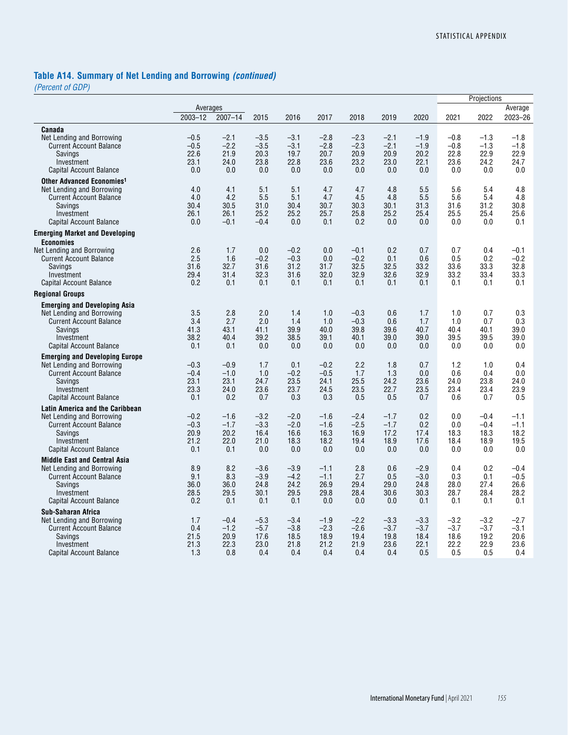## Table A14. Summary of Net Lending and Borrowing *(continued)*

*(Percent of GDP)*

| | Averages | | | | | | | | Projections | | |
|---|---|---|---|---|---|---|---|---|---|---|---|
| | 2003–12 | 2007–14 | 2015 | 2016 | 2017 | 2018 | 2019 | 2020 | 2021 | 2022 | Average 2023–26 |
| **Canada** | | | | | | | | | | | |
| Net Lending and Borrowing | –0.5 | –2.1 | –3.5 | –3.1 | –2.8 | –2.3 | –2.1 | –1.9 | –0.8 | –1.3 | –1.8 |
| Current Account Balance | –0.5 | –2.2 | –3.5 | –3.1 | –2.8 | –2.3 | –2.1 | –1.9 | –0.8 | –1.3 | –1.8 |
| Savings | 22.6 | 21.9 | 20.3 | 19.7 | 20.7 | 20.9 | 20.9 | 20.2 | 22.8 | 22.9 | 22.9 |
| Investment | 23.1 | 24.0 | 23.8 | 22.8 | 23.6 | 23.2 | 23.0 | 22.1 | 23.6 | 24.2 | 24.7 |
| Capital Account Balance | 0.0 | 0.0 | 0.0 | 0.0 | 0.0 | 0.0 | 0.0 | 0.0 | 0.0 | 0.0 | 0.0 |
| **Other Advanced Economies[1]** | | | | | | | | | | | |
| Net Lending and Borrowing | 4.0 | 4.1 | 5.1 | 5.1 | 4.7 | 4.7 | 4.8 | 5.5 | 5.6 | 5.4 | 4.8 |
| Current Account Balance | 4.0 | 4.2 | 5.5 | 5.1 | 4.7 | 4.5 | 4.8 | 5.5 | 5.6 | 5.4 | 4.8 |
| Savings | 30.4 | 30.5 | 31.0 | 30.4 | 30.7 | 30.3 | 30.1 | 31.3 | 31.6 | 31.2 | 30.8 |
| Investment | 26.1 | 26.1 | 25.2 | 25.2 | 25.7 | 25.8 | 25.2 | 25.4 | 25.5 | 25.4 | 25.6 |
| Capital Account Balance | 0.0 | –0.1 | –0.4 | 0.0 | 0.1 | 0.2 | 0.0 | 0.0 | 0.0 | 0.0 | 0.1 |
| **Emerging Market and Developing Economies** | | | | | | | | | | | |
| Net Lending and Borrowing | 2.6 | 1.7 | 0.0 | –0.2 | 0.0 | –0.1 | 0.2 | 0.7 | 0.7 | 0.4 | –0.1 |
| Current Account Balance | 2.5 | 1.6 | –0.2 | –0.3 | 0.0 | –0.2 | 0.1 | 0.6 | 0.5 | 0.2 | –0.2 |
| Savings | 31.6 | 32.7 | 31.6 | 31.2 | 31.7 | 32.5 | 32.5 | 33.2 | 33.6 | 33.3 | 32.8 |
| Investment | 29.4 | 31.4 | 32.3 | 31.6 | 32.0 | 32.9 | 32.6 | 32.9 | 33.2 | 33.4 | 33.3 |
| Capital Account Balance | 0.2 | 0.1 | 0.1 | 0.1 | 0.1 | 0.1 | 0.1 | 0.1 | 0.1 | 0.1 | 0.1 |
| **Regional Groups** | | | | | | | | | | | |
| **Emerging and Developing Asia** | | | | | | | | | | | |
| Net Lending and Borrowing | 3.5 | 2.8 | 2.0 | 1.4 | 1.0 | –0.3 | 0.6 | 1.7 | 1.0 | 0.7 | 0.3 |
| Current Account Balance | 3.4 | 2.7 | 2.0 | 1.4 | 1.0 | –0.3 | 0.6 | 1.7 | 1.0 | 0.7 | 0.3 |
| Savings | 41.3 | 43.1 | 41.1 | 39.9 | 40.0 | 39.8 | 39.6 | 40.7 | 40.4 | 40.1 | 39.0 |
| Investment | 38.2 | 40.4 | 39.2 | 38.5 | 39.1 | 40.1 | 39.0 | 39.0 | 39.5 | 39.5 | 39.0 |
| Capital Account Balance | 0.1 | 0.1 | 0.0 | 0.0 | 0.0 | 0.0 | 0.0 | 0.0 | 0.0 | 0.0 | 0.0 |
| **Emerging and Developing Europe** | | | | | | | | | | | |
| Net Lending and Borrowing | –0.3 | –0.9 | 1.7 | 0.1 | –0.2 | 2.2 | 1.8 | 0.7 | 1.2 | 1.0 | 0.4 |
| Current Account Balance | –0.4 | –1.0 | 1.0 | –0.2 | –0.5 | 1.7 | 1.3 | 0.0 | 0.6 | 0.4 | 0.0 |
| Savings | 23.1 | 23.1 | 24.7 | 23.5 | 24.1 | 25.5 | 24.2 | 23.6 | 24.0 | 23.8 | 24.0 |
| Investment | 23.3 | 24.0 | 23.6 | 23.7 | 24.5 | 23.5 | 22.7 | 23.5 | 23.4 | 23.4 | 23.9 |
| Capital Account Balance | 0.1 | 0.2 | 0.7 | 0.3 | 0.3 | 0.5 | 0.5 | 0.7 | 0.6 | 0.7 | 0.5 |
| **Latin America and the Caribbean** | | | | | | | | | | | |
| Net Lending and Borrowing | –0.2 | –1.6 | –3.2 | –2.0 | –1.6 | –2.4 | –1.7 | 0.2 | 0.0 | –0.4 | –1.1 |
| Current Account Balance | –0.3 | –1.7 | –3.3 | –2.0 | –1.6 | –2.5 | –1.7 | 0.2 | 0.0 | –0.4 | –1.1 |
| Savings | 20.9 | 20.2 | 16.4 | 16.6 | 16.3 | 16.9 | 17.2 | 17.4 | 18.3 | 18.3 | 18.2 |
| Investment | 21.2 | 22.0 | 21.0 | 18.3 | 18.2 | 19.4 | 18.9 | 17.6 | 18.4 | 18.9 | 19.5 |
| Capital Account Balance | 0.1 | 0.1 | 0.0 | 0.0 | 0.0 | 0.0 | 0.0 | 0.0 | 0.0 | 0.0 | 0.0 |
| **Middle East and Central Asia** | | | | | | | | | | | |
| Net Lending and Borrowing | 8.9 | 8.2 | –3.6 | –3.9 | –1.1 | 2.8 | 0.6 | –2.9 | 0.4 | 0.2 | –0.4 |
| Current Account Balance | 9.1 | 8.3 | –3.9 | –4.2 | –1.1 | 2.7 | 0.5 | –3.0 | 0.3 | 0.1 | –0.5 |
| Savings | 36.0 | 36.0 | 24.8 | 24.2 | 26.9 | 29.4 | 29.0 | 24.8 | 28.0 | 27.4 | 26.6 |
| Investment | 28.5 | 29.5 | 30.1 | 29.5 | 29.8 | 28.4 | 30.6 | 30.3 | 28.7 | 28.4 | 28.2 |
| Capital Account Balance | 0.2 | 0.1 | 0.1 | 0.1 | 0.0 | 0.0 | 0.0 | 0.1 | 0.1 | 0.1 | 0.1 |
| **Sub-Saharan Africa** | | | | | | | | | | | |
| Net Lending and Borrowing | 1.7 | –0.4 | –5.3 | –3.4 | –1.9 | –2.2 | –3.3 | –3.3 | –3.2 | –3.2 | –2.7 |
| Current Account Balance | 0.4 | –1.2 | –5.7 | –3.8 | –2.3 | –2.6 | –3.7 | –3.7 | –3.7 | –3.7 | –3.1 |
| Savings | 21.5 | 20.9 | 17.6 | 18.5 | 18.9 | 19.4 | 19.8 | 18.4 | 18.6 | 19.2 | 20.6 |
| Investment | 21.3 | 22.3 | 23.0 | 21.8 | 21.2 | 21.9 | 23.6 | 22.1 | 22.2 | 22.9 | 23.6 |
| Capital Account Balance | 1.3 | 0.8 | 0.4 | 0.4 | 0.4 | 0.4 | 0.4 | 0.5 | 0.5 | 0.5 | 0.4 |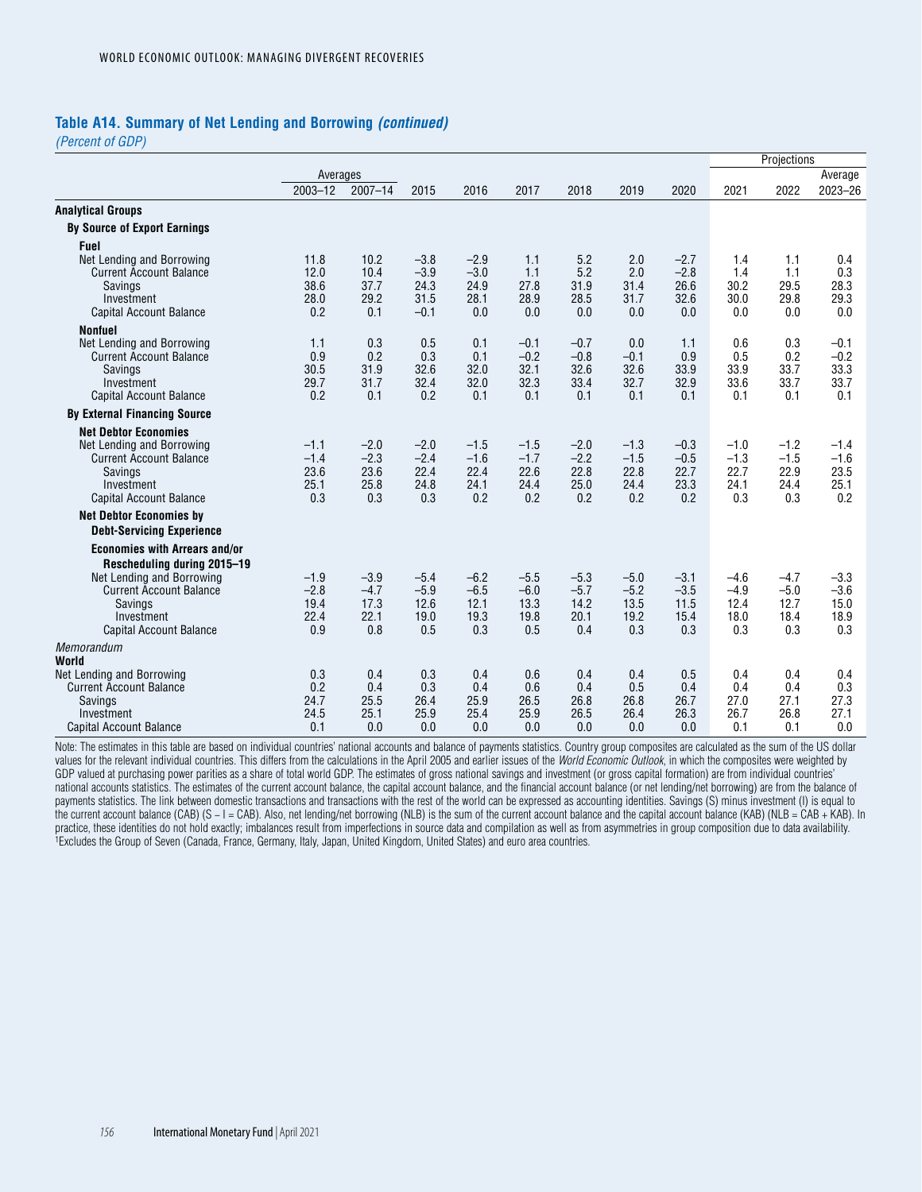### Table A14. Summary of Net Lending and Borrowing *(continued)*

*(Percent of GDP)*

| | Averages | | | | | | | | Projections | | |
|---|---|---|---|---|---|---|---|---|---|---|---|
| | 2003–12 | 2007–14 | 2015 | 2016 | 2017 | 2018 | 2019 | 2020 | 2021 | 2022 | Average 2023–26 |
| **Analytical Groups** | | | | | | | | | | | |
| **By Source of Export Earnings** | | | | | | | | | | | |
| **Fuel** | | | | | | | | | | | |
| Net Lending and Borrowing | 11.8 | 10.2 | –3.8 | –2.9 | 1.1 | 5.2 | 2.0 | –2.7 | 1.4 | 1.1 | 0.4 |
| Current Account Balance | 12.0 | 10.4 | –3.9 | –3.0 | 1.1 | 5.2 | 2.0 | –2.8 | 1.4 | 1.1 | 0.3 |
| Savings | 38.6 | 37.7 | 24.3 | 24.9 | 27.8 | 31.9 | 31.4 | 26.6 | 30.2 | 29.5 | 28.3 |
| Investment | 28.0 | 29.2 | 31.5 | 28.1 | 28.9 | 28.5 | 31.7 | 32.6 | 30.0 | 29.8 | 29.3 |
| Capital Account Balance | 0.2 | 0.1 | –0.1 | 0.0 | 0.0 | 0.0 | 0.0 | 0.0 | 0.0 | 0.0 | 0.0 |
| **Nonfuel** | | | | | | | | | | | |
| Net Lending and Borrowing | 1.1 | 0.3 | 0.5 | 0.1 | –0.1 | –0.7 | 0.0 | 1.1 | 0.6 | 0.3 | –0.1 |
| Current Account Balance | 0.9 | 0.2 | 0.3 | 0.1 | –0.2 | –0.8 | –0.1 | 0.9 | 0.5 | 0.2 | –0.2 |
| Savings | 30.5 | 31.9 | 32.6 | 32.0 | 32.1 | 32.6 | 32.6 | 33.9 | 33.9 | 33.7 | 33.3 |
| Investment | 29.7 | 31.7 | 32.4 | 32.0 | 32.3 | 33.4 | 32.7 | 32.9 | 33.6 | 33.7 | 33.7 |
| Capital Account Balance | 0.2 | 0.1 | 0.2 | 0.1 | 0.1 | 0.1 | 0.1 | 0.1 | 0.1 | 0.1 | 0.1 |
| **By External Financing Source** | | | | | | | | | | | |
| **Net Debtor Economies** | | | | | | | | | | | |
| Net Lending and Borrowing | –1.1 | –2.0 | –2.0 | –1.5 | –1.5 | –2.0 | –1.3 | –0.3 | –1.0 | –1.2 | –1.4 |
| Current Account Balance | –1.4 | –2.3 | –2.4 | –1.6 | –1.7 | –2.2 | –1.5 | –0.5 | –1.3 | –1.5 | –1.6 |
| Savings | 23.6 | 23.6 | 22.4 | 22.4 | 22.6 | 22.8 | 22.8 | 22.7 | 22.7 | 22.9 | 23.5 |
| Investment | 25.1 | 25.8 | 24.8 | 24.1 | 24.4 | 25.0 | 24.4 | 23.3 | 24.1 | 24.4 | 25.1 |
| Capital Account Balance | 0.3 | 0.3 | 0.3 | 0.2 | 0.2 | 0.2 | 0.2 | 0.2 | 0.3 | 0.3 | 0.2 |
| **Net Debtor Economies by Debt-Servicing Experience** | | | | | | | | | | | |
| **Economies with Arrears and/or Rescheduling during 2015–19** | | | | | | | | | | | |
| Net Lending and Borrowing | –1.9 | –3.9 | –5.4 | –6.2 | –5.5 | –5.3 | –5.0 | –3.1 | –4.6 | –4.7 | –3.3 |
| Current Account Balance | –2.8 | –4.7 | –5.9 | –6.5 | –6.0 | –5.7 | –5.2 | –3.5 | –4.9 | –5.0 | –3.6 |
| Savings | 19.4 | 17.3 | 12.6 | 12.1 | 13.3 | 14.2 | 13.5 | 11.5 | 12.4 | 12.7 | 15.0 |
| Investment | 22.4 | 22.1 | 19.0 | 19.3 | 19.8 | 20.1 | 19.2 | 15.4 | 18.0 | 18.4 | 18.9 |
| Capital Account Balance | 0.9 | 0.8 | 0.5 | 0.3 | 0.5 | 0.4 | 0.3 | 0.3 | 0.3 | 0.3 | 0.3 |
| *Memorandum* | | | | | | | | | | | |
| **World** | | | | | | | | | | | |
| Net Lending and Borrowing | 0.3 | 0.4 | 0.3 | 0.4 | 0.6 | 0.4 | 0.4 | 0.5 | 0.4 | 0.4 | 0.4 |
| Current Account Balance | 0.2 | 0.4 | 0.3 | 0.4 | 0.6 | 0.4 | 0.5 | 0.4 | 0.4 | 0.4 | 0.3 |
| Savings | 24.7 | 25.5 | 26.4 | 25.9 | 26.5 | 26.8 | 26.8 | 26.7 | 27.0 | 27.1 | 27.3 |
| Investment | 24.5 | 25.1 | 25.9 | 25.4 | 25.9 | 26.5 | 26.4 | 26.3 | 26.7 | 26.8 | 27.1 |
| Capital Account Balance | 0.1 | 0.0 | 0.0 | 0.0 | 0.0 | 0.0 | 0.0 | 0.0 | 0.1 | 0.1 | 0.0 |

Note: The estimates in this table are based on individual countries' national accounts and balance of payments statistics. Country group composites are calculated as the sum of the US dollar values for the relevant individual countries. This differs from the calculations in the April 2005 and earlier issues of the *World Economic Outlook*, in which the composites were weighted by GDP valued at purchasing power parities as a share of total world GDP. The estimates of gross national savings and investment (or gross capital formation) are from individual countries' national accounts statistics. The estimates of the current account balance, the capital account balance, and the financial account balance (or net lending/net borrowing) are from the balance of payments statistics. The link between domestic transactions and transactions with the rest of the world can be expressed as accounting identities. Savings (S) minus investment (I) is equal to the current account balance (CAB) (S – I = CAB). Also, net lending/net borrowing (NLB) is the sum of the current account balance and the capital account balance (KAB) (NLB = CAB + KAB). In practice, these identities do not hold exactly; imbalances result from imperfections in source data and compilation as well as from asymmetries in group composition due to data availability.
[1]Excludes the Group of Seven (Canada, France, Germany, Italy, Japan, United Kingdom, United States) and euro area countries.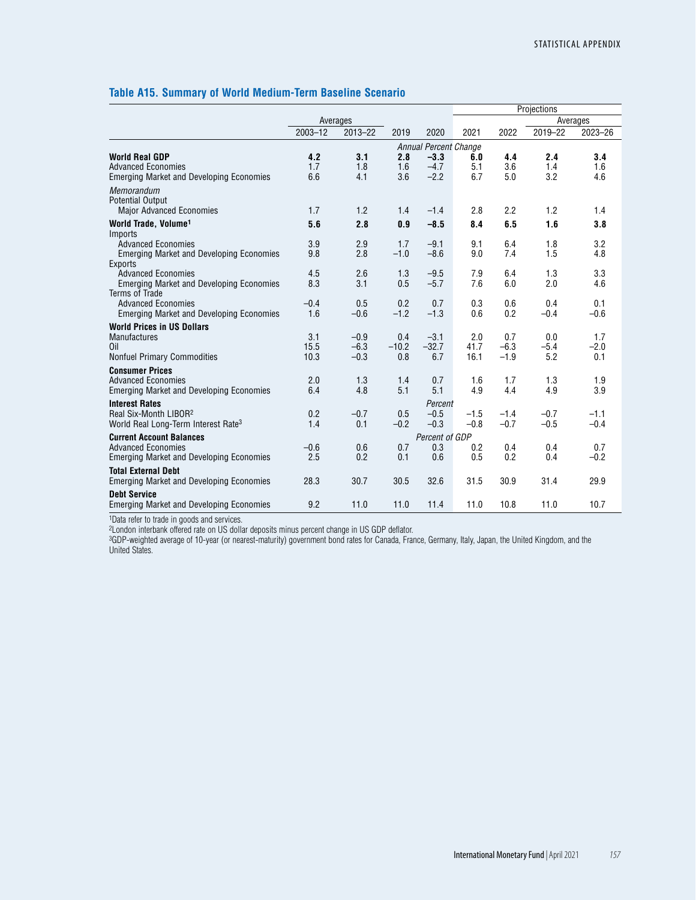## Table A15. Summary of World Medium-Term Baseline Scenario

| | Averages | | | | Projections | | | |
|---|---|---|---|---|---|---|---|---|
| | | | | | | | Averages | |
| | 2003–12 | 2013–22 | 2019 | 2020 | 2021 | 2022 | 2019–22 | 2023–26 |
| | | | | *Annual Percent Change* | | | | |
| **World Real GDP** | **4.2** | **3.1** | **2.8** | **−3.3** | **6.0** | **4.4** | **2.4** | **3.4** |
| Advanced Economies | 1.7 | 1.8 | 1.6 | −4.7 | 5.1 | 3.6 | 1.4 | 1.6 |
| Emerging Market and Developing Economies | 6.6 | 4.1 | 3.6 | −2.2 | 6.7 | 5.0 | 3.2 | 4.6 |
| *Memorandum* | | | | | | | | |
| Potential Output | | | | | | | | |
| Major Advanced Economies | 1.7 | 1.2 | 1.4 | −1.4 | 2.8 | 2.2 | 1.2 | 1.4 |
| **World Trade, Volume**[1] | **5.6** | **2.8** | **0.9** | **−8.5** | **8.4** | **6.5** | **1.6** | **3.8** |
| Imports | | | | | | | | |
| Advanced Economies | 3.9 | 2.9 | 1.7 | −9.1 | 9.1 | 6.4 | 1.8 | 3.2 |
| Emerging Market and Developing Economies | 9.8 | 2.8 | −1.0 | −8.6 | 9.0 | 7.4 | 1.5 | 4.8 |
| Exports | | | | | | | | |
| Advanced Economies | 4.5 | 2.6 | 1.3 | −9.5 | 7.9 | 6.4 | 1.3 | 3.3 |
| Emerging Market and Developing Economies | 8.3 | 3.1 | 0.5 | −5.7 | 7.6 | 6.0 | 2.0 | 4.6 |
| Terms of Trade | | | | | | | | |
| Advanced Economies | −0.4 | 0.5 | 0.2 | 0.7 | 0.3 | 0.6 | 0.4 | 0.1 |
| Emerging Market and Developing Economies | 1.6 | −0.6 | −1.2 | −1.3 | 0.6 | 0.2 | −0.4 | −0.6 |
| **World Prices in US Dollars** | | | | | | | | |
| Manufactures | 3.1 | −0.9 | 0.4 | −3.1 | 2.0 | 0.7 | 0.0 | 1.7 |
| Oil | 15.5 | −6.3 | −10.2 | −32.7 | 41.7 | −6.3 | −5.4 | −2.0 |
| Nonfuel Primary Commodities | 10.3 | −0.3 | 0.8 | 6.7 | 16.1 | −1.9 | 5.2 | 0.1 |
| **Consumer Prices** | | | | | | | | |
| Advanced Economies | 2.0 | 1.3 | 1.4 | 0.7 | 1.6 | 1.7 | 1.3 | 1.9 |
| Emerging Market and Developing Economies | 6.4 | 4.8 | 5.1 | 5.1 | 4.9 | 4.4 | 4.9 | 3.9 |
| **Interest Rates** | | | | *Percent* | | | | |
| Real Six-Month LIBOR[2] | 0.2 | −0.7 | 0.5 | −0.5 | −1.5 | −1.4 | −0.7 | −1.1 |
| World Real Long-Term Interest Rate[3] | 1.4 | 0.1 | −0.2 | −0.3 | −0.8 | −0.7 | −0.5 | −0.4 |
| **Current Account Balances** | | | | *Percent of GDP* | | | | |
| Advanced Economies | −0.6 | 0.6 | 0.7 | 0.3 | 0.2 | 0.4 | 0.4 | 0.7 |
| Emerging Market and Developing Economies | 2.5 | 0.2 | 0.1 | 0.6 | 0.5 | 0.2 | 0.4 | −0.2 |
| **Total External Debt** | | | | | | | | |
| Emerging Market and Developing Economies | 28.3 | 30.7 | 30.5 | 32.6 | 31.5 | 30.9 | 31.4 | 29.9 |
| **Debt Service** | | | | | | | | |
| Emerging Market and Developing Economies | 9.2 | 11.0 | 11.0 | 11.4 | 11.0 | 10.8 | 11.0 | 10.7 |

[1]Data refer to trade in goods and services.
[2]London interbank offered rate on US dollar deposits minus percent change in US GDP deflator.
[3]GDP-weighted average of 10-year (or nearest-maturity) government bond rates for Canada, France, Germany, Italy, Japan, the United Kingdom, and the United States.